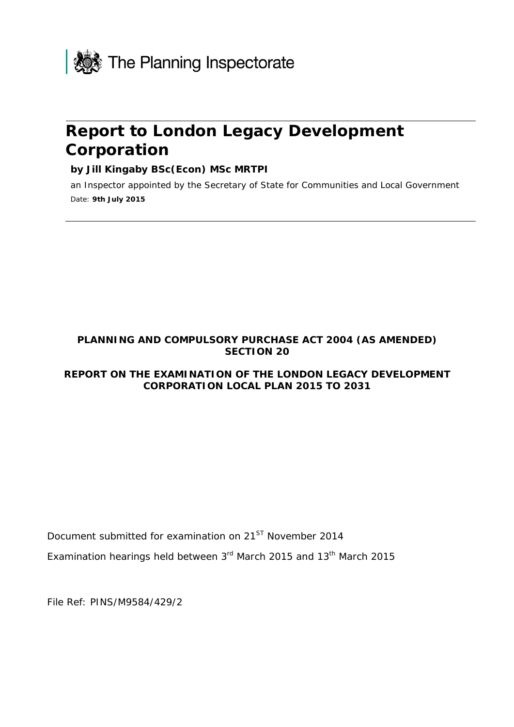The Planning Inspectorate

# Report to London Legacy Development Corporation

**by Jill Kingaby BSc(Econ) MSc MRTPI**

an Inspector appointed by the Secretary of State for Communities and Local Government

Date: **9th July 2015**

**PLANNING AND COMPULSORY PURCHASE ACT 2004 (AS AMENDED) SECTION 20**

**REPORT ON THE EXAMINATION OF THE LONDON LEGACY DEVELOPMENT CORPORATION LOCAL PLAN 2015 TO 2031**

Document submitted for examination on 21ST November 2014

Examination hearings held between 3rd March 2015 and 13th March 2015

File Ref: PINS/M9584/429/2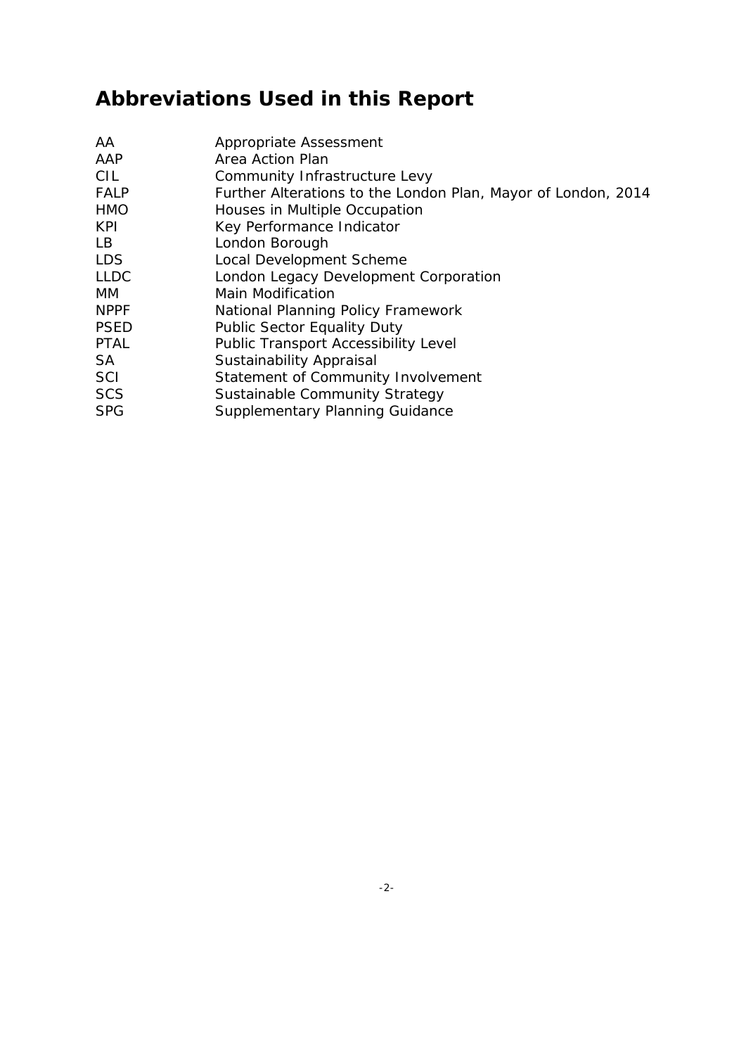# Abbreviations Used in this Report

| | |
|---|---|
| AA | Appropriate Assessment |
| AAP | Area Action Plan |
| CIL | Community Infrastructure Levy |
| FALP | Further Alterations to the London Plan, Mayor of London, 2014 |
| HMO | Houses in Multiple Occupation |
| KPI | Key Performance Indicator |
| LB | London Borough |
| LDS | Local Development Scheme |
| LLDC | London Legacy Development Corporation |
| MM | Main Modification |
| NPPF | National Planning Policy Framework |
| PSED | Public Sector Equality Duty |
| PTAL | Public Transport Accessibility Level |
| SA | Sustainability Appraisal |
| SCI | Statement of Community Involvement |
| SCS | Sustainable Community Strategy |
| SPG | Supplementary Planning Guidance |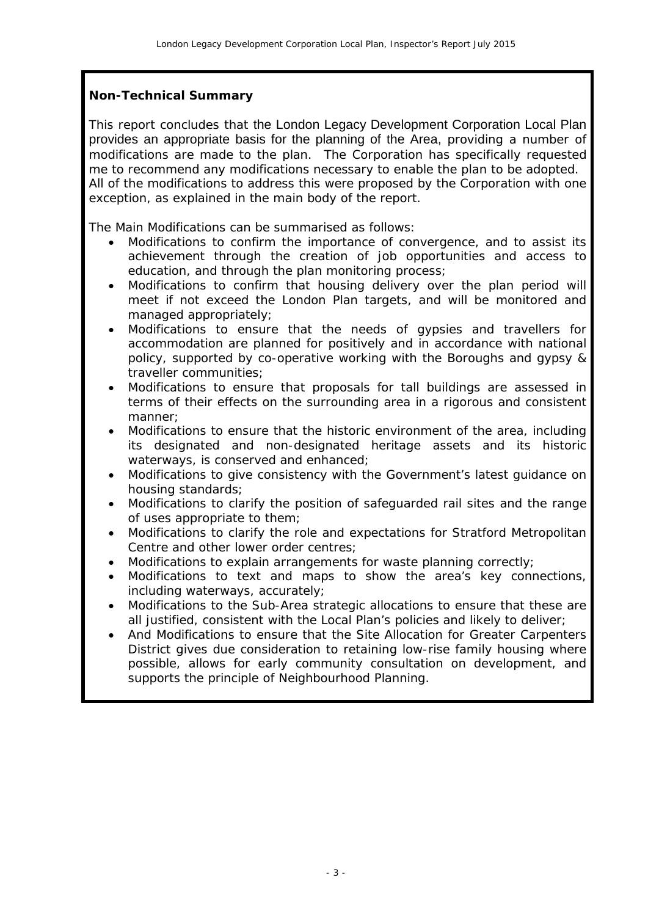## Non-Technical Summary

This report concludes that the London Legacy Development Corporation Local Plan provides an appropriate basis for the planning of the Area, providing a number of modifications are made to the plan. The Corporation has specifically requested me to recommend any modifications necessary to enable the plan to be adopted. All of the modifications to address this were proposed by the Corporation with one exception, as explained in the main body of the report.

The Main Modifications can be summarised as follows:

- Modifications to confirm the importance of convergence, and to assist its achievement through the creation of job opportunities and access to education, and through the plan monitoring process;
- Modifications to confirm that housing delivery over the plan period will meet if not exceed the London Plan targets, and will be monitored and managed appropriately;
- Modifications to ensure that the needs of gypsies and travellers for accommodation are planned for positively and in accordance with national policy, supported by co-operative working with the Boroughs and gypsy & traveller communities;
- Modifications to ensure that proposals for tall buildings are assessed in terms of their effects on the surrounding area in a rigorous and consistent manner;
- Modifications to ensure that the historic environment of the area, including its designated and non-designated heritage assets and its historic waterways, is conserved and enhanced;
- Modifications to give consistency with the Government's latest guidance on housing standards;
- Modifications to clarify the position of safeguarded rail sites and the range of uses appropriate to them;
- Modifications to clarify the role and expectations for Stratford Metropolitan Centre and other lower order centres;
- Modifications to explain arrangements for waste planning correctly;
- Modifications to text and maps to show the area's key connections, including waterways, accurately;
- Modifications to the Sub-Area strategic allocations to ensure that these are all justified, consistent with the Local Plan's policies and likely to deliver;
- And Modifications to ensure that the Site Allocation for Greater Carpenters District gives due consideration to retaining low-rise family housing where possible, allows for early community consultation on development, and supports the principle of Neighbourhood Planning.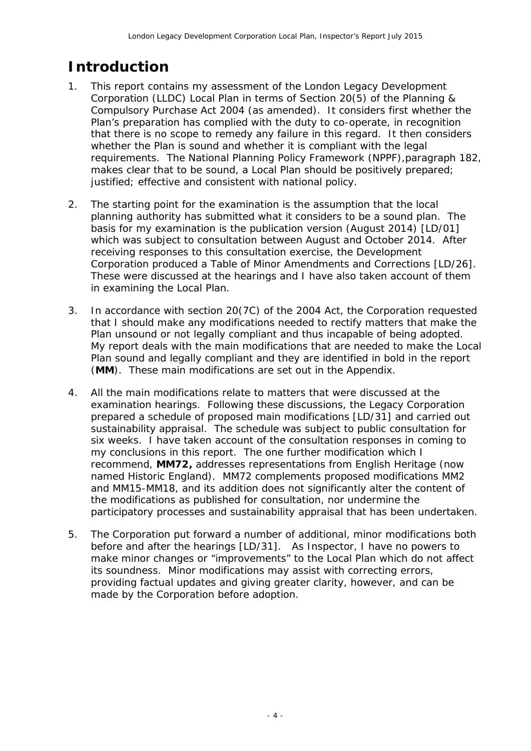# Introduction

1. This report contains my assessment of the London Legacy Development Corporation (LLDC) Local Plan in terms of Section 20(5) of the Planning & Compulsory Purchase Act 2004 (as amended). It considers first whether the Plan's preparation has complied with the duty to co-operate, in recognition that there is no scope to remedy any failure in this regard. It then considers whether the Plan is sound and whether it is compliant with the legal requirements. The National Planning Policy Framework (NPPF),paragraph 182, makes clear that to be sound, a Local Plan should be positively prepared; justified; effective and consistent with national policy.

2. The starting point for the examination is the assumption that the local planning authority has submitted what it considers to be a sound plan. The basis for my examination is the publication version (August 2014) [LD/01] which was subject to consultation between August and October 2014. After receiving responses to this consultation exercise, the Development Corporation produced a Table of Minor Amendments and Corrections [LD/26]. These were discussed at the hearings and I have also taken account of them in examining the Local Plan.

3. In accordance with section 20(7C) of the 2004 Act, the Corporation requested that I should make any modifications needed to rectify matters that make the Plan unsound or not legally compliant and thus incapable of being adopted. My report deals with the main modifications that are needed to make the Local Plan sound and legally compliant and they are identified in bold in the report (**MM**). These main modifications are set out in the Appendix.

4. All the main modifications relate to matters that were discussed at the examination hearings. Following these discussions, the Legacy Corporation prepared a schedule of proposed main modifications [LD/31] and carried out sustainability appraisal. The schedule was subject to public consultation for six weeks. I have taken account of the consultation responses in coming to my conclusions in this report. The one further modification which I recommend, **MM72,** addresses representations from English Heritage (now named Historic England). MM72 complements proposed modifications MM2 and MM15-MM18, and its addition does not significantly alter the content of the modifications as published for consultation, nor undermine the participatory processes and sustainability appraisal that has been undertaken.

5. The Corporation put forward a number of additional, minor modifications both before and after the hearings [LD/31]. As Inspector, I have no powers to make minor changes or "improvements" to the Local Plan which do not affect its soundness. Minor modifications may assist with correcting errors, providing factual updates and giving greater clarity, however, and can be made by the Corporation before adoption.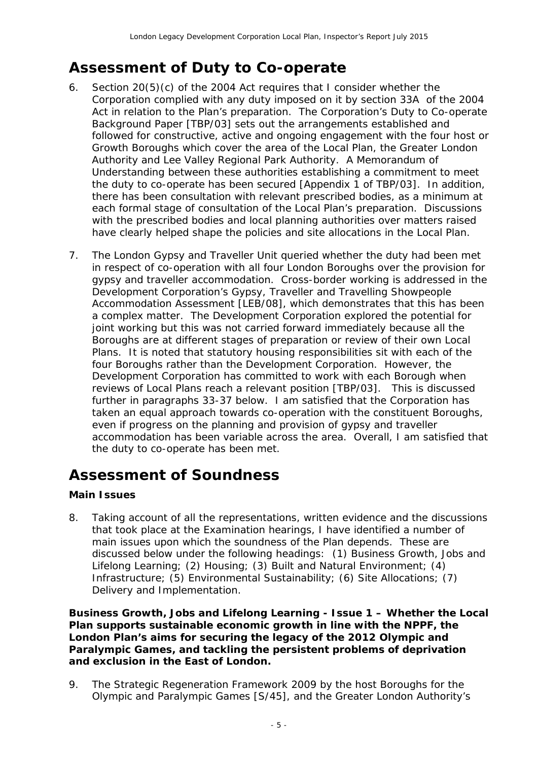## Assessment of Duty to Co-operate

6. Section 20(5)(c) of the 2004 Act requires that I consider whether the Corporation complied with any duty imposed on it by section 33A of the 2004 Act in relation to the Plan's preparation. The Corporation's Duty to Co-operate Background Paper [TBP/03] sets out the arrangements established and followed for constructive, active and ongoing engagement with the four host or Growth Boroughs which cover the area of the Local Plan, the Greater London Authority and Lee Valley Regional Park Authority. A Memorandum of Understanding between these authorities establishing a commitment to meet the duty to co-operate has been secured [Appendix 1 of TBP/03]. In addition, there has been consultation with relevant prescribed bodies, as a minimum at each formal stage of consultation of the Local Plan's preparation. Discussions with the prescribed bodies and local planning authorities over matters raised have clearly helped shape the policies and site allocations in the Local Plan.

7. The London Gypsy and Traveller Unit queried whether the duty had been met in respect of co-operation with all four London Boroughs over the provision for gypsy and traveller accommodation. Cross-border working is addressed in the Development Corporation's Gypsy, Traveller and Travelling Showpeople Accommodation Assessment [LEB/08], which demonstrates that this has been a complex matter. The Development Corporation explored the potential for joint working but this was not carried forward immediately because all the Boroughs are at different stages of preparation or review of their own Local Plans. It is noted that statutory housing responsibilities sit with each of the four Boroughs rather than the Development Corporation. However, the Development Corporation has committed to work with each Borough when reviews of Local Plans reach a relevant position [TBP/03]. This is discussed further in paragraphs 33-37 below. I am satisfied that the Corporation has taken an equal approach towards co-operation with the constituent Boroughs, even if progress on the planning and provision of gypsy and traveller accommodation has been variable across the area. Overall, I am satisfied that the duty to co-operate has been met.

## Assessment of Soundness

### Main Issues

8. Taking account of all the representations, written evidence and the discussions that took place at the Examination hearings, I have identified a number of main issues upon which the soundness of the Plan depends. These are discussed below under the following headings: (1) Business Growth, Jobs and Lifelong Learning; (2) Housing; (3) Built and Natural Environment; (4) Infrastructure; (5) Environmental Sustainability; (6) Site Allocations; (7) Delivery and Implementation.

**Business Growth, Jobs and Lifelong Learning - Issue 1 – Whether the Local Plan supports sustainable economic growth in line with the NPPF, the London Plan's aims for securing the legacy of the 2012 Olympic and Paralympic Games, and tackling the persistent problems of deprivation and exclusion in the East of London.**

9. The Strategic Regeneration Framework 2009 by the host Boroughs for the Olympic and Paralympic Games [S/45], and the Greater London Authority's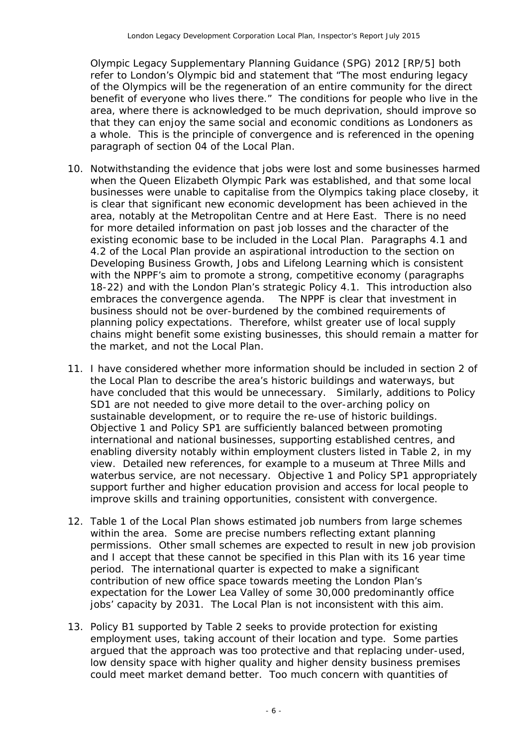Olympic Legacy Supplementary Planning Guidance (SPG) 2012 [RP/5] both refer to London's Olympic bid and statement that "The most enduring legacy of the Olympics will be the regeneration of an entire community for the direct benefit of everyone who lives there." The conditions for people who live in the area, where there is acknowledged to be much deprivation, should improve so that they can enjoy the same social and economic conditions as Londoners as a whole. This is the principle of convergence and is referenced in the opening paragraph of section 04 of the Local Plan.

10. Notwithstanding the evidence that jobs were lost and some businesses harmed when the Queen Elizabeth Olympic Park was established, and that some local businesses were unable to capitalise from the Olympics taking place closeby, it is clear that significant new economic development has been achieved in the area, notably at the Metropolitan Centre and at Here East. There is no need for more detailed information on past job losses and the character of the existing economic base to be included in the Local Plan. Paragraphs 4.1 and 4.2 of the Local Plan provide an aspirational introduction to the section on Developing Business Growth, Jobs and Lifelong Learning which is consistent with the NPPF's aim to promote a strong, competitive economy (paragraphs 18-22) and with the London Plan's strategic Policy 4.1. This introduction also embraces the convergence agenda. The NPPF is clear that investment in business should not be over-burdened by the combined requirements of planning policy expectations. Therefore, whilst greater use of local supply chains might benefit some existing businesses, this should remain a matter for the market, and not the Local Plan.

11. I have considered whether more information should be included in section 2 of the Local Plan to describe the area's historic buildings and waterways, but have concluded that this would be unnecessary. Similarly, additions to Policy SD1 are not needed to give more detail to the over-arching policy on sustainable development, or to require the re-use of historic buildings. Objective 1 and Policy SP1 are sufficiently balanced between promoting international and national businesses, supporting established centres, and enabling diversity notably within employment clusters listed in Table 2, in my view. Detailed new references, for example to a museum at Three Mills and waterbus service, are not necessary. Objective 1 and Policy SP1 appropriately support further and higher education provision and access for local people to improve skills and training opportunities, consistent with convergence.

12. Table 1 of the Local Plan shows estimated job numbers from large schemes within the area. Some are precise numbers reflecting extant planning permissions. Other small schemes are expected to result in new job provision and I accept that these cannot be specified in this Plan with its 16 year time period. The international quarter is expected to make a significant contribution of new office space towards meeting the London Plan's expectation for the Lower Lea Valley of some 30,000 predominantly office jobs' capacity by 2031. The Local Plan is not inconsistent with this aim.

13. Policy B1 supported by Table 2 seeks to provide protection for existing employment uses, taking account of their location and type. Some parties argued that the approach was too protective and that replacing under-used, low density space with higher quality and higher density business premises could meet market demand better. Too much concern with quantities of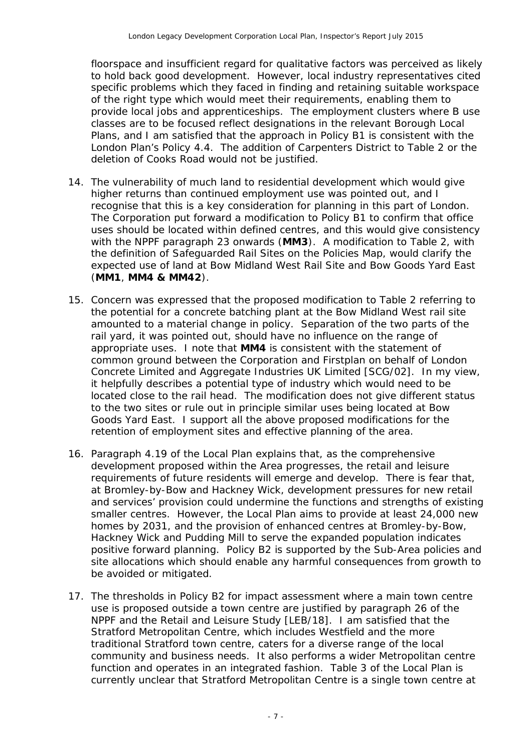floorspace and insufficient regard for qualitative factors was perceived as likely to hold back good development. However, local industry representatives cited specific problems which they faced in finding and retaining suitable workspace of the right type which would meet their requirements, enabling them to provide local jobs and apprenticeships. The employment clusters where B use classes are to be focused reflect designations in the relevant Borough Local Plans, and I am satisfied that the approach in Policy B1 is consistent with the London Plan's Policy 4.4. The addition of Carpenters District to Table 2 or the deletion of Cooks Road would not be justified.

14. The vulnerability of much land to residential development which would give higher returns than continued employment use was pointed out, and I recognise that this is a key consideration for planning in this part of London. The Corporation put forward a modification to Policy B1 to confirm that office uses should be located within defined centres, and this would give consistency with the NPPF paragraph 23 onwards (**MM3**). A modification to Table 2, with the definition of Safeguarded Rail Sites on the Policies Map, would clarify the expected use of land at Bow Midland West Rail Site and Bow Goods Yard East (**MM1**, **MM4 & MM42**).

15. Concern was expressed that the proposed modification to Table 2 referring to the potential for a concrete batching plant at the Bow Midland West rail site amounted to a material change in policy. Separation of the two parts of the rail yard, it was pointed out, should have no influence on the range of appropriate uses. I note that **MM4** is consistent with the statement of common ground between the Corporation and Firstplan on behalf of London Concrete Limited and Aggregate Industries UK Limited [SCG/02]. In my view, it helpfully describes a potential type of industry which would need to be located close to the rail head. The modification does not give different status to the two sites or rule out in principle similar uses being located at Bow Goods Yard East. I support all the above proposed modifications for the retention of employment sites and effective planning of the area.

16. Paragraph 4.19 of the Local Plan explains that, as the comprehensive development proposed within the Area progresses, the retail and leisure requirements of future residents will emerge and develop. There is fear that, at Bromley-by-Bow and Hackney Wick, development pressures for new retail and services' provision could undermine the functions and strengths of existing smaller centres. However, the Local Plan aims to provide at least 24,000 new homes by 2031, and the provision of enhanced centres at Bromley-by-Bow, Hackney Wick and Pudding Mill to serve the expanded population indicates positive forward planning. Policy B2 is supported by the Sub-Area policies and site allocations which should enable any harmful consequences from growth to be avoided or mitigated.

17. The thresholds in Policy B2 for impact assessment where a main town centre use is proposed outside a town centre are justified by paragraph 26 of the NPPF and the Retail and Leisure Study [LEB/18]. I am satisfied that the Stratford Metropolitan Centre, which includes Westfield and the more traditional Stratford town centre, caters for a diverse range of the local community and business needs. It also performs a wider Metropolitan centre function and operates in an integrated fashion. Table 3 of the Local Plan is currently unclear that Stratford Metropolitan Centre is a single town centre at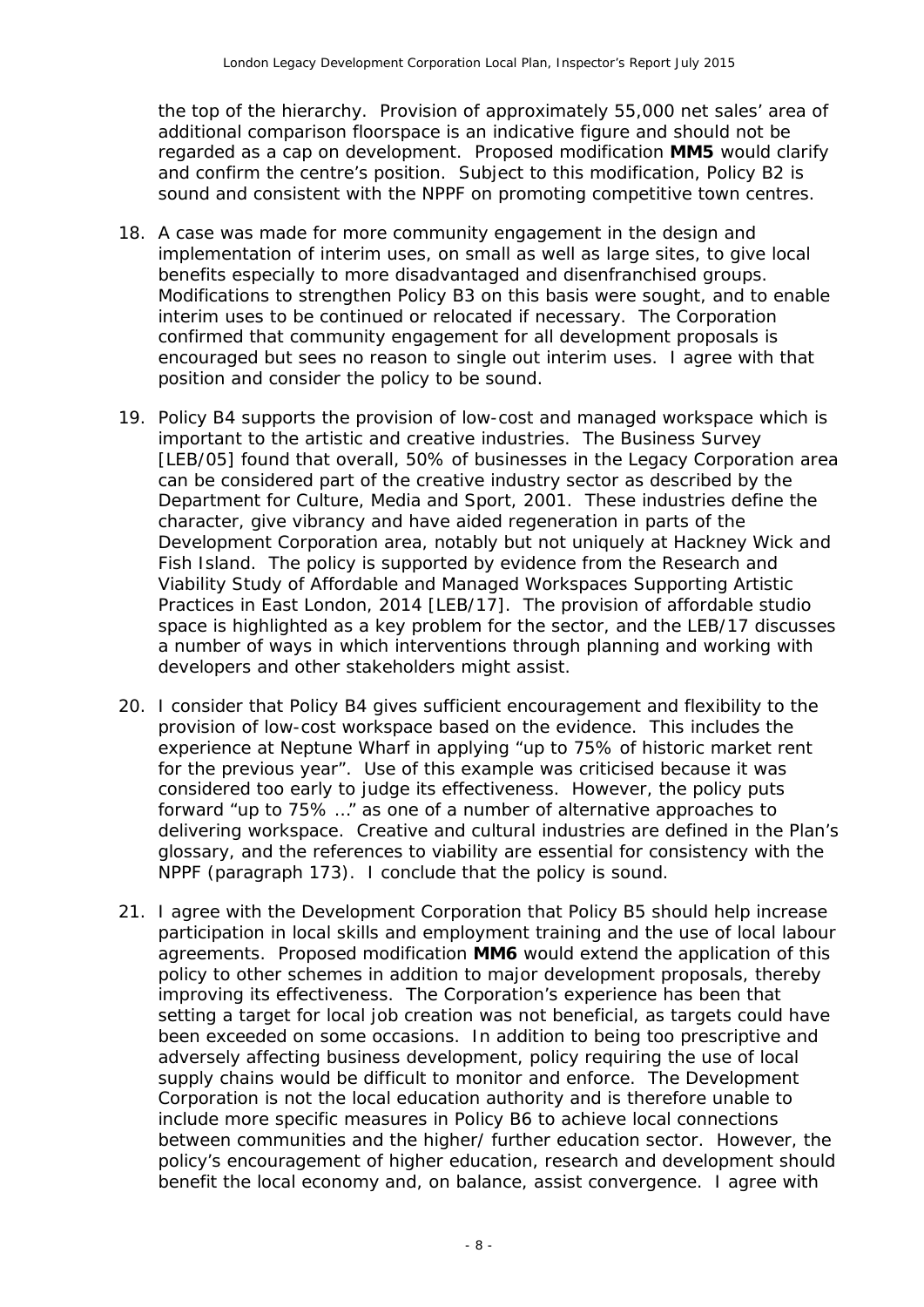the top of the hierarchy. Provision of approximately 55,000 net sales' area of additional comparison floorspace is an indicative figure and should not be regarded as a cap on development. Proposed modification **MM5** would clarify and confirm the centre's position. Subject to this modification, Policy B2 is sound and consistent with the NPPF on promoting competitive town centres.

18. A case was made for more community engagement in the design and implementation of interim uses, on small as well as large sites, to give local benefits especially to more disadvantaged and disenfranchised groups. Modifications to strengthen Policy B3 on this basis were sought, and to enable interim uses to be continued or relocated if necessary. The Corporation confirmed that community engagement for all development proposals is encouraged but sees no reason to single out interim uses. I agree with that position and consider the policy to be sound.

19. Policy B4 supports the provision of low-cost and managed workspace which is important to the artistic and creative industries. The Business Survey [LEB/05] found that overall, 50% of businesses in the Legacy Corporation area can be considered part of the creative industry sector as described by the Department for Culture, Media and Sport, 2001. These industries define the character, give vibrancy and have aided regeneration in parts of the Development Corporation area, notably but not uniquely at Hackney Wick and Fish Island. The policy is supported by evidence from the Research and Viability Study of Affordable and Managed Workspaces Supporting Artistic Practices in East London, 2014 [LEB/17]. The provision of affordable studio space is highlighted as a key problem for the sector, and the LEB/17 discusses a number of ways in which interventions through planning and working with developers and other stakeholders might assist.

20. I consider that Policy B4 gives sufficient encouragement and flexibility to the provision of low-cost workspace based on the evidence. This includes the experience at Neptune Wharf in applying "up to 75% of historic market rent for the previous year". Use of this example was criticised because it was considered too early to judge its effectiveness. However, the policy puts forward "up to 75% …" as one of a number of alternative approaches to delivering workspace. Creative and cultural industries are defined in the Plan's glossary, and the references to viability are essential for consistency with the NPPF (paragraph 173). I conclude that the policy is sound.

21. I agree with the Development Corporation that Policy B5 should help increase participation in local skills and employment training and the use of local labour agreements. Proposed modification **MM6** would extend the application of this policy to other schemes in addition to major development proposals, thereby improving its effectiveness. The Corporation's experience has been that setting a target for local job creation was not beneficial, as targets could have been exceeded on some occasions. In addition to being too prescriptive and adversely affecting business development, policy requiring the use of local supply chains would be difficult to monitor and enforce. The Development Corporation is not the local education authority and is therefore unable to include more specific measures in Policy B6 to achieve local connections between communities and the higher/ further education sector. However, the policy's encouragement of higher education, research and development should benefit the local economy and, on balance, assist convergence. I agree with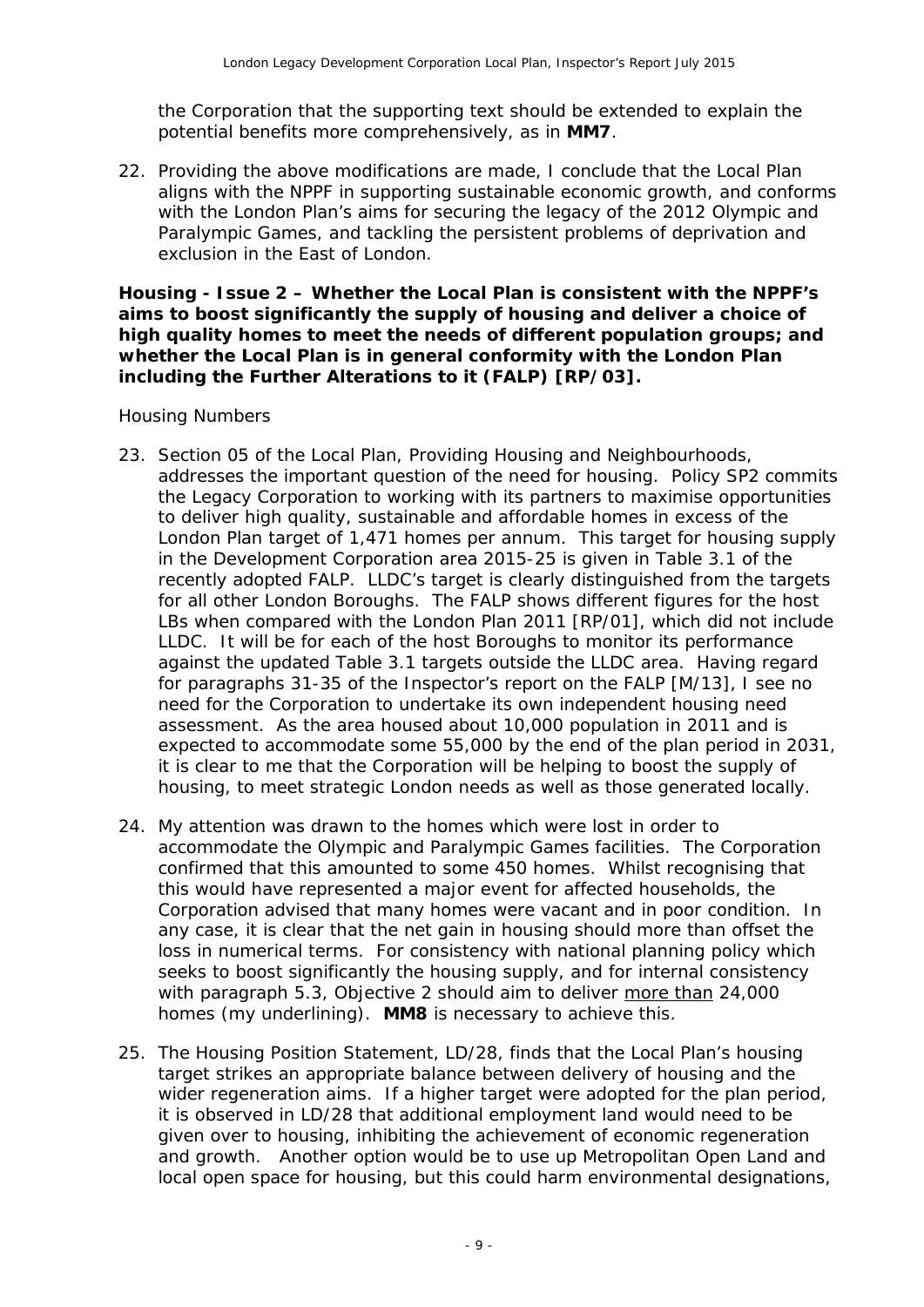the Corporation that the supporting text should be extended to explain the potential benefits more comprehensively, as in **MM7**.

22. Providing the above modifications are made, I conclude that the Local Plan aligns with the NPPF in supporting sustainable economic growth, and conforms with the London Plan's aims for securing the legacy of the 2012 Olympic and Paralympic Games, and tackling the persistent problems of deprivation and exclusion in the East of London.

**Housing - Issue 2 – Whether the Local Plan is consistent with the NPPF's aims to boost significantly the supply of housing and deliver a choice of high quality homes to meet the needs of different population groups; and whether the Local Plan is in general conformity with the London Plan including the Further Alterations to it (FALP) [RP/03].**

*Housing Numbers*

23. Section 05 of the Local Plan, Providing Housing and Neighbourhoods, addresses the important question of the need for housing. Policy SP2 commits the Legacy Corporation to working with its partners to maximise opportunities to deliver high quality, sustainable and affordable homes in excess of the London Plan target of 1,471 homes per annum. This target for housing supply in the Development Corporation area 2015-25 is given in Table 3.1 of the recently adopted FALP. LLDC's target is clearly distinguished from the targets for all other London Boroughs. The FALP shows different figures for the host LBs when compared with the London Plan 2011 [RP/01], which did not include LLDC. It will be for each of the host Boroughs to monitor its performance against the updated Table 3.1 targets outside the LLDC area. Having regard for paragraphs 31-35 of the Inspector's report on the FALP [M/13], I see no need for the Corporation to undertake its own independent housing need assessment. As the area housed about 10,000 population in 2011 and is expected to accommodate some 55,000 by the end of the plan period in 2031, it is clear to me that the Corporation will be helping to boost the supply of housing, to meet strategic London needs as well as those generated locally.

24. My attention was drawn to the homes which were lost in order to accommodate the Olympic and Paralympic Games facilities. The Corporation confirmed that this amounted to some 450 homes. Whilst recognising that this would have represented a major event for affected households, the Corporation advised that many homes were vacant and in poor condition. In any case, it is clear that the net gain in housing should more than offset the loss in numerical terms. For consistency with national planning policy which seeks to boost significantly the housing supply, and for internal consistency with paragraph 5.3, Objective 2 should aim to deliver <u>more than</u> 24,000 homes (my underlining). **MM8** is necessary to achieve this.

25. The Housing Position Statement, LD/28, finds that the Local Plan's housing target strikes an appropriate balance between delivery of housing and the wider regeneration aims. If a higher target were adopted for the plan period, it is observed in LD/28 that additional employment land would need to be given over to housing, inhibiting the achievement of economic regeneration and growth. Another option would be to use up Metropolitan Open Land and local open space for housing, but this could harm environmental designations,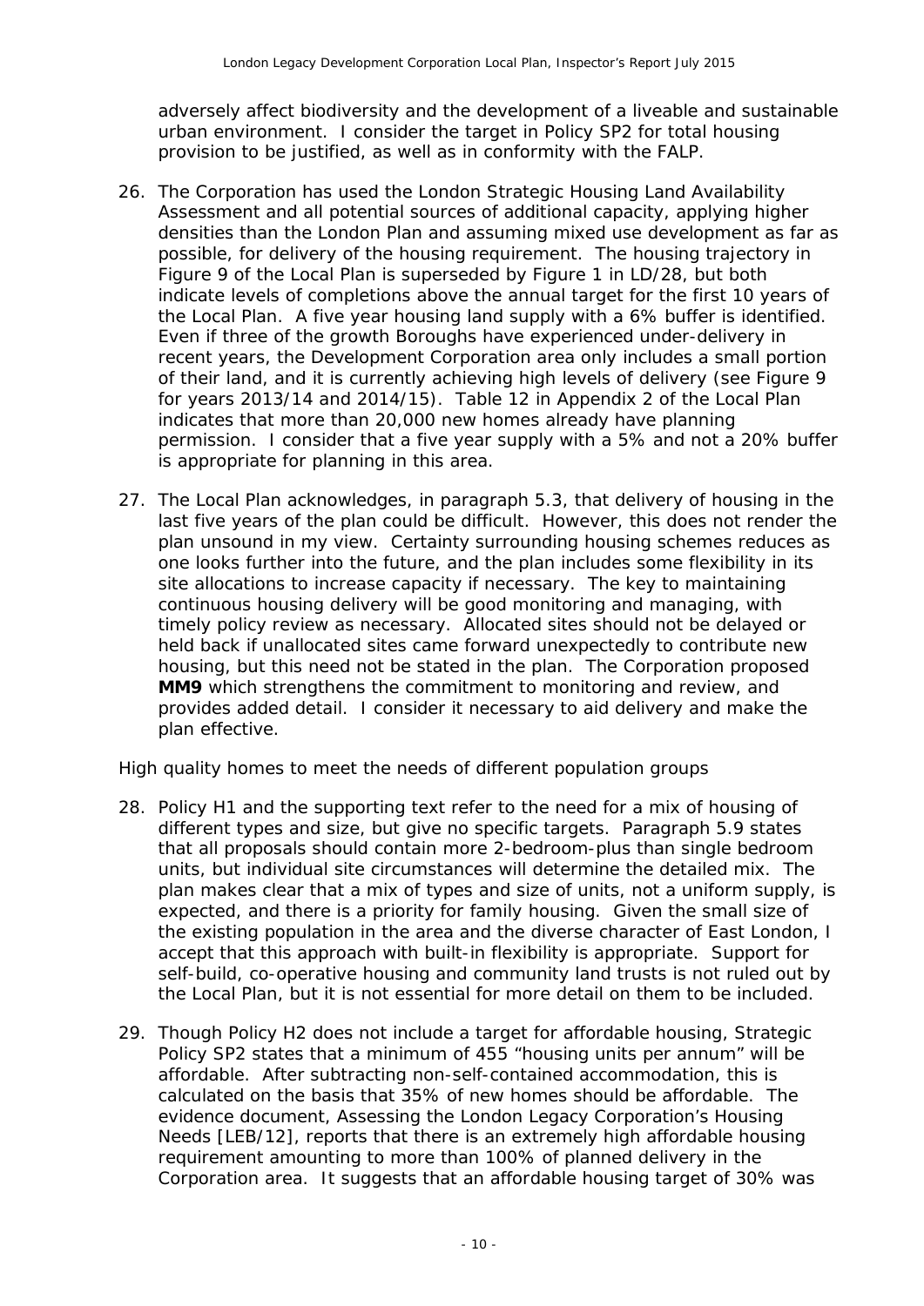adversely affect biodiversity and the development of a liveable and sustainable urban environment. I consider the target in Policy SP2 for total housing provision to be justified, as well as in conformity with the FALP.

26. The Corporation has used the London Strategic Housing Land Availability Assessment and all potential sources of additional capacity, applying higher densities than the London Plan and assuming mixed use development as far as possible, for delivery of the housing requirement. The housing trajectory in Figure 9 of the Local Plan is superseded by Figure 1 in LD/28, but both indicate levels of completions above the annual target for the first 10 years of the Local Plan. A five year housing land supply with a 6% buffer is identified. Even if three of the growth Boroughs have experienced under-delivery in recent years, the Development Corporation area only includes a small portion of their land, and it is currently achieving high levels of delivery (see Figure 9 for years 2013/14 and 2014/15). Table 12 in Appendix 2 of the Local Plan indicates that more than 20,000 new homes already have planning permission. I consider that a five year supply with a 5% and not a 20% buffer is appropriate for planning in this area.

27. The Local Plan acknowledges, in paragraph 5.3, that delivery of housing in the last five years of the plan could be difficult. However, this does not render the plan unsound in my view. Certainty surrounding housing schemes reduces as one looks further into the future, and the plan includes some flexibility in its site allocations to increase capacity if necessary. The key to maintaining continuous housing delivery will be good monitoring and managing, with timely policy review as necessary. Allocated sites should not be delayed or held back if unallocated sites came forward unexpectedly to contribute new housing, but this need not be stated in the plan. The Corporation proposed **MM9** which strengthens the commitment to monitoring and review, and provides added detail. I consider it necessary to aid delivery and make the plan effective.

*High quality homes to meet the needs of different population groups*

28. Policy H1 and the supporting text refer to the need for a mix of housing of different types and size, but give no specific targets. Paragraph 5.9 states that all proposals should contain more 2-bedroom-plus than single bedroom units, but individual site circumstances will determine the detailed mix. The plan makes clear that a mix of types and size of units, not a uniform supply, is expected, and there is a priority for family housing. Given the small size of the existing population in the area and the diverse character of East London, I accept that this approach with built-in flexibility is appropriate. Support for self-build, co-operative housing and community land trusts is not ruled out by the Local Plan, but it is not essential for more detail on them to be included.

29. Though Policy H2 does not include a target for affordable housing, Strategic Policy SP2 states that a minimum of 455 "housing units per annum" will be affordable. After subtracting non-self-contained accommodation, this is calculated on the basis that 35% of new homes should be affordable. The evidence document, Assessing the London Legacy Corporation's Housing Needs [LEB/12], reports that there is an extremely high affordable housing requirement amounting to more than 100% of planned delivery in the Corporation area. It suggests that an affordable housing target of 30% was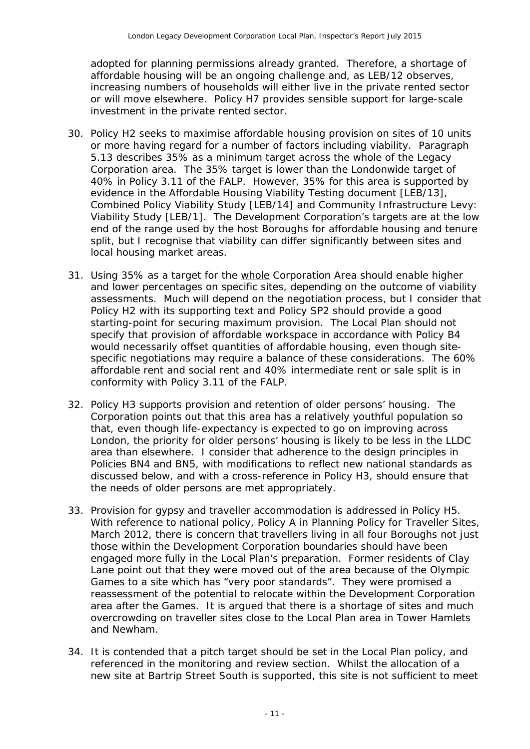adopted for planning permissions already granted. Therefore, a shortage of affordable housing will be an ongoing challenge and, as LEB/12 observes, increasing numbers of households will either live in the private rented sector or will move elsewhere. Policy H7 provides sensible support for large-scale investment in the private rented sector.

30. Policy H2 seeks to maximise affordable housing provision on sites of 10 units or more having regard for a number of factors including viability. Paragraph 5.13 describes 35% as a minimum target across the whole of the Legacy Corporation area. The 35% target is lower than the Londonwide target of 40% in Policy 3.11 of the FALP. However, 35% for this area is supported by evidence in the Affordable Housing Viability Testing document [LEB/13], Combined Policy Viability Study [LEB/14] and Community Infrastructure Levy: Viability Study [LEB/1]. The Development Corporation's targets are at the low end of the range used by the host Boroughs for affordable housing and tenure split, but I recognise that viability can differ significantly between sites and local housing market areas.

31. Using 35% as a target for the whole Corporation Area should enable higher and lower percentages on specific sites, depending on the outcome of viability assessments. Much will depend on the negotiation process, but I consider that Policy H2 with its supporting text and Policy SP2 should provide a good starting-point for securing maximum provision. The Local Plan should not specify that provision of affordable workspace in accordance with Policy B4 would necessarily offset quantities of affordable housing, even though site-specific negotiations may require a balance of these considerations. The 60% affordable rent and social rent and 40% intermediate rent or sale split is in conformity with Policy 3.11 of the FALP.

32. Policy H3 supports provision and retention of older persons' housing. The Corporation points out that this area has a relatively youthful population so that, even though life-expectancy is expected to go on improving across London, the priority for older persons' housing is likely to be less in the LLDC area than elsewhere. I consider that adherence to the design principles in Policies BN4 and BN5, with modifications to reflect new national standards as discussed below, and with a cross-reference in Policy H3, should ensure that the needs of older persons are met appropriately.

33. Provision for gypsy and traveller accommodation is addressed in Policy H5. With reference to national policy, Policy A in Planning Policy for Traveller Sites, March 2012, there is concern that travellers living in all four Boroughs not just those within the Development Corporation boundaries should have been engaged more fully in the Local Plan's preparation. Former residents of Clay Lane point out that they were moved out of the area because of the Olympic Games to a site which has "very poor standards". They were promised a reassessment of the potential to relocate within the Development Corporation area after the Games. It is argued that there is a shortage of sites and much overcrowding on traveller sites close to the Local Plan area in Tower Hamlets and Newham.

34. It is contended that a pitch target should be set in the Local Plan policy, and referenced in the monitoring and review section. Whilst the allocation of a new site at Bartrip Street South is supported, this site is not sufficient to meet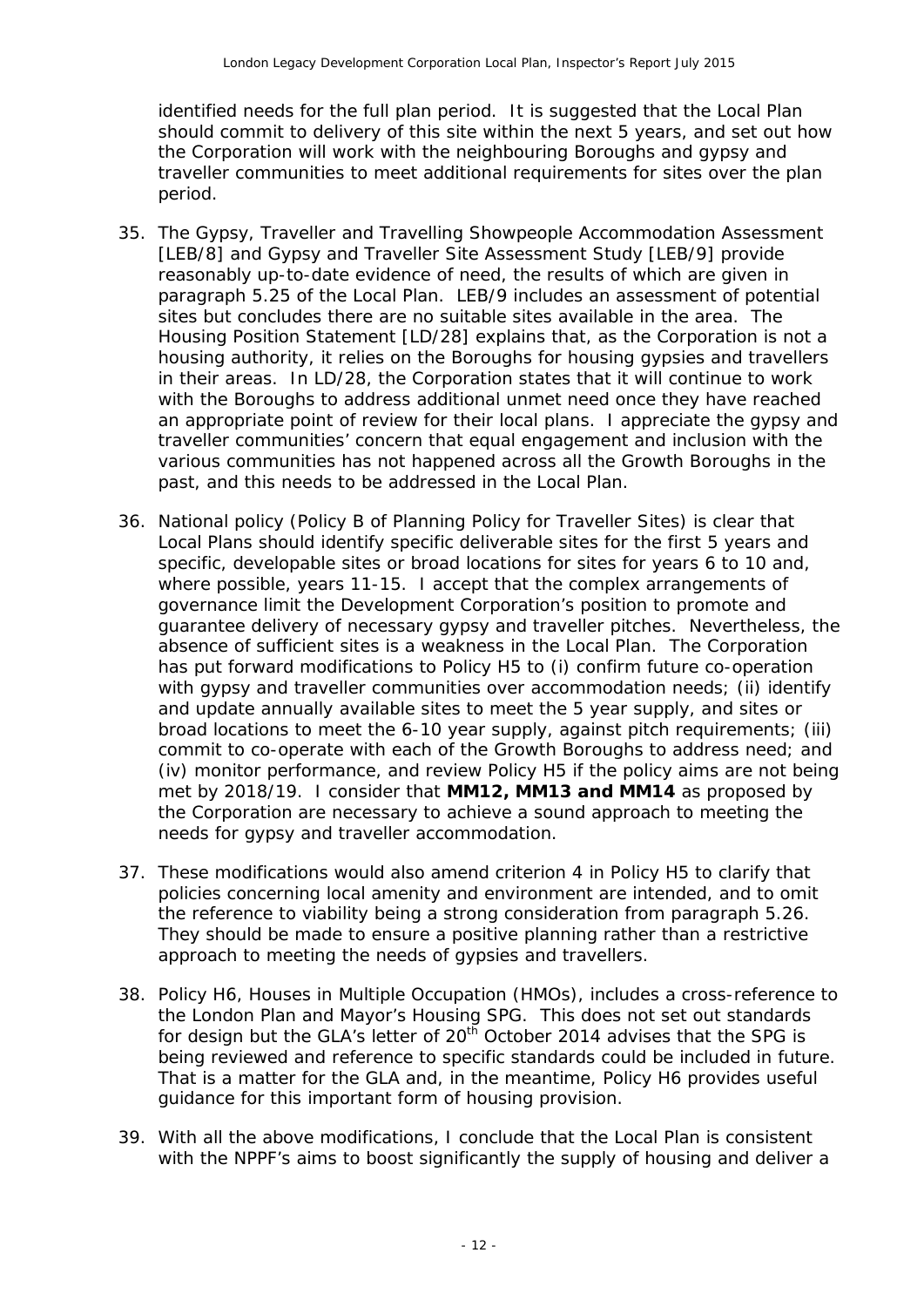identified needs for the full plan period. It is suggested that the Local Plan should commit to delivery of this site within the next 5 years, and set out how the Corporation will work with the neighbouring Boroughs and gypsy and traveller communities to meet additional requirements for sites over the plan period.

35. The Gypsy, Traveller and Travelling Showpeople Accommodation Assessment [LEB/8] and Gypsy and Traveller Site Assessment Study [LEB/9] provide reasonably up-to-date evidence of need, the results of which are given in paragraph 5.25 of the Local Plan. LEB/9 includes an assessment of potential sites but concludes there are no suitable sites available in the area. The Housing Position Statement [LD/28] explains that, as the Corporation is not a housing authority, it relies on the Boroughs for housing gypsies and travellers in their areas. In LD/28, the Corporation states that it will continue to work with the Boroughs to address additional unmet need once they have reached an appropriate point of review for their local plans. I appreciate the gypsy and traveller communities' concern that equal engagement and inclusion with the various communities has not happened across all the Growth Boroughs in the past, and this needs to be addressed in the Local Plan.

36. National policy (Policy B of Planning Policy for Traveller Sites) is clear that Local Plans should identify specific deliverable sites for the first 5 years and specific, developable sites or broad locations for sites for years 6 to 10 and, where possible, years 11-15. I accept that the complex arrangements of governance limit the Development Corporation's position to promote and guarantee delivery of necessary gypsy and traveller pitches. Nevertheless, the absence of sufficient sites is a weakness in the Local Plan. The Corporation has put forward modifications to Policy H5 to (i) confirm future co-operation with gypsy and traveller communities over accommodation needs; (ii) identify and update annually available sites to meet the 5 year supply, and sites or broad locations to meet the 6-10 year supply, against pitch requirements; (iii) commit to co-operate with each of the Growth Boroughs to address need; and (iv) monitor performance, and review Policy H5 if the policy aims are not being met by 2018/19. I consider that **MM12, MM13 and MM14** as proposed by the Corporation are necessary to achieve a sound approach to meeting the needs for gypsy and traveller accommodation.

37. These modifications would also amend criterion 4 in Policy H5 to clarify that policies concerning local amenity and environment are intended, and to omit the reference to viability being a strong consideration from paragraph 5.26. They should be made to ensure a positive planning rather than a restrictive approach to meeting the needs of gypsies and travellers.

38. Policy H6, Houses in Multiple Occupation (HMOs), includes a cross-reference to the London Plan and Mayor's Housing SPG. This does not set out standards for design but the GLA's letter of 20th October 2014 advises that the SPG is being reviewed and reference to specific standards could be included in future. That is a matter for the GLA and, in the meantime, Policy H6 provides useful guidance for this important form of housing provision.

39. With all the above modifications, I conclude that the Local Plan is consistent with the NPPF's aims to boost significantly the supply of housing and deliver a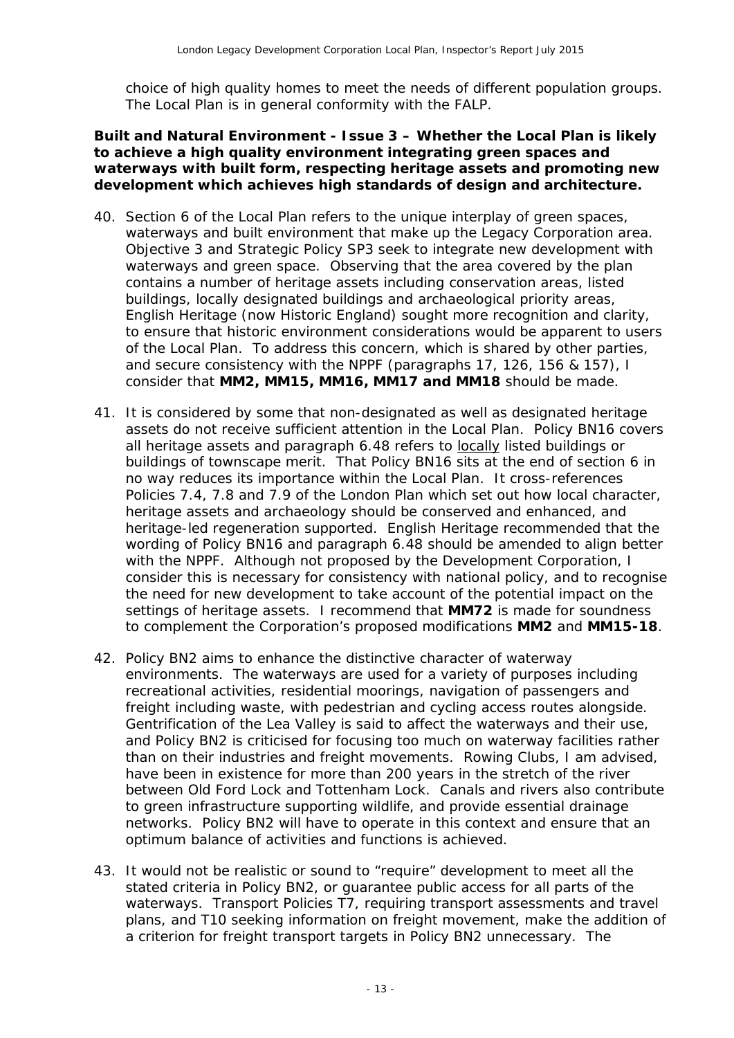choice of high quality homes to meet the needs of different population groups. The Local Plan is in general conformity with the FALP.

**Built and Natural Environment - Issue 3 – Whether the Local Plan is likely to achieve a high quality environment integrating green spaces and waterways with built form, respecting heritage assets and promoting new development which achieves high standards of design and architecture.**

40. Section 6 of the Local Plan refers to the unique interplay of green spaces, waterways and built environment that make up the Legacy Corporation area. Objective 3 and Strategic Policy SP3 seek to integrate new development with waterways and green space. Observing that the area covered by the plan contains a number of heritage assets including conservation areas, listed buildings, locally designated buildings and archaeological priority areas, English Heritage (now Historic England) sought more recognition and clarity, to ensure that historic environment considerations would be apparent to users of the Local Plan. To address this concern, which is shared by other parties, and secure consistency with the NPPF (paragraphs 17, 126, 156 & 157), I consider that **MM2, MM15, MM16, MM17 and MM18** should be made.

41. It is considered by some that non-designated as well as designated heritage assets do not receive sufficient attention in the Local Plan. Policy BN16 covers all heritage assets and paragraph 6.48 refers to <u>locally</u> listed buildings or buildings of townscape merit. That Policy BN16 sits at the end of section 6 in no way reduces its importance within the Local Plan. It cross-references Policies 7.4, 7.8 and 7.9 of the London Plan which set out how local character, heritage assets and archaeology should be conserved and enhanced, and heritage-led regeneration supported. English Heritage recommended that the wording of Policy BN16 and paragraph 6.48 should be amended to align better with the NPPF. Although not proposed by the Development Corporation, I consider this is necessary for consistency with national policy, and to recognise the need for new development to take account of the potential impact on the settings of heritage assets. I recommend that **MM72** is made for soundness to complement the Corporation's proposed modifications **MM2** and **MM15-18**.

42. Policy BN2 aims to enhance the distinctive character of waterway environments. The waterways are used for a variety of purposes including recreational activities, residential moorings, navigation of passengers and freight including waste, with pedestrian and cycling access routes alongside. Gentrification of the Lea Valley is said to affect the waterways and their use, and Policy BN2 is criticised for focusing too much on waterway facilities rather than on their industries and freight movements. Rowing Clubs, I am advised, have been in existence for more than 200 years in the stretch of the river between Old Ford Lock and Tottenham Lock. Canals and rivers also contribute to green infrastructure supporting wildlife, and provide essential drainage networks. Policy BN2 will have to operate in this context and ensure that an optimum balance of activities and functions is achieved.

43. It would not be realistic or sound to "require" development to meet all the stated criteria in Policy BN2, or guarantee public access for all parts of the waterways. Transport Policies T7, requiring transport assessments and travel plans, and T10 seeking information on freight movement, make the addition of a criterion for freight transport targets in Policy BN2 unnecessary. The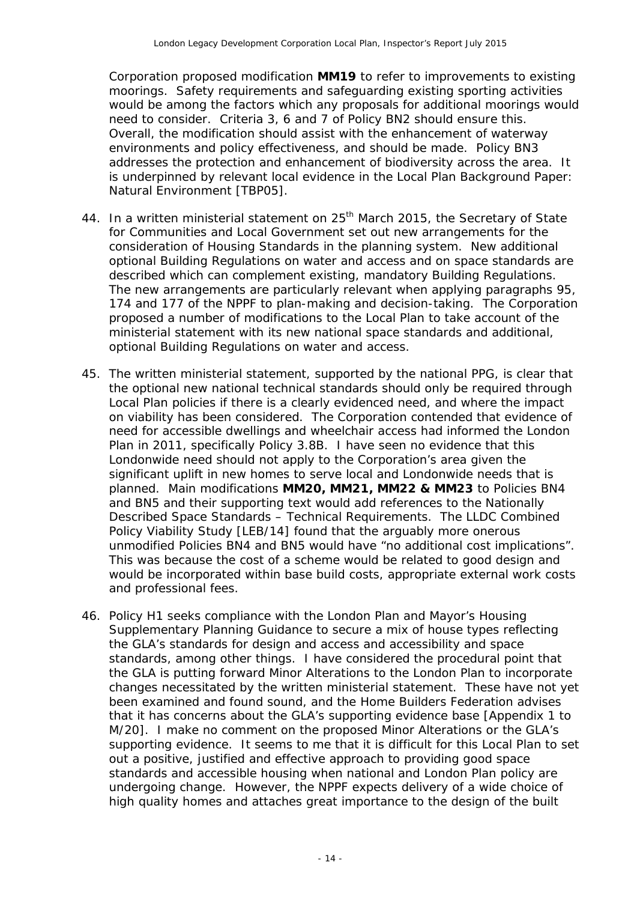Corporation proposed modification **MM19** to refer to improvements to existing moorings. Safety requirements and safeguarding existing sporting activities would be among the factors which any proposals for additional moorings would need to consider. Criteria 3, 6 and 7 of Policy BN2 should ensure this. Overall, the modification should assist with the enhancement of waterway environments and policy effectiveness, and should be made. Policy BN3 addresses the protection and enhancement of biodiversity across the area. It is underpinned by relevant local evidence in the Local Plan Background Paper: Natural Environment [TBP05].

44. In a written ministerial statement on 25th March 2015, the Secretary of State for Communities and Local Government set out new arrangements for the consideration of Housing Standards in the planning system. New additional optional Building Regulations on water and access and on space standards are described which can complement existing, mandatory Building Regulations. The new arrangements are particularly relevant when applying paragraphs 95, 174 and 177 of the NPPF to plan-making and decision-taking. The Corporation proposed a number of modifications to the Local Plan to take account of the ministerial statement with its new national space standards and additional, optional Building Regulations on water and access.

45. The written ministerial statement, supported by the national PPG, is clear that the optional new national technical standards should only be required through Local Plan policies if there is a clearly evidenced need, and where the impact on viability has been considered. The Corporation contended that evidence of need for accessible dwellings and wheelchair access had informed the London Plan in 2011, specifically Policy 3.8B. I have seen no evidence that this Londonwide need should not apply to the Corporation's area given the significant uplift in new homes to serve local and Londonwide needs that is planned. Main modifications **MM20, MM21, MM22 & MM23** to Policies BN4 and BN5 and their supporting text would add references to the Nationally Described Space Standards – Technical Requirements. The LLDC Combined Policy Viability Study [LEB/14] found that the arguably more onerous unmodified Policies BN4 and BN5 would have "no additional cost implications". This was because the cost of a scheme would be related to good design and would be incorporated within base build costs, appropriate external work costs and professional fees.

46. Policy H1 seeks compliance with the London Plan and Mayor's Housing Supplementary Planning Guidance to secure a mix of house types reflecting the GLA's standards for design and access and accessibility and space standards, among other things. I have considered the procedural point that the GLA is putting forward Minor Alterations to the London Plan to incorporate changes necessitated by the written ministerial statement. These have not yet been examined and found sound, and the Home Builders Federation advises that it has concerns about the GLA's supporting evidence base [Appendix 1 to M/20]. I make no comment on the proposed Minor Alterations or the GLA's supporting evidence. It seems to me that it is difficult for this Local Plan to set out a positive, justified and effective approach to providing good space standards and accessible housing when national and London Plan policy are undergoing change. However, the NPPF expects delivery of a wide choice of high quality homes and attaches great importance to the design of the built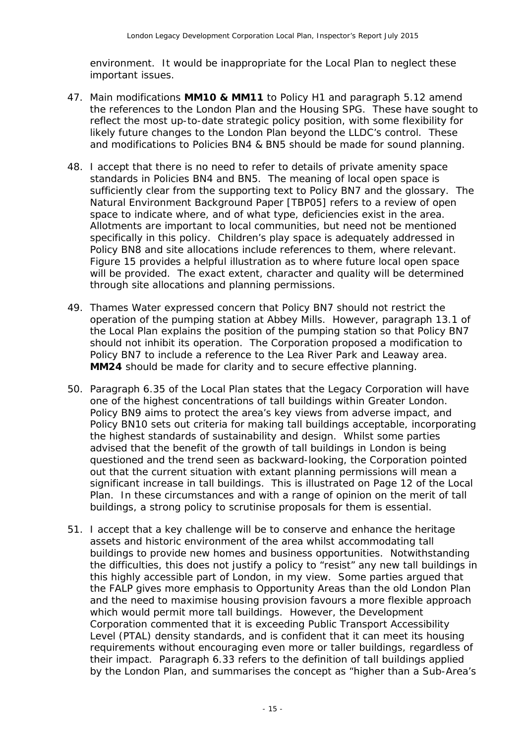environment. It would be inappropriate for the Local Plan to neglect these important issues.

47. Main modifications **MM10 & MM11** to Policy H1 and paragraph 5.12 amend the references to the London Plan and the Housing SPG. These have sought to reflect the most up-to-date strategic policy position, with some flexibility for likely future changes to the London Plan beyond the LLDC's control. These and modifications to Policies BN4 & BN5 should be made for sound planning.

48. I accept that there is no need to refer to details of private amenity space standards in Policies BN4 and BN5. The meaning of local open space is sufficiently clear from the supporting text to Policy BN7 and the glossary. The Natural Environment Background Paper [TBP05] refers to a review of open space to indicate where, and of what type, deficiencies exist in the area. Allotments are important to local communities, but need not be mentioned specifically in this policy. Children's play space is adequately addressed in Policy BN8 and site allocations include references to them, where relevant. Figure 15 provides a helpful illustration as to where future local open space will be provided. The exact extent, character and quality will be determined through site allocations and planning permissions.

49. Thames Water expressed concern that Policy BN7 should not restrict the operation of the pumping station at Abbey Mills. However, paragraph 13.1 of the Local Plan explains the position of the pumping station so that Policy BN7 should not inhibit its operation. The Corporation proposed a modification to Policy BN7 to include a reference to the Lea River Park and Leaway area. **MM24** should be made for clarity and to secure effective planning.

50. Paragraph 6.35 of the Local Plan states that the Legacy Corporation will have one of the highest concentrations of tall buildings within Greater London. Policy BN9 aims to protect the area's key views from adverse impact, and Policy BN10 sets out criteria for making tall buildings acceptable, incorporating the highest standards of sustainability and design. Whilst some parties advised that the benefit of the growth of tall buildings in London is being questioned and the trend seen as backward-looking, the Corporation pointed out that the current situation with extant planning permissions will mean a significant increase in tall buildings. This is illustrated on Page 12 of the Local Plan. In these circumstances and with a range of opinion on the merit of tall buildings, a strong policy to scrutinise proposals for them is essential.

51. I accept that a key challenge will be to conserve and enhance the heritage assets and historic environment of the area whilst accommodating tall buildings to provide new homes and business opportunities. Notwithstanding the difficulties, this does not justify a policy to "resist" any new tall buildings in this highly accessible part of London, in my view. Some parties argued that the FALP gives more emphasis to Opportunity Areas than the old London Plan and the need to maximise housing provision favours a more flexible approach which would permit more tall buildings. However, the Development Corporation commented that it is exceeding Public Transport Accessibility Level (PTAL) density standards, and is confident that it can meet its housing requirements without encouraging even more or taller buildings, regardless of their impact. Paragraph 6.33 refers to the definition of tall buildings applied by the London Plan, and summarises the concept as "higher than a Sub-Area's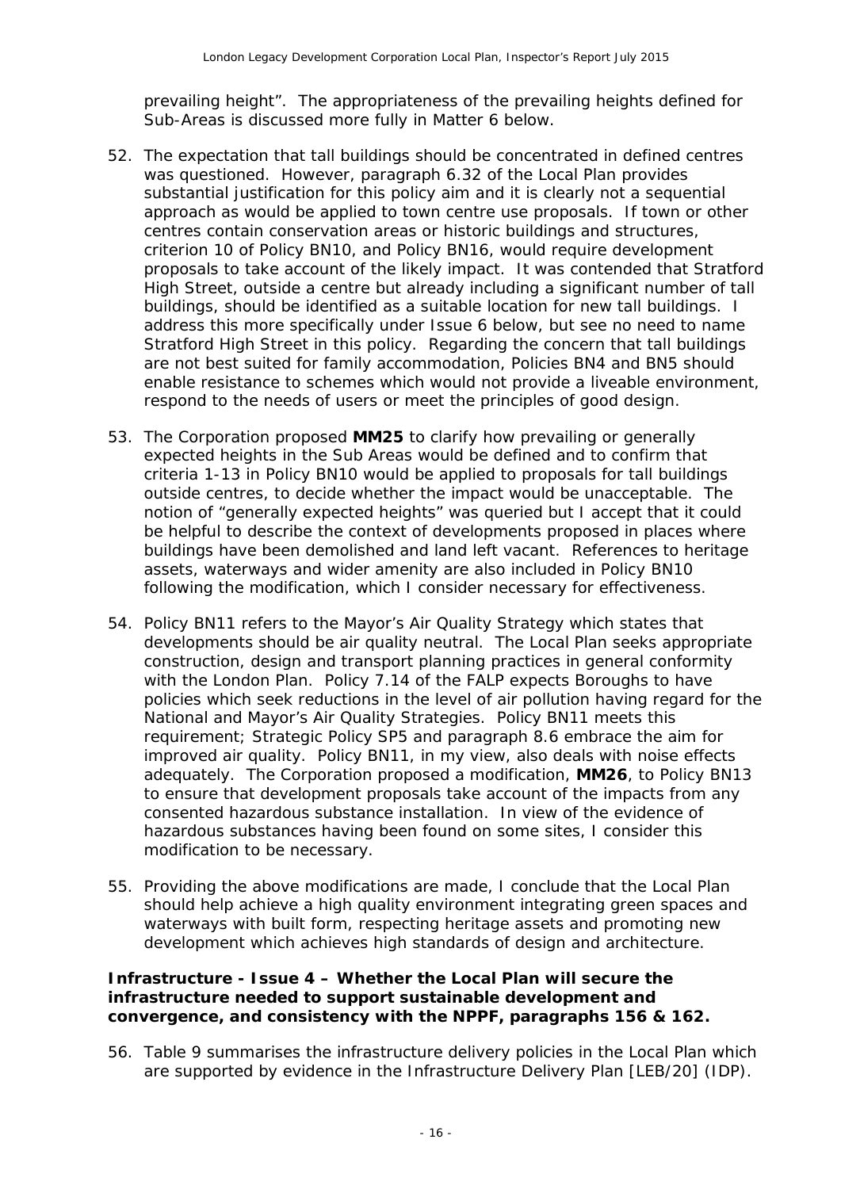prevailing height". The appropriateness of the prevailing heights defined for Sub-Areas is discussed more fully in Matter 6 below.

52. The expectation that tall buildings should be concentrated in defined centres was questioned. However, paragraph 6.32 of the Local Plan provides substantial justification for this policy aim and it is clearly not a sequential approach as would be applied to town centre use proposals. If town or other centres contain conservation areas or historic buildings and structures, criterion 10 of Policy BN10, and Policy BN16, would require development proposals to take account of the likely impact. It was contended that Stratford High Street, outside a centre but already including a significant number of tall buildings, should be identified as a suitable location for new tall buildings. I address this more specifically under Issue 6 below, but see no need to name Stratford High Street in this policy. Regarding the concern that tall buildings are not best suited for family accommodation, Policies BN4 and BN5 should enable resistance to schemes which would not provide a liveable environment, respond to the needs of users or meet the principles of good design.

53. The Corporation proposed **MM25** to clarify how prevailing or generally expected heights in the Sub Areas would be defined and to confirm that criteria 1-13 in Policy BN10 would be applied to proposals for tall buildings outside centres, to decide whether the impact would be unacceptable. The notion of "generally expected heights" was queried but I accept that it could be helpful to describe the context of developments proposed in places where buildings have been demolished and land left vacant. References to heritage assets, waterways and wider amenity are also included in Policy BN10 following the modification, which I consider necessary for effectiveness.

54. Policy BN11 refers to the Mayor's Air Quality Strategy which states that developments should be air quality neutral. The Local Plan seeks appropriate construction, design and transport planning practices in general conformity with the London Plan. Policy 7.14 of the FALP expects Boroughs to have policies which seek reductions in the level of air pollution having regard for the National and Mayor's Air Quality Strategies. Policy BN11 meets this requirement; Strategic Policy SP5 and paragraph 8.6 embrace the aim for improved air quality. Policy BN11, in my view, also deals with noise effects adequately. The Corporation proposed a modification, **MM26**, to Policy BN13 to ensure that development proposals take account of the impacts from any consented hazardous substance installation. In view of the evidence of hazardous substances having been found on some sites, I consider this modification to be necessary.

55. Providing the above modifications are made, I conclude that the Local Plan should help achieve a high quality environment integrating green spaces and waterways with built form, respecting heritage assets and promoting new development which achieves high standards of design and architecture.

**Infrastructure - Issue 4 – Whether the Local Plan will secure the infrastructure needed to support sustainable development and convergence, and consistency with the NPPF, paragraphs 156 & 162.**

56. Table 9 summarises the infrastructure delivery policies in the Local Plan which are supported by evidence in the Infrastructure Delivery Plan [LEB/20] (IDP).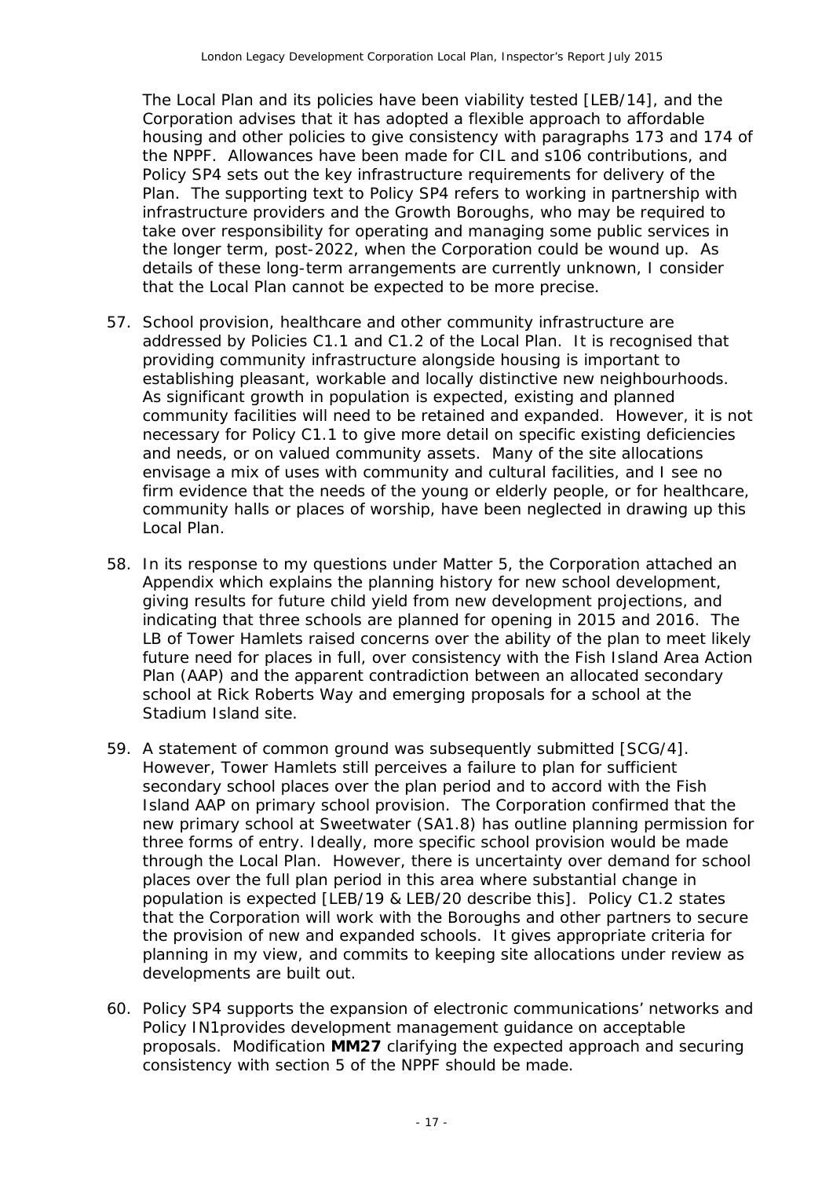The Local Plan and its policies have been viability tested [LEB/14], and the Corporation advises that it has adopted a flexible approach to affordable housing and other policies to give consistency with paragraphs 173 and 174 of the NPPF. Allowances have been made for CIL and s106 contributions, and Policy SP4 sets out the key infrastructure requirements for delivery of the Plan. The supporting text to Policy SP4 refers to working in partnership with infrastructure providers and the Growth Boroughs, who may be required to take over responsibility for operating and managing some public services in the longer term, post-2022, when the Corporation could be wound up. As details of these long-term arrangements are currently unknown, I consider that the Local Plan cannot be expected to be more precise.

57. School provision, healthcare and other community infrastructure are addressed by Policies C1.1 and C1.2 of the Local Plan. It is recognised that providing community infrastructure alongside housing is important to establishing pleasant, workable and locally distinctive new neighbourhoods. As significant growth in population is expected, existing and planned community facilities will need to be retained and expanded. However, it is not necessary for Policy C1.1 to give more detail on specific existing deficiencies and needs, or on valued community assets. Many of the site allocations envisage a mix of uses with community and cultural facilities, and I see no firm evidence that the needs of the young or elderly people, or for healthcare, community halls or places of worship, have been neglected in drawing up this Local Plan.

58. In its response to my questions under Matter 5, the Corporation attached an Appendix which explains the planning history for new school development, giving results for future child yield from new development projections, and indicating that three schools are planned for opening in 2015 and 2016. The LB of Tower Hamlets raised concerns over the ability of the plan to meet likely future need for places in full, over consistency with the Fish Island Area Action Plan (AAP) and the apparent contradiction between an allocated secondary school at Rick Roberts Way and emerging proposals for a school at the Stadium Island site.

59. A statement of common ground was subsequently submitted [SCG/4]. However, Tower Hamlets still perceives a failure to plan for sufficient secondary school places over the plan period and to accord with the Fish Island AAP on primary school provision. The Corporation confirmed that the new primary school at Sweetwater (SA1.8) has outline planning permission for three forms of entry. Ideally, more specific school provision would be made through the Local Plan. However, there is uncertainty over demand for school places over the full plan period in this area where substantial change in population is expected [LEB/19 & LEB/20 describe this]. Policy C1.2 states that the Corporation will work with the Boroughs and other partners to secure the provision of new and expanded schools. It gives appropriate criteria for planning in my view, and commits to keeping site allocations under review as developments are built out.

60. Policy SP4 supports the expansion of electronic communications' networks and Policy IN1provides development management guidance on acceptable proposals. Modification **MM27** clarifying the expected approach and securing consistency with section 5 of the NPPF should be made.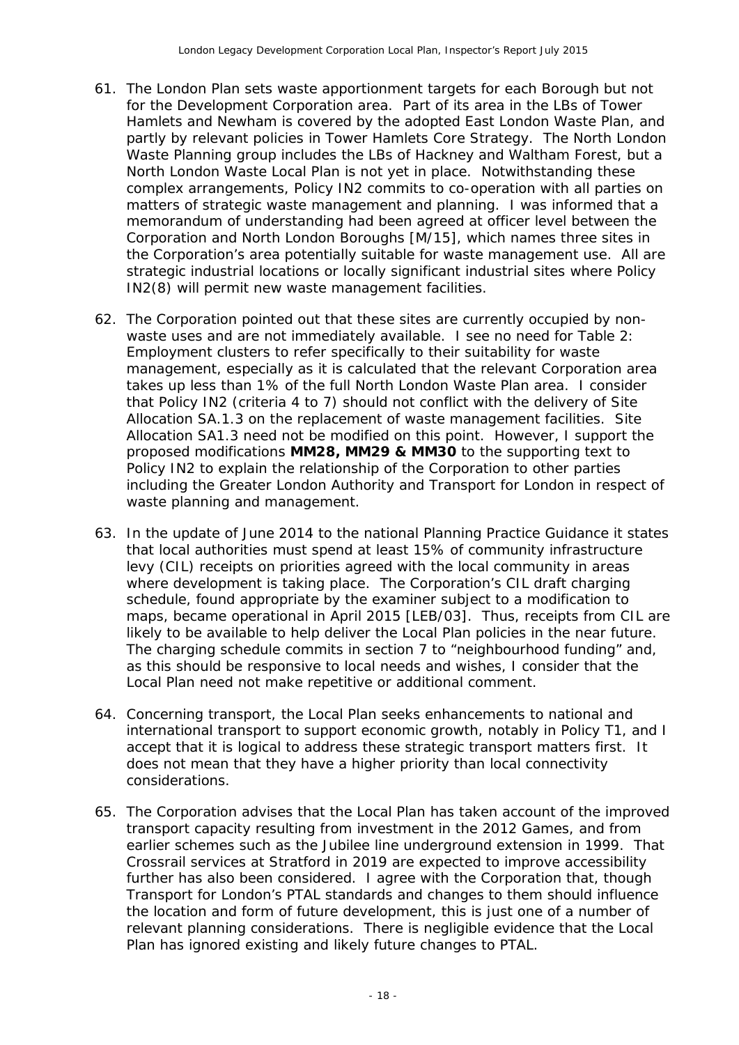61. The London Plan sets waste apportionment targets for each Borough but not for the Development Corporation area. Part of its area in the LBs of Tower Hamlets and Newham is covered by the adopted East London Waste Plan, and partly by relevant policies in Tower Hamlets Core Strategy. The North London Waste Planning group includes the LBs of Hackney and Waltham Forest, but a North London Waste Local Plan is not yet in place. Notwithstanding these complex arrangements, Policy IN2 commits to co-operation with all parties on matters of strategic waste management and planning. I was informed that a memorandum of understanding had been agreed at officer level between the Corporation and North London Boroughs [M/15], which names three sites in the Corporation's area potentially suitable for waste management use. All are strategic industrial locations or locally significant industrial sites where Policy IN2(8) will permit new waste management facilities.

62. The Corporation pointed out that these sites are currently occupied by non-waste uses and are not immediately available. I see no need for Table 2: Employment clusters to refer specifically to their suitability for waste management, especially as it is calculated that the relevant Corporation area takes up less than 1% of the full North London Waste Plan area. I consider that Policy IN2 (criteria 4 to 7) should not conflict with the delivery of Site Allocation SA.1.3 on the replacement of waste management facilities. Site Allocation SA1.3 need not be modified on this point. However, I support the proposed modifications **MM28, MM29 & MM30** to the supporting text to Policy IN2 to explain the relationship of the Corporation to other parties including the Greater London Authority and Transport for London in respect of waste planning and management.

63. In the update of June 2014 to the national Planning Practice Guidance it states that local authorities must spend at least 15% of community infrastructure levy (CIL) receipts on priorities agreed with the local community in areas where development is taking place. The Corporation's CIL draft charging schedule, found appropriate by the examiner subject to a modification to maps, became operational in April 2015 [LEB/03]. Thus, receipts from CIL are likely to be available to help deliver the Local Plan policies in the near future. The charging schedule commits in section 7 to "neighbourhood funding" and, as this should be responsive to local needs and wishes, I consider that the Local Plan need not make repetitive or additional comment.

64. Concerning transport, the Local Plan seeks enhancements to national and international transport to support economic growth, notably in Policy T1, and I accept that it is logical to address these strategic transport matters first. It does not mean that they have a higher priority than local connectivity considerations.

65. The Corporation advises that the Local Plan has taken account of the improved transport capacity resulting from investment in the 2012 Games, and from earlier schemes such as the Jubilee line underground extension in 1999. That Crossrail services at Stratford in 2019 are expected to improve accessibility further has also been considered. I agree with the Corporation that, though Transport for London's PTAL standards and changes to them should influence the location and form of future development, this is just one of a number of relevant planning considerations. There is negligible evidence that the Local Plan has ignored existing and likely future changes to PTAL.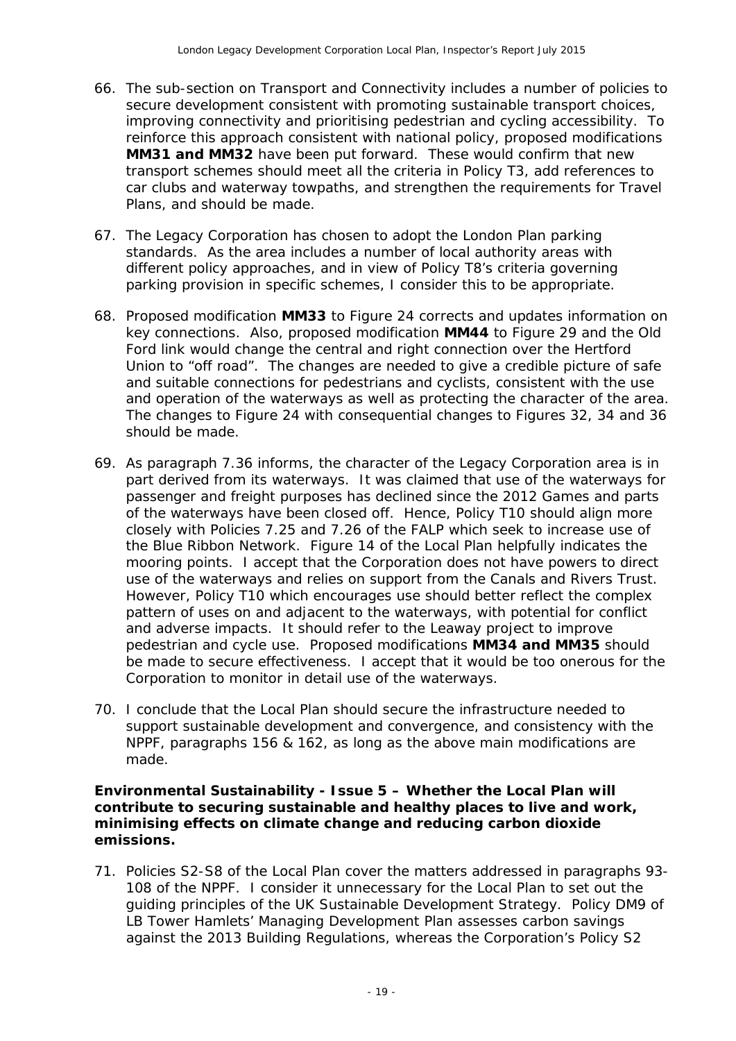66. The sub-section on Transport and Connectivity includes a number of policies to secure development consistent with promoting sustainable transport choices, improving connectivity and prioritising pedestrian and cycling accessibility. To reinforce this approach consistent with national policy, proposed modifications **MM31 and MM32** have been put forward. These would confirm that new transport schemes should meet all the criteria in Policy T3, add references to car clubs and waterway towpaths, and strengthen the requirements for Travel Plans, and should be made.

67. The Legacy Corporation has chosen to adopt the London Plan parking standards. As the area includes a number of local authority areas with different policy approaches, and in view of Policy T8's criteria governing parking provision in specific schemes, I consider this to be appropriate.

68. Proposed modification **MM33** to Figure 24 corrects and updates information on key connections. Also, proposed modification **MM44** to Figure 29 and the Old Ford link would change the central and right connection over the Hertford Union to "off road". The changes are needed to give a credible picture of safe and suitable connections for pedestrians and cyclists, consistent with the use and operation of the waterways as well as protecting the character of the area. The changes to Figure 24 with consequential changes to Figures 32, 34 and 36 should be made.

69. As paragraph 7.36 informs, the character of the Legacy Corporation area is in part derived from its waterways. It was claimed that use of the waterways for passenger and freight purposes has declined since the 2012 Games and parts of the waterways have been closed off. Hence, Policy T10 should align more closely with Policies 7.25 and 7.26 of the FALP which seek to increase use of the Blue Ribbon Network. Figure 14 of the Local Plan helpfully indicates the mooring points. I accept that the Corporation does not have powers to direct use of the waterways and relies on support from the Canals and Rivers Trust. However, Policy T10 which encourages use should better reflect the complex pattern of uses on and adjacent to the waterways, with potential for conflict and adverse impacts. It should refer to the Leaway project to improve pedestrian and cycle use. Proposed modifications **MM34 and MM35** should be made to secure effectiveness. I accept that it would be too onerous for the Corporation to monitor in detail use of the waterways.

70. I conclude that the Local Plan should secure the infrastructure needed to support sustainable development and convergence, and consistency with the NPPF, paragraphs 156 & 162, as long as the above main modifications are made.

**Environmental Sustainability - Issue 5 – Whether the Local Plan will contribute to securing sustainable and healthy places to live and work, minimising effects on climate change and reducing carbon dioxide emissions.**

71. Policies S2-S8 of the Local Plan cover the matters addressed in paragraphs 93-108 of the NPPF. I consider it unnecessary for the Local Plan to set out the guiding principles of the UK Sustainable Development Strategy. Policy DM9 of LB Tower Hamlets' Managing Development Plan assesses carbon savings against the 2013 Building Regulations, whereas the Corporation's Policy S2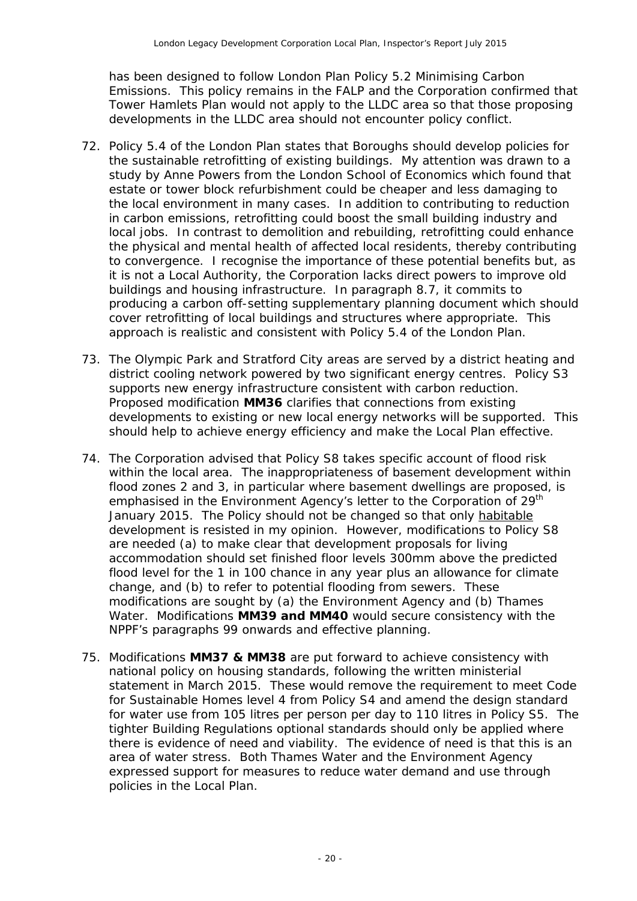has been designed to follow London Plan Policy 5.2 Minimising Carbon Emissions. This policy remains in the FALP and the Corporation confirmed that Tower Hamlets Plan would not apply to the LLDC area so that those proposing developments in the LLDC area should not encounter policy conflict.

72. Policy 5.4 of the London Plan states that Boroughs should develop policies for the sustainable retrofitting of existing buildings. My attention was drawn to a study by Anne Powers from the London School of Economics which found that estate or tower block refurbishment could be cheaper and less damaging to the local environment in many cases. In addition to contributing to reduction in carbon emissions, retrofitting could boost the small building industry and local jobs. In contrast to demolition and rebuilding, retrofitting could enhance the physical and mental health of affected local residents, thereby contributing to convergence. I recognise the importance of these potential benefits but, as it is not a Local Authority, the Corporation lacks direct powers to improve old buildings and housing infrastructure. In paragraph 8.7, it commits to producing a carbon off-setting supplementary planning document which should cover retrofitting of local buildings and structures where appropriate. This approach is realistic and consistent with Policy 5.4 of the London Plan.

73. The Olympic Park and Stratford City areas are served by a district heating and district cooling network powered by two significant energy centres. Policy S3 supports new energy infrastructure consistent with carbon reduction. Proposed modification **MM36** clarifies that connections from existing developments to existing or new local energy networks will be supported. This should help to achieve energy efficiency and make the Local Plan effective.

74. The Corporation advised that Policy S8 takes specific account of flood risk within the local area. The inappropriateness of basement development within flood zones 2 and 3, in particular where basement dwellings are proposed, is emphasised in the Environment Agency's letter to the Corporation of 29th January 2015. The Policy should not be changed so that only <u>habitable</u> development is resisted in my opinion. However, modifications to Policy S8 are needed (a) to make clear that development proposals for living accommodation should set finished floor levels 300mm above the predicted flood level for the 1 in 100 chance in any year plus an allowance for climate change, and (b) to refer to potential flooding from sewers. These modifications are sought by (a) the Environment Agency and (b) Thames Water. Modifications **MM39 and MM40** would secure consistency with the NPPF's paragraphs 99 onwards and effective planning.

75. Modifications **MM37 & MM38** are put forward to achieve consistency with national policy on housing standards, following the written ministerial statement in March 2015. These would remove the requirement to meet Code for Sustainable Homes level 4 from Policy S4 and amend the design standard for water use from 105 litres per person per day to 110 litres in Policy S5. The tighter Building Regulations optional standards should only be applied where there is evidence of need and viability. The evidence of need is that this is an area of water stress. Both Thames Water and the Environment Agency expressed support for measures to reduce water demand and use through policies in the Local Plan.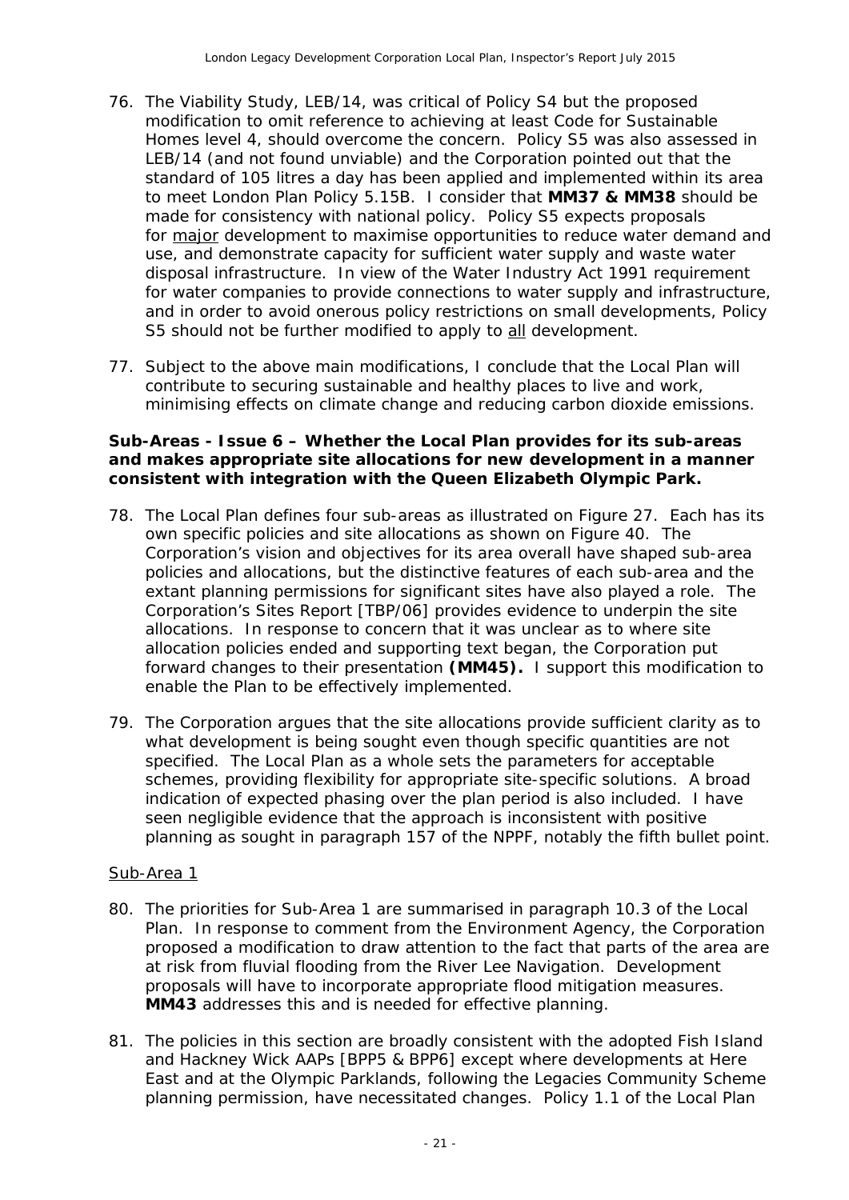76. The Viability Study, LEB/14, was critical of Policy S4 but the proposed modification to omit reference to achieving at least Code for Sustainable Homes level 4, should overcome the concern. Policy S5 was also assessed in LEB/14 (and not found unviable) and the Corporation pointed out that the standard of 105 litres a day has been applied and implemented within its area to meet London Plan Policy 5.15B. I consider that **MM37 & MM38** should be made for consistency with national policy. Policy S5 expects proposals for <u>major</u> development to maximise opportunities to reduce water demand and use, and demonstrate capacity for sufficient water supply and waste water disposal infrastructure. In view of the Water Industry Act 1991 requirement for water companies to provide connections to water supply and infrastructure, and in order to avoid onerous policy restrictions on small developments, Policy S5 should not be further modified to apply to <u>all</u> development.

77. Subject to the above main modifications, I conclude that the Local Plan will contribute to securing sustainable and healthy places to live and work, minimising effects on climate change and reducing carbon dioxide emissions.

**Sub-Areas - Issue 6 – Whether the Local Plan provides for its sub-areas and makes appropriate site allocations for new development in a manner consistent with integration with the Queen Elizabeth Olympic Park.**

78. The Local Plan defines four sub-areas as illustrated on Figure 27. Each has its own specific policies and site allocations as shown on Figure 40. The Corporation's vision and objectives for its area overall have shaped sub-area policies and allocations, but the distinctive features of each sub-area and the extant planning permissions for significant sites have also played a role. The Corporation's Sites Report [TBP/06] provides evidence to underpin the site allocations. In response to concern that it was unclear as to where site allocation policies ended and supporting text began, the Corporation put forward changes to their presentation **(MM45).** I support this modification to enable the Plan to be effectively implemented.

79. The Corporation argues that the site allocations provide sufficient clarity as to what development is being sought even though specific quantities are not specified. The Local Plan as a whole sets the parameters for acceptable schemes, providing flexibility for appropriate site-specific solutions. A broad indication of expected phasing over the plan period is also included. I have seen negligible evidence that the approach is inconsistent with positive planning as sought in paragraph 157 of the NPPF, notably the fifth bullet point.

<u>Sub-Area 1</u>

80. The priorities for Sub-Area 1 are summarised in paragraph 10.3 of the Local Plan. In response to comment from the Environment Agency, the Corporation proposed a modification to draw attention to the fact that parts of the area are at risk from fluvial flooding from the River Lee Navigation. Development proposals will have to incorporate appropriate flood mitigation measures. **MM43** addresses this and is needed for effective planning.

81. The policies in this section are broadly consistent with the adopted Fish Island and Hackney Wick AAPs [BPP5 & BPP6] except where developments at Here East and at the Olympic Parklands, following the Legacies Community Scheme planning permission, have necessitated changes. Policy 1.1 of the Local Plan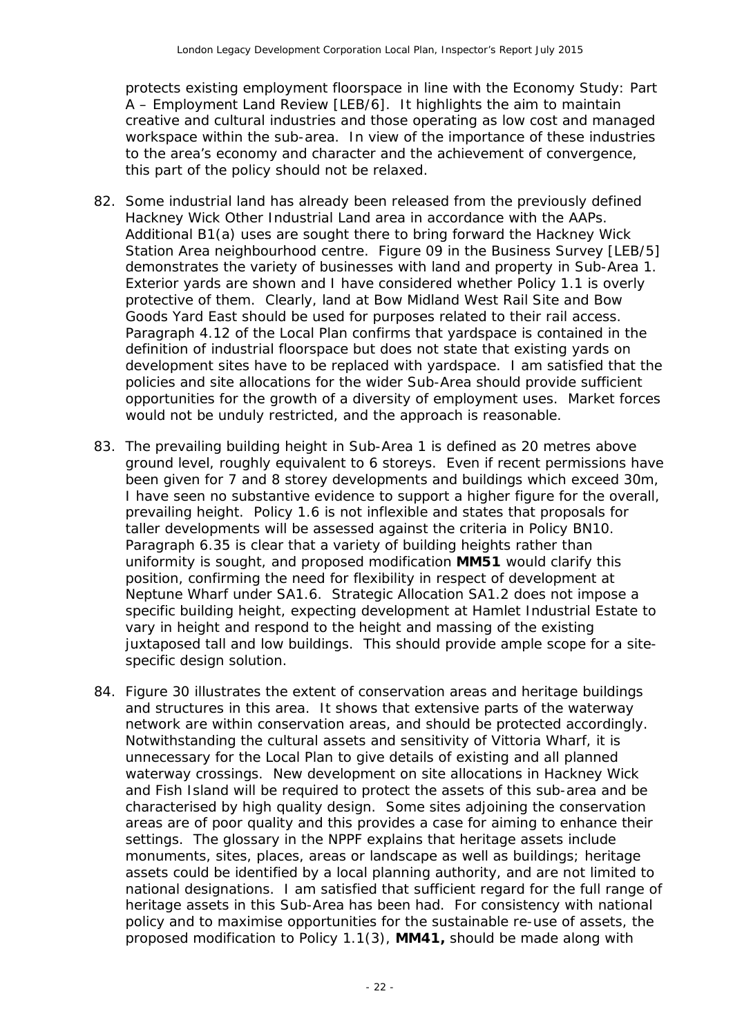protects existing employment floorspace in line with the Economy Study: Part A – Employment Land Review [LEB/6]. It highlights the aim to maintain creative and cultural industries and those operating as low cost and managed workspace within the sub-area. In view of the importance of these industries to the area's economy and character and the achievement of convergence, this part of the policy should not be relaxed.

82. Some industrial land has already been released from the previously defined Hackney Wick Other Industrial Land area in accordance with the AAPs. Additional B1(a) uses are sought there to bring forward the Hackney Wick Station Area neighbourhood centre. Figure 09 in the Business Survey [LEB/5] demonstrates the variety of businesses with land and property in Sub-Area 1. Exterior yards are shown and I have considered whether Policy 1.1 is overly protective of them. Clearly, land at Bow Midland West Rail Site and Bow Goods Yard East should be used for purposes related to their rail access. Paragraph 4.12 of the Local Plan confirms that yardspace is contained in the definition of industrial floorspace but does not state that existing yards on development sites have to be replaced with yardspace. I am satisfied that the policies and site allocations for the wider Sub-Area should provide sufficient opportunities for the growth of a diversity of employment uses. Market forces would not be unduly restricted, and the approach is reasonable.

83. The prevailing building height in Sub-Area 1 is defined as 20 metres above ground level, roughly equivalent to 6 storeys. Even if recent permissions have been given for 7 and 8 storey developments and buildings which exceed 30m, I have seen no substantive evidence to support a higher figure for the overall, prevailing height. Policy 1.6 is not inflexible and states that proposals for taller developments will be assessed against the criteria in Policy BN10. Paragraph 6.35 is clear that a variety of building heights rather than uniformity is sought, and proposed modification **MM51** would clarify this position, confirming the need for flexibility in respect of development at Neptune Wharf under SA1.6. Strategic Allocation SA1.2 does not impose a specific building height, expecting development at Hamlet Industrial Estate to vary in height and respond to the height and massing of the existing juxtaposed tall and low buildings. This should provide ample scope for a site-specific design solution.

84. Figure 30 illustrates the extent of conservation areas and heritage buildings and structures in this area. It shows that extensive parts of the waterway network are within conservation areas, and should be protected accordingly. Notwithstanding the cultural assets and sensitivity of Vittoria Wharf, it is unnecessary for the Local Plan to give details of existing and all planned waterway crossings. New development on site allocations in Hackney Wick and Fish Island will be required to protect the assets of this sub-area and be characterised by high quality design. Some sites adjoining the conservation areas are of poor quality and this provides a case for aiming to enhance their settings. The glossary in the NPPF explains that heritage assets include monuments, sites, places, areas or landscape as well as buildings; heritage assets could be identified by a local planning authority, and are not limited to national designations. I am satisfied that sufficient regard for the full range of heritage assets in this Sub-Area has been had. For consistency with national policy and to maximise opportunities for the sustainable re-use of assets, the proposed modification to Policy 1.1(3), **MM41,** should be made along with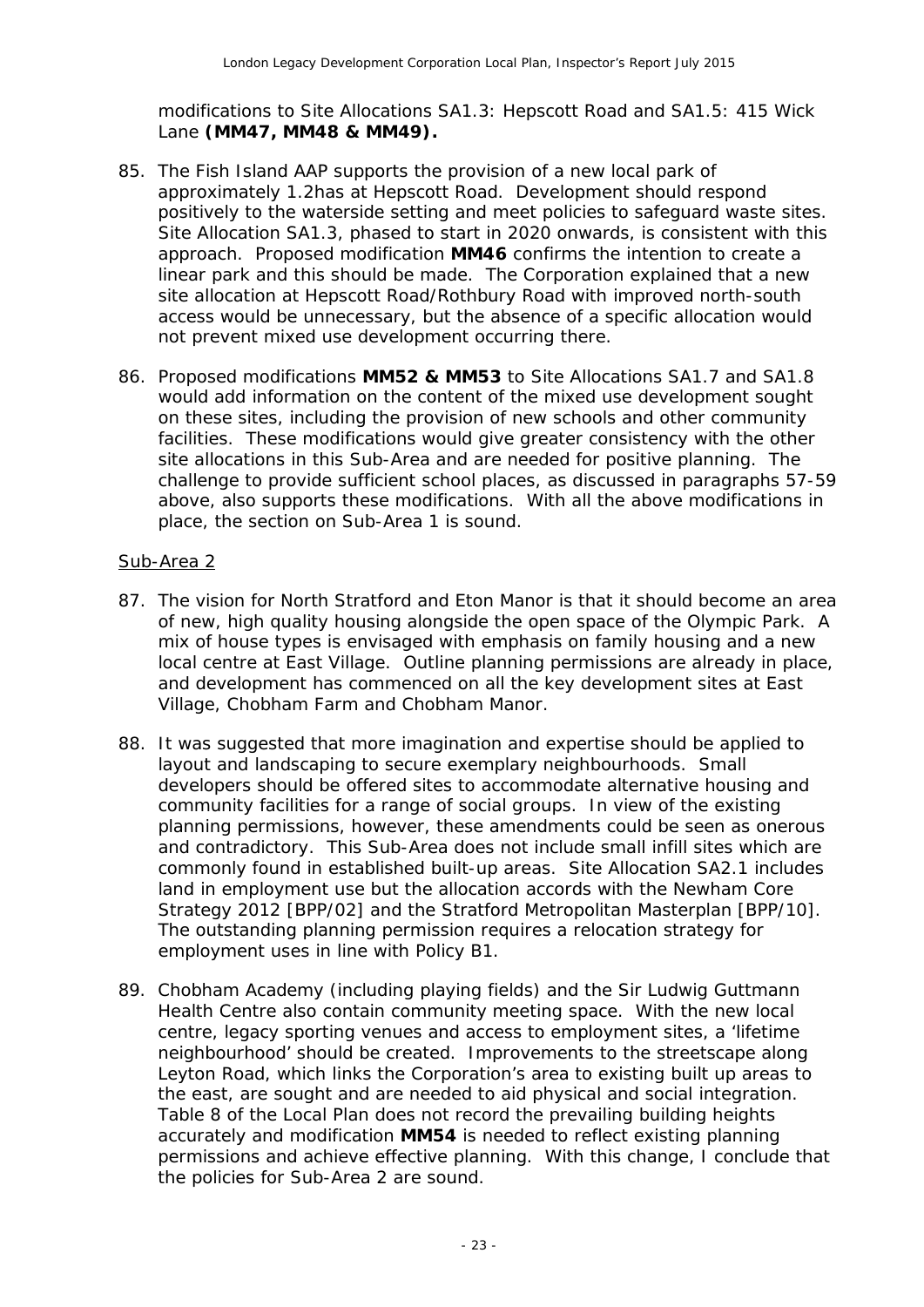modifications to Site Allocations SA1.3: Hepscott Road and SA1.5: 415 Wick Lane **(MM47, MM48 & MM49).**

85. The Fish Island AAP supports the provision of a new local park of approximately 1.2has at Hepscott Road. Development should respond positively to the waterside setting and meet policies to safeguard waste sites. Site Allocation SA1.3, phased to start in 2020 onwards, is consistent with this approach. Proposed modification **MM46** confirms the intention to create a linear park and this should be made. The Corporation explained that a new site allocation at Hepscott Road/Rothbury Road with improved north-south access would be unnecessary, but the absence of a specific allocation would not prevent mixed use development occurring there.

86. Proposed modifications **MM52 & MM53** to Site Allocations SA1.7 and SA1.8 would add information on the content of the mixed use development sought on these sites, including the provision of new schools and other community facilities. These modifications would give greater consistency with the other site allocations in this Sub-Area and are needed for positive planning. The challenge to provide sufficient school places, as discussed in paragraphs 57-59 above, also supports these modifications. With all the above modifications in place, the section on Sub-Area 1 is sound.

Sub-Area 2

87. The vision for North Stratford and Eton Manor is that it should become an area of new, high quality housing alongside the open space of the Olympic Park. A mix of house types is envisaged with emphasis on family housing and a new local centre at East Village. Outline planning permissions are already in place, and development has commenced on all the key development sites at East Village, Chobham Farm and Chobham Manor.

88. It was suggested that more imagination and expertise should be applied to layout and landscaping to secure exemplary neighbourhoods. Small developers should be offered sites to accommodate alternative housing and community facilities for a range of social groups. In view of the existing planning permissions, however, these amendments could be seen as onerous and contradictory. This Sub-Area does not include small infill sites which are commonly found in established built-up areas. Site Allocation SA2.1 includes land in employment use but the allocation accords with the Newham Core Strategy 2012 [BPP/02] and the Stratford Metropolitan Masterplan [BPP/10]. The outstanding planning permission requires a relocation strategy for employment uses in line with Policy B1.

89. Chobham Academy (including playing fields) and the Sir Ludwig Guttmann Health Centre also contain community meeting space. With the new local centre, legacy sporting venues and access to employment sites, a 'lifetime neighbourhood' should be created. Improvements to the streetscape along Leyton Road, which links the Corporation's area to existing built up areas to the east, are sought and are needed to aid physical and social integration. Table 8 of the Local Plan does not record the prevailing building heights accurately and modification **MM54** is needed to reflect existing planning permissions and achieve effective planning. With this change, I conclude that the policies for Sub-Area 2 are sound.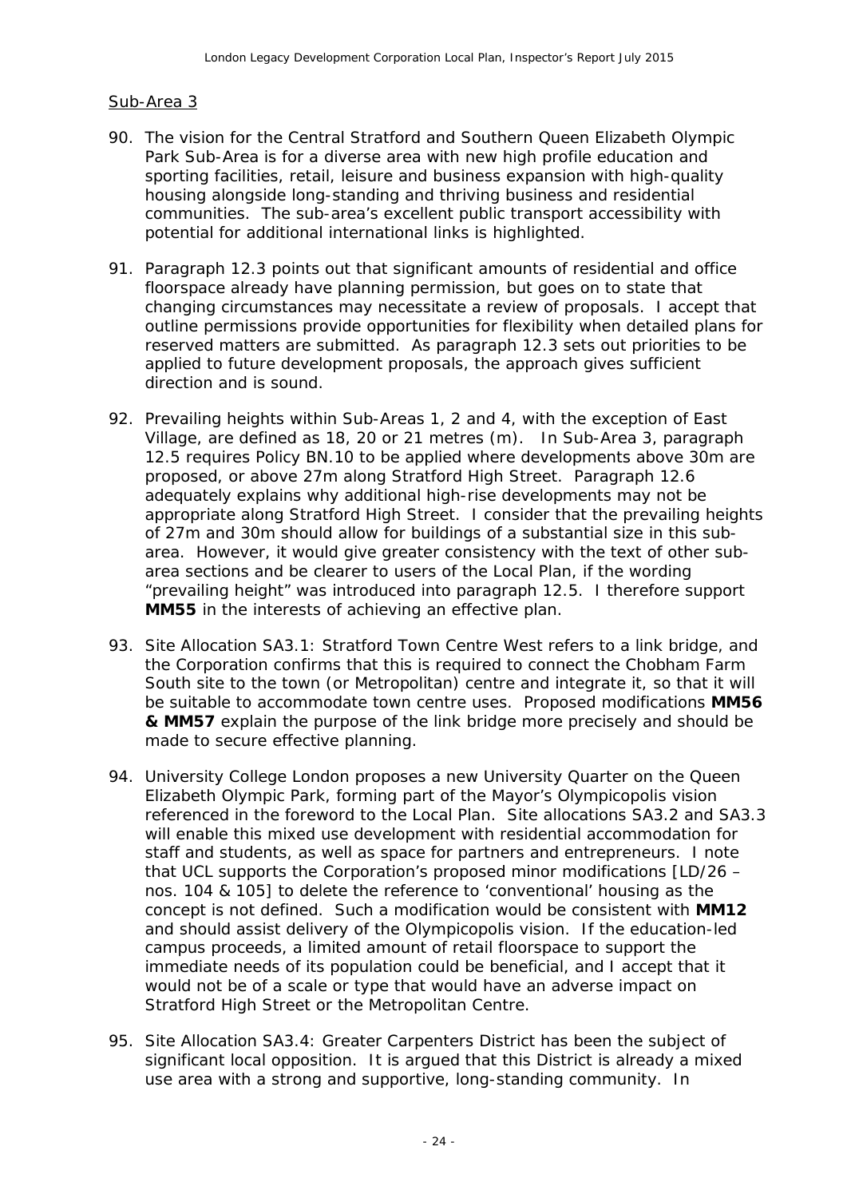Sub-Area 3

90. The vision for the Central Stratford and Southern Queen Elizabeth Olympic Park Sub-Area is for a diverse area with new high profile education and sporting facilities, retail, leisure and business expansion with high-quality housing alongside long-standing and thriving business and residential communities. The sub-area's excellent public transport accessibility with potential for additional international links is highlighted.

91. Paragraph 12.3 points out that significant amounts of residential and office floorspace already have planning permission, but goes on to state that changing circumstances may necessitate a review of proposals. I accept that outline permissions provide opportunities for flexibility when detailed plans for reserved matters are submitted. As paragraph 12.3 sets out priorities to be applied to future development proposals, the approach gives sufficient direction and is sound.

92. Prevailing heights within Sub-Areas 1, 2 and 4, with the exception of East Village, are defined as 18, 20 or 21 metres (m). In Sub-Area 3, paragraph 12.5 requires Policy BN.10 to be applied where developments above 30m are proposed, or above 27m along Stratford High Street. Paragraph 12.6 adequately explains why additional high-rise developments may not be appropriate along Stratford High Street. I consider that the prevailing heights of 27m and 30m should allow for buildings of a substantial size in this sub-area. However, it would give greater consistency with the text of other sub-area sections and be clearer to users of the Local Plan, if the wording "prevailing height" was introduced into paragraph 12.5. I therefore support **MM55** in the interests of achieving an effective plan.

93. Site Allocation SA3.1: Stratford Town Centre West refers to a link bridge, and the Corporation confirms that this is required to connect the Chobham Farm South site to the town (or Metropolitan) centre and integrate it, so that it will be suitable to accommodate town centre uses. Proposed modifications **MM56 & MM57** explain the purpose of the link bridge more precisely and should be made to secure effective planning.

94. University College London proposes a new University Quarter on the Queen Elizabeth Olympic Park, forming part of the Mayor's Olympicopolis vision referenced in the foreword to the Local Plan. Site allocations SA3.2 and SA3.3 will enable this mixed use development with residential accommodation for staff and students, as well as space for partners and entrepreneurs. I note that UCL supports the Corporation's proposed minor modifications [LD/26 – nos. 104 & 105] to delete the reference to 'conventional' housing as the concept is not defined. Such a modification would be consistent with **MM12** and should assist delivery of the Olympicopolis vision. If the education-led campus proceeds, a limited amount of retail floorspace to support the immediate needs of its population could be beneficial, and I accept that it would not be of a scale or type that would have an adverse impact on Stratford High Street or the Metropolitan Centre.

95. Site Allocation SA3.4: Greater Carpenters District has been the subject of significant local opposition. It is argued that this District is already a mixed use area with a strong and supportive, long-standing community. In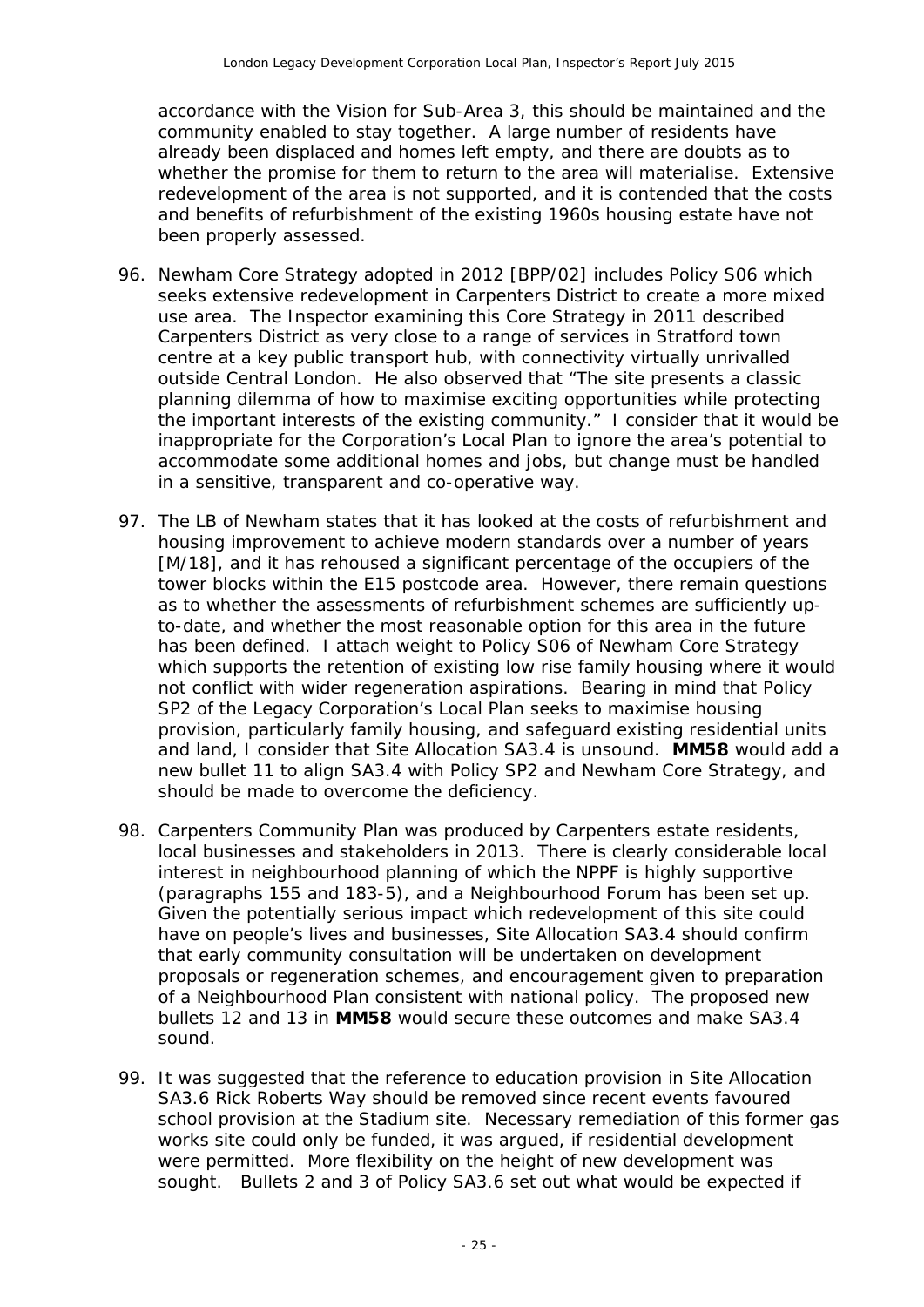accordance with the Vision for Sub-Area 3, this should be maintained and the community enabled to stay together. A large number of residents have already been displaced and homes left empty, and there are doubts as to whether the promise for them to return to the area will materialise. Extensive redevelopment of the area is not supported, and it is contended that the costs and benefits of refurbishment of the existing 1960s housing estate have not been properly assessed.

96. Newham Core Strategy adopted in 2012 [BPP/02] includes Policy S06 which seeks extensive redevelopment in Carpenters District to create a more mixed use area. The Inspector examining this Core Strategy in 2011 described Carpenters District as very close to a range of services in Stratford town centre at a key public transport hub, with connectivity virtually unrivalled outside Central London. He also observed that "The site presents a classic planning dilemma of how to maximise exciting opportunities while protecting the important interests of the existing community." I consider that it would be inappropriate for the Corporation's Local Plan to ignore the area's potential to accommodate some additional homes and jobs, but change must be handled in a sensitive, transparent and co-operative way.

97. The LB of Newham states that it has looked at the costs of refurbishment and housing improvement to achieve modern standards over a number of years [M/18], and it has rehoused a significant percentage of the occupiers of the tower blocks within the E15 postcode area. However, there remain questions as to whether the assessments of refurbishment schemes are sufficiently up-to-date, and whether the most reasonable option for this area in the future has been defined. I attach weight to Policy S06 of Newham Core Strategy which supports the retention of existing low rise family housing where it would not conflict with wider regeneration aspirations. Bearing in mind that Policy SP2 of the Legacy Corporation's Local Plan seeks to maximise housing provision, particularly family housing, and safeguard existing residential units and land, I consider that Site Allocation SA3.4 is unsound. **MM58** would add a new bullet 11 to align SA3.4 with Policy SP2 and Newham Core Strategy, and should be made to overcome the deficiency.

98. Carpenters Community Plan was produced by Carpenters estate residents, local businesses and stakeholders in 2013. There is clearly considerable local interest in neighbourhood planning of which the NPPF is highly supportive (paragraphs 155 and 183-5), and a Neighbourhood Forum has been set up. Given the potentially serious impact which redevelopment of this site could have on people's lives and businesses, Site Allocation SA3.4 should confirm that early community consultation will be undertaken on development proposals or regeneration schemes, and encouragement given to preparation of a Neighbourhood Plan consistent with national policy. The proposed new bullets 12 and 13 in **MM58** would secure these outcomes and make SA3.4 sound.

99. It was suggested that the reference to education provision in Site Allocation SA3.6 Rick Roberts Way should be removed since recent events favoured school provision at the Stadium site. Necessary remediation of this former gas works site could only be funded, it was argued, if residential development were permitted. More flexibility on the height of new development was sought. Bullets 2 and 3 of Policy SA3.6 set out what would be expected if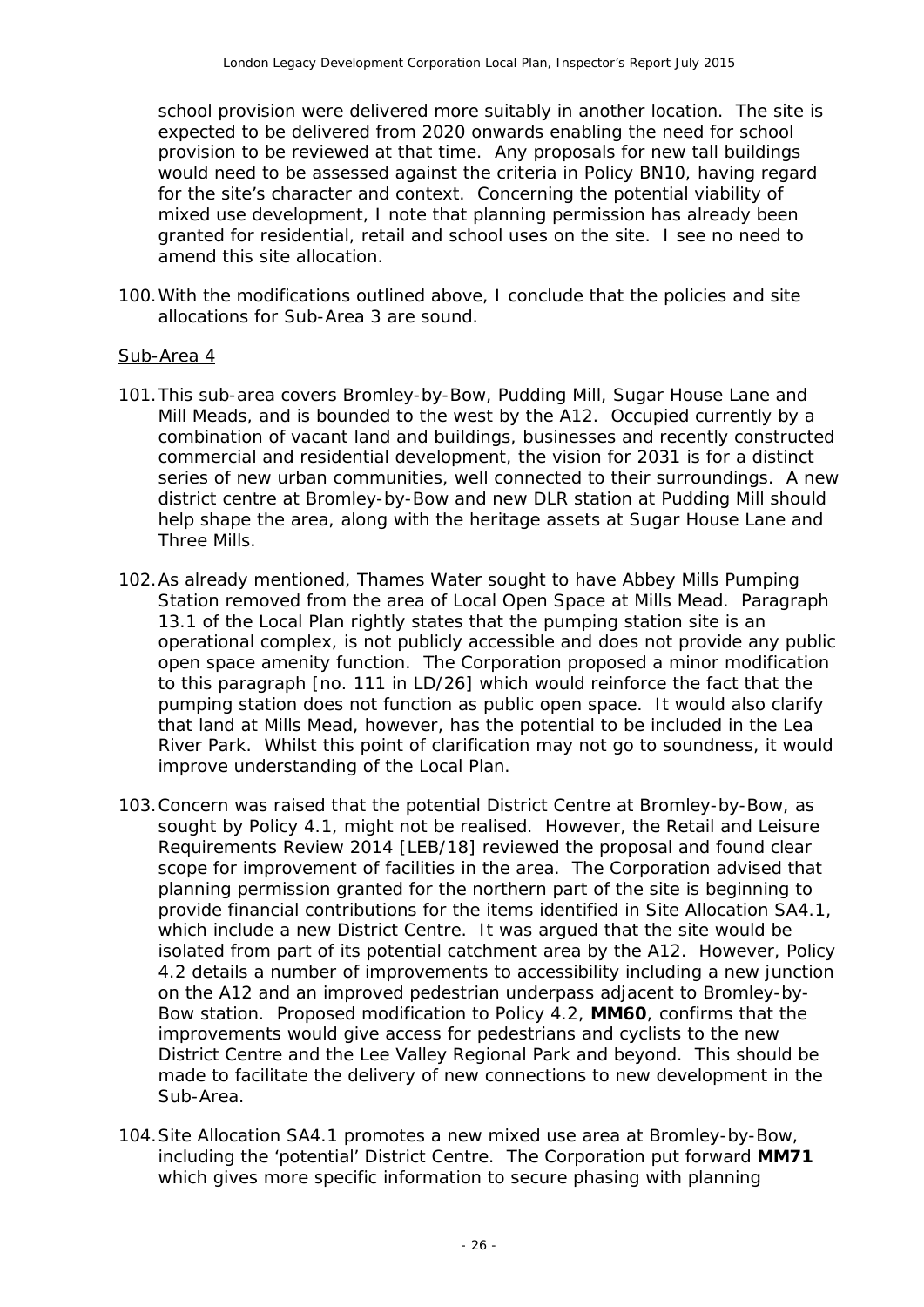school provision were delivered more suitably in another location. The site is expected to be delivered from 2020 onwards enabling the need for school provision to be reviewed at that time. Any proposals for new tall buildings would need to be assessed against the criteria in Policy BN10, having regard for the site's character and context. Concerning the potential viability of mixed use development, I note that planning permission has already been granted for residential, retail and school uses on the site. I see no need to amend this site allocation.

100. With the modifications outlined above, I conclude that the policies and site allocations for Sub-Area 3 are sound.

<u>Sub-Area 4</u>

101. This sub-area covers Bromley-by-Bow, Pudding Mill, Sugar House Lane and Mill Meads, and is bounded to the west by the A12. Occupied currently by a combination of vacant land and buildings, businesses and recently constructed commercial and residential development, the vision for 2031 is for a distinct series of new urban communities, well connected to their surroundings. A new district centre at Bromley-by-Bow and new DLR station at Pudding Mill should help shape the area, along with the heritage assets at Sugar House Lane and Three Mills.

102. As already mentioned, Thames Water sought to have Abbey Mills Pumping Station removed from the area of Local Open Space at Mills Mead. Paragraph 13.1 of the Local Plan rightly states that the pumping station site is an operational complex, is not publicly accessible and does not provide any public open space amenity function. The Corporation proposed a minor modification to this paragraph [no. 111 in LD/26] which would reinforce the fact that the pumping station does not function as public open space. It would also clarify that land at Mills Mead, however, has the potential to be included in the Lea River Park. Whilst this point of clarification may not go to soundness, it would improve understanding of the Local Plan.

103. Concern was raised that the potential District Centre at Bromley-by-Bow, as sought by Policy 4.1, might not be realised. However, the Retail and Leisure Requirements Review 2014 [LEB/18] reviewed the proposal and found clear scope for improvement of facilities in the area. The Corporation advised that planning permission granted for the northern part of the site is beginning to provide financial contributions for the items identified in Site Allocation SA4.1, which include a new District Centre. It was argued that the site would be isolated from part of its potential catchment area by the A12. However, Policy 4.2 details a number of improvements to accessibility including a new junction on the A12 and an improved pedestrian underpass adjacent to Bromley-by-Bow station. Proposed modification to Policy 4.2, **MM60**, confirms that the improvements would give access for pedestrians and cyclists to the new District Centre and the Lee Valley Regional Park and beyond. This should be made to facilitate the delivery of new connections to new development in the Sub-Area.

104. Site Allocation SA4.1 promotes a new mixed use area at Bromley-by-Bow, including the 'potential' District Centre. The Corporation put forward **MM71** which gives more specific information to secure phasing with planning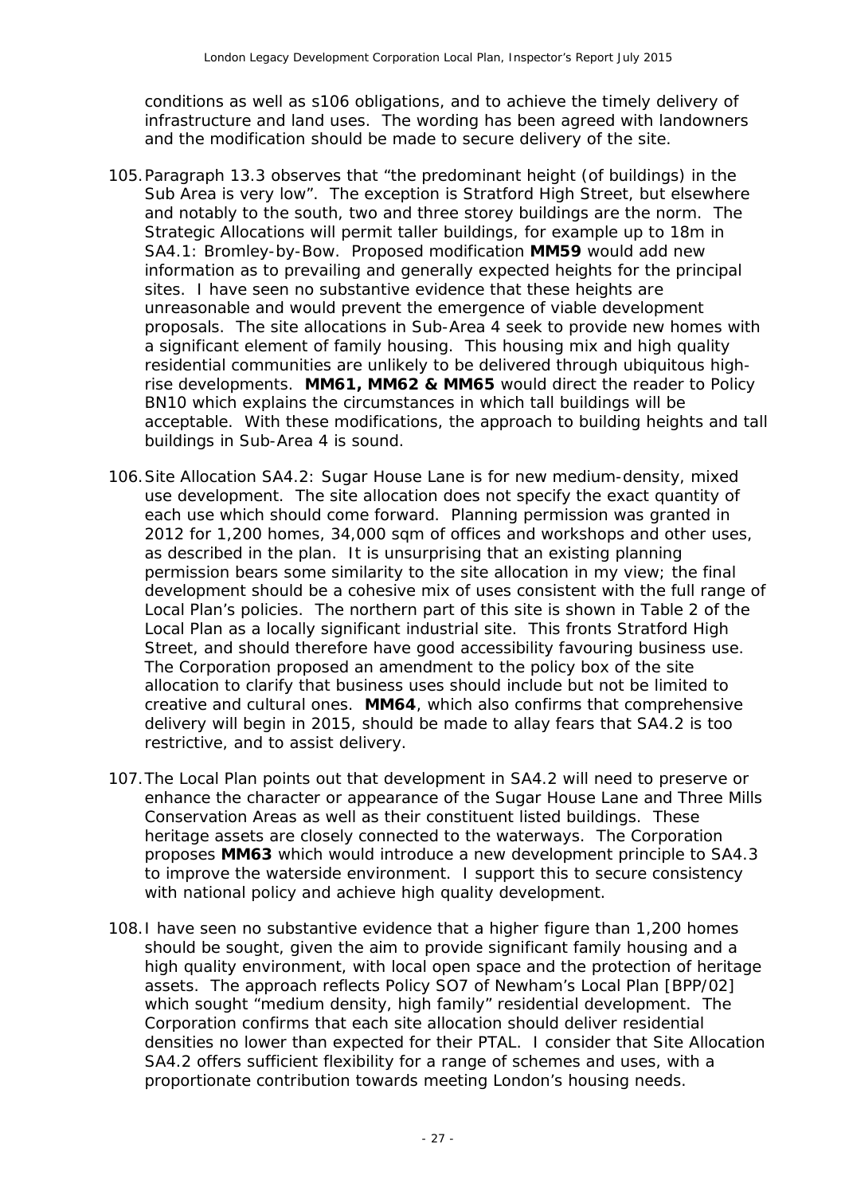conditions as well as s106 obligations, and to achieve the timely delivery of infrastructure and land uses. The wording has been agreed with landowners and the modification should be made to secure delivery of the site.

105. Paragraph 13.3 observes that "the predominant height (of buildings) in the Sub Area is very low". The exception is Stratford High Street, but elsewhere and notably to the south, two and three storey buildings are the norm. The Strategic Allocations will permit taller buildings, for example up to 18m in SA4.1: Bromley-by-Bow. Proposed modification **MM59** would add new information as to prevailing and generally expected heights for the principal sites. I have seen no substantive evidence that these heights are unreasonable and would prevent the emergence of viable development proposals. The site allocations in Sub-Area 4 seek to provide new homes with a significant element of family housing. This housing mix and high quality residential communities are unlikely to be delivered through ubiquitous high-rise developments. **MM61, MM62 & MM65** would direct the reader to Policy BN10 which explains the circumstances in which tall buildings will be acceptable. With these modifications, the approach to building heights and tall buildings in Sub-Area 4 is sound.

106. Site Allocation SA4.2: Sugar House Lane is for new medium-density, mixed use development. The site allocation does not specify the exact quantity of each use which should come forward. Planning permission was granted in 2012 for 1,200 homes, 34,000 sqm of offices and workshops and other uses, as described in the plan. It is unsurprising that an existing planning permission bears some similarity to the site allocation in my view; the final development should be a cohesive mix of uses consistent with the full range of Local Plan's policies. The northern part of this site is shown in Table 2 of the Local Plan as a locally significant industrial site. This fronts Stratford High Street, and should therefore have good accessibility favouring business use. The Corporation proposed an amendment to the policy box of the site allocation to clarify that business uses should include but not be limited to creative and cultural ones. **MM64**, which also confirms that comprehensive delivery will begin in 2015, should be made to allay fears that SA4.2 is too restrictive, and to assist delivery.

107. The Local Plan points out that development in SA4.2 will need to preserve or enhance the character or appearance of the Sugar House Lane and Three Mills Conservation Areas as well as their constituent listed buildings. These heritage assets are closely connected to the waterways. The Corporation proposes **MM63** which would introduce a new development principle to SA4.3 to improve the waterside environment. I support this to secure consistency with national policy and achieve high quality development.

108. I have seen no substantive evidence that a higher figure than 1,200 homes should be sought, given the aim to provide significant family housing and a high quality environment, with local open space and the protection of heritage assets. The approach reflects Policy SO7 of Newham's Local Plan [BPP/02] which sought "medium density, high family" residential development. The Corporation confirms that each site allocation should deliver residential densities no lower than expected for their PTAL. I consider that Site Allocation SA4.2 offers sufficient flexibility for a range of schemes and uses, with a proportionate contribution towards meeting London's housing needs.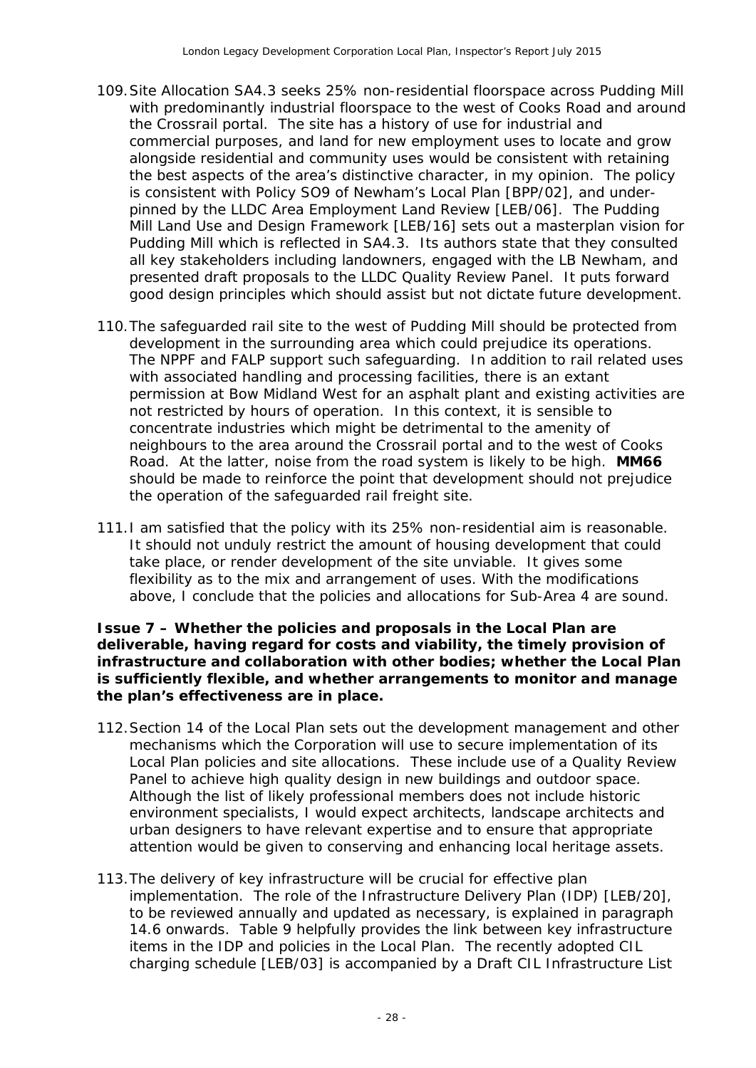109. Site Allocation SA4.3 seeks 25% non-residential floorspace across Pudding Mill with predominantly industrial floorspace to the west of Cooks Road and around the Crossrail portal. The site has a history of use for industrial and commercial purposes, and land for new employment uses to locate and grow alongside residential and community uses would be consistent with retaining the best aspects of the area's distinctive character, in my opinion. The policy is consistent with Policy SO9 of Newham's Local Plan [BPP/02], and under-pinned by the LLDC Area Employment Land Review [LEB/06]. The Pudding Mill Land Use and Design Framework [LEB/16] sets out a masterplan vision for Pudding Mill which is reflected in SA4.3. Its authors state that they consulted all key stakeholders including landowners, engaged with the LB Newham, and presented draft proposals to the LLDC Quality Review Panel. It puts forward good design principles which should assist but not dictate future development.

110. The safeguarded rail site to the west of Pudding Mill should be protected from development in the surrounding area which could prejudice its operations. The NPPF and FALP support such safeguarding. In addition to rail related uses with associated handling and processing facilities, there is an extant permission at Bow Midland West for an asphalt plant and existing activities are not restricted by hours of operation. In this context, it is sensible to concentrate industries which might be detrimental to the amenity of neighbours to the area around the Crossrail portal and to the west of Cooks Road. At the latter, noise from the road system is likely to be high. **MM66** should be made to reinforce the point that development should not prejudice the operation of the safeguarded rail freight site.

111. I am satisfied that the policy with its 25% non-residential aim is reasonable. It should not unduly restrict the amount of housing development that could take place, or render development of the site unviable. It gives some flexibility as to the mix and arrangement of uses. With the modifications above, I conclude that the policies and allocations for Sub-Area 4 are sound.

**Issue 7 – Whether the policies and proposals in the Local Plan are deliverable, having regard for costs and viability, the timely provision of infrastructure and collaboration with other bodies; whether the Local Plan is sufficiently flexible, and whether arrangements to monitor and manage the plan's effectiveness are in place.**

112. Section 14 of the Local Plan sets out the development management and other mechanisms which the Corporation will use to secure implementation of its Local Plan policies and site allocations. These include use of a Quality Review Panel to achieve high quality design in new buildings and outdoor space. Although the list of likely professional members does not include historic environment specialists, I would expect architects, landscape architects and urban designers to have relevant expertise and to ensure that appropriate attention would be given to conserving and enhancing local heritage assets.

113. The delivery of key infrastructure will be crucial for effective plan implementation. The role of the Infrastructure Delivery Plan (IDP) [LEB/20], to be reviewed annually and updated as necessary, is explained in paragraph 14.6 onwards. Table 9 helpfully provides the link between key infrastructure items in the IDP and policies in the Local Plan. The recently adopted CIL charging schedule [LEB/03] is accompanied by a Draft CIL Infrastructure List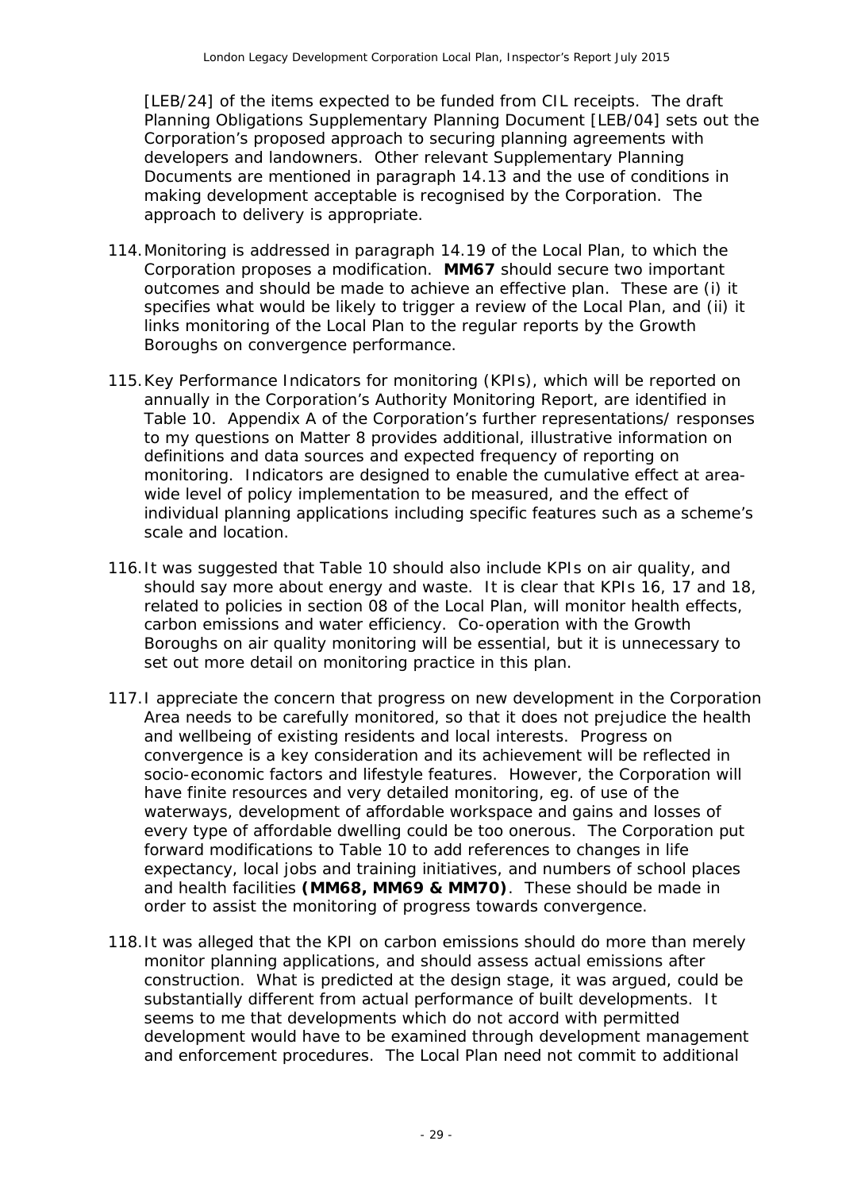[LEB/24] of the items expected to be funded from CIL receipts. The draft Planning Obligations Supplementary Planning Document [LEB/04] sets out the Corporation's proposed approach to securing planning agreements with developers and landowners. Other relevant Supplementary Planning Documents are mentioned in paragraph 14.13 and the use of conditions in making development acceptable is recognised by the Corporation. The approach to delivery is appropriate.

114. Monitoring is addressed in paragraph 14.19 of the Local Plan, to which the Corporation proposes a modification. **MM67** should secure two important outcomes and should be made to achieve an effective plan. These are (i) it specifies what would be likely to trigger a review of the Local Plan, and (ii) it links monitoring of the Local Plan to the regular reports by the Growth Boroughs on convergence performance.

115. Key Performance Indicators for monitoring (KPIs), which will be reported on annually in the Corporation's Authority Monitoring Report, are identified in Table 10. Appendix A of the Corporation's further representations/ responses to my questions on Matter 8 provides additional, illustrative information on definitions and data sources and expected frequency of reporting on monitoring. Indicators are designed to enable the cumulative effect at area-wide level of policy implementation to be measured, and the effect of individual planning applications including specific features such as a scheme's scale and location.

116. It was suggested that Table 10 should also include KPIs on air quality, and should say more about energy and waste. It is clear that KPIs 16, 17 and 18, related to policies in section 08 of the Local Plan, will monitor health effects, carbon emissions and water efficiency. Co-operation with the Growth Boroughs on air quality monitoring will be essential, but it is unnecessary to set out more detail on monitoring practice in this plan.

117. I appreciate the concern that progress on new development in the Corporation Area needs to be carefully monitored, so that it does not prejudice the health and wellbeing of existing residents and local interests. Progress on convergence is a key consideration and its achievement will be reflected in socio-economic factors and lifestyle features. However, the Corporation will have finite resources and very detailed monitoring, eg. of use of the waterways, development of affordable workspace and gains and losses of every type of affordable dwelling could be too onerous. The Corporation put forward modifications to Table 10 to add references to changes in life expectancy, local jobs and training initiatives, and numbers of school places and health facilities **(MM68, MM69 & MM70)**. These should be made in order to assist the monitoring of progress towards convergence.

118. It was alleged that the KPI on carbon emissions should do more than merely monitor planning applications, and should assess actual emissions after construction. What is predicted at the design stage, it was argued, could be substantially different from actual performance of built developments. It seems to me that developments which do not accord with permitted development would have to be examined through development management and enforcement procedures. The Local Plan need not commit to additional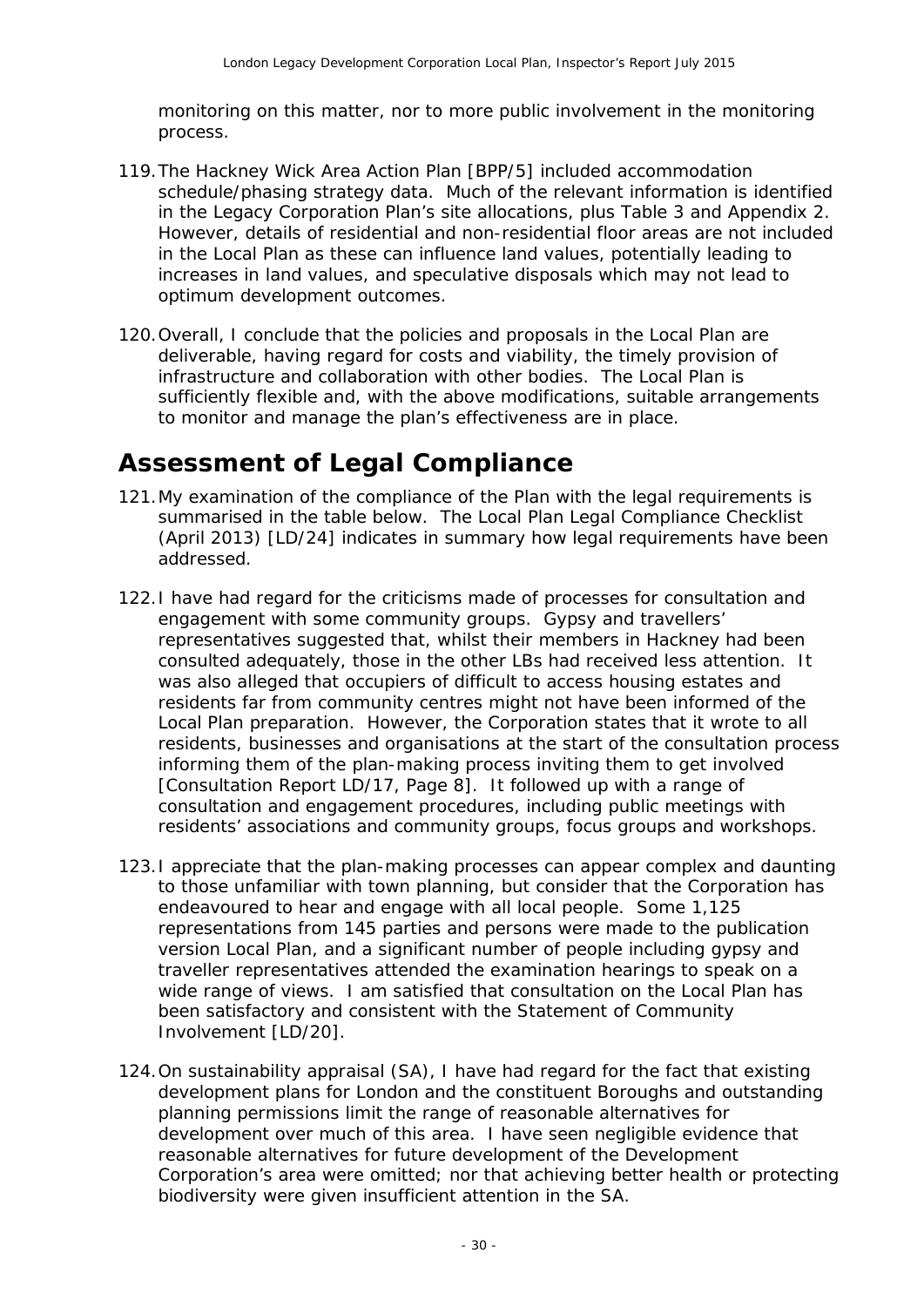monitoring on this matter, nor to more public involvement in the monitoring process.

119. The Hackney Wick Area Action Plan [BPP/5] included accommodation schedule/phasing strategy data. Much of the relevant information is identified in the Legacy Corporation Plan's site allocations, plus Table 3 and Appendix 2. However, details of residential and non-residential floor areas are not included in the Local Plan as these can influence land values, potentially leading to increases in land values, and speculative disposals which may not lead to optimum development outcomes.

120. Overall, I conclude that the policies and proposals in the Local Plan are deliverable, having regard for costs and viability, the timely provision of infrastructure and collaboration with other bodies. The Local Plan is sufficiently flexible and, with the above modifications, suitable arrangements to monitor and manage the plan's effectiveness are in place.

# Assessment of Legal Compliance

121. My examination of the compliance of the Plan with the legal requirements is summarised in the table below. The Local Plan Legal Compliance Checklist (April 2013) [LD/24] indicates in summary how legal requirements have been addressed.

122. I have had regard for the criticisms made of processes for consultation and engagement with some community groups. Gypsy and travellers' representatives suggested that, whilst their members in Hackney had been consulted adequately, those in the other LBs had received less attention. It was also alleged that occupiers of difficult to access housing estates and residents far from community centres might not have been informed of the Local Plan preparation. However, the Corporation states that it wrote to all residents, businesses and organisations at the start of the consultation process informing them of the plan-making process inviting them to get involved [Consultation Report LD/17, Page 8]. It followed up with a range of consultation and engagement procedures, including public meetings with residents' associations and community groups, focus groups and workshops.

123. I appreciate that the plan-making processes can appear complex and daunting to those unfamiliar with town planning, but consider that the Corporation has endeavoured to hear and engage with all local people. Some 1,125 representations from 145 parties and persons were made to the publication version Local Plan, and a significant number of people including gypsy and traveller representatives attended the examination hearings to speak on a wide range of views. I am satisfied that consultation on the Local Plan has been satisfactory and consistent with the Statement of Community Involvement [LD/20].

124. On sustainability appraisal (SA), I have had regard for the fact that existing development plans for London and the constituent Boroughs and outstanding planning permissions limit the range of reasonable alternatives for development over much of this area. I have seen negligible evidence that reasonable alternatives for future development of the Development Corporation's area were omitted; nor that achieving better health or protecting biodiversity were given insufficient attention in the SA.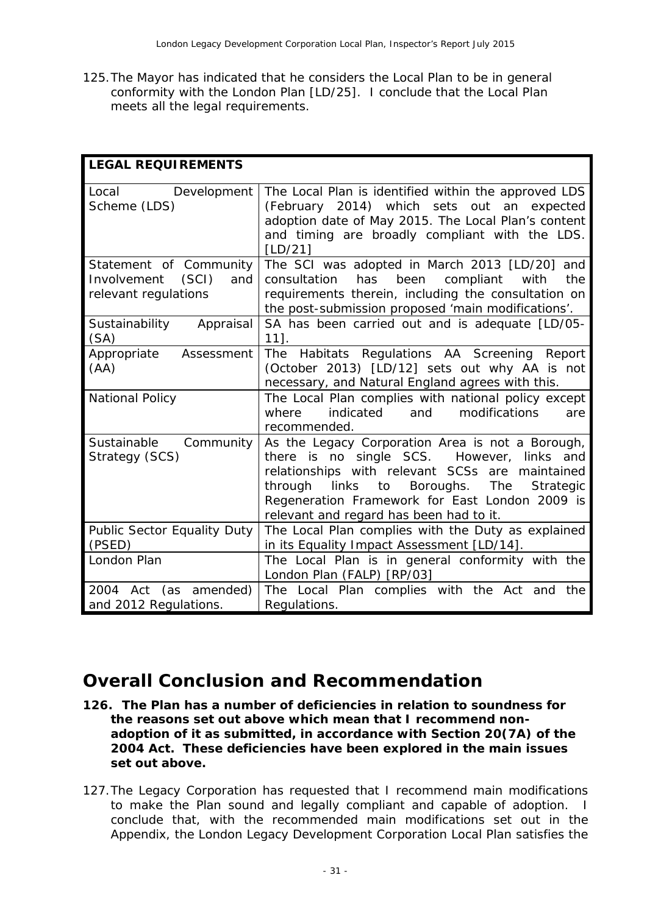125. The Mayor has indicated that he considers the Local Plan to be in general conformity with the London Plan [LD/25]. I conclude that the Local Plan meets all the legal requirements.

| **LEGAL REQUIREMENTS** | |
|---|---|
| Local Development Scheme (LDS) | The Local Plan is identified within the approved LDS (February 2014) which sets out an expected adoption date of May 2015. The Local Plan's content and timing are broadly compliant with the LDS. [LD/21] |
| Statement of Community Involvement (SCI) and relevant regulations | The SCI was adopted in March 2013 [LD/20] and consultation has been compliant with the requirements therein, including the consultation on the post-submission proposed 'main modifications'. |
| Sustainability Appraisal (SA) | SA has been carried out and is adequate [LD/05-11]. |
| Appropriate Assessment (AA) | The Habitats Regulations AA Screening Report (October 2013) [LD/12] sets out why AA is not necessary, and Natural England agrees with this. |
| National Policy | The Local Plan complies with national policy except where indicated and modifications are recommended. |
| Sustainable Community Strategy (SCS) | As the Legacy Corporation Area is not a Borough, there is no single SCS. However, links and relationships with relevant SCSs are maintained through links to Boroughs. The Strategic Regeneration Framework for East London 2009 is relevant and regard has been had to it. |
| Public Sector Equality Duty (PSED) | The Local Plan complies with the Duty as explained in its Equality Impact Assessment [LD/14]. |
| London Plan | The Local Plan is in general conformity with the London Plan (FALP) [RP/03] |
| 2004 Act (as amended) and 2012 Regulations. | The Local Plan complies with the Act and the Regulations. |

# Overall Conclusion and Recommendation

**126. The Plan has a number of deficiencies in relation to soundness for the reasons set out above which mean that I recommend non-adoption of it as submitted, in accordance with Section 20(7A) of the 2004 Act. These deficiencies have been explored in the main issues set out above.**

127. The Legacy Corporation has requested that I recommend main modifications to make the Plan sound and legally compliant and capable of adoption. I conclude that, with the recommended main modifications set out in the Appendix, the London Legacy Development Corporation Local Plan satisfies the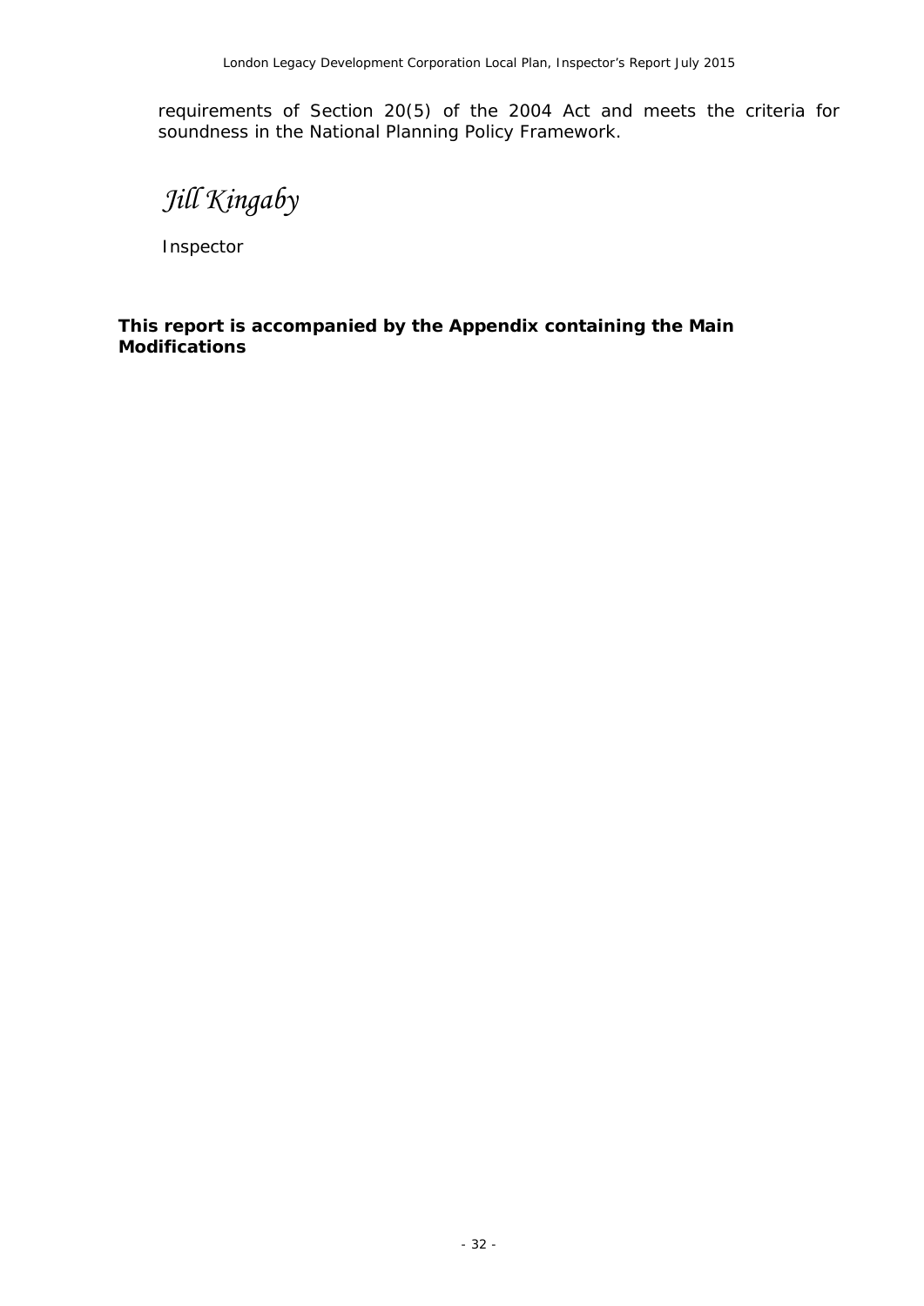requirements of Section 20(5) of the 2004 Act and meets the criteria for soundness in the National Planning Policy Framework.

*Jill Kingaby*

Inspector

**This report is accompanied by the Appendix containing the Main Modifications**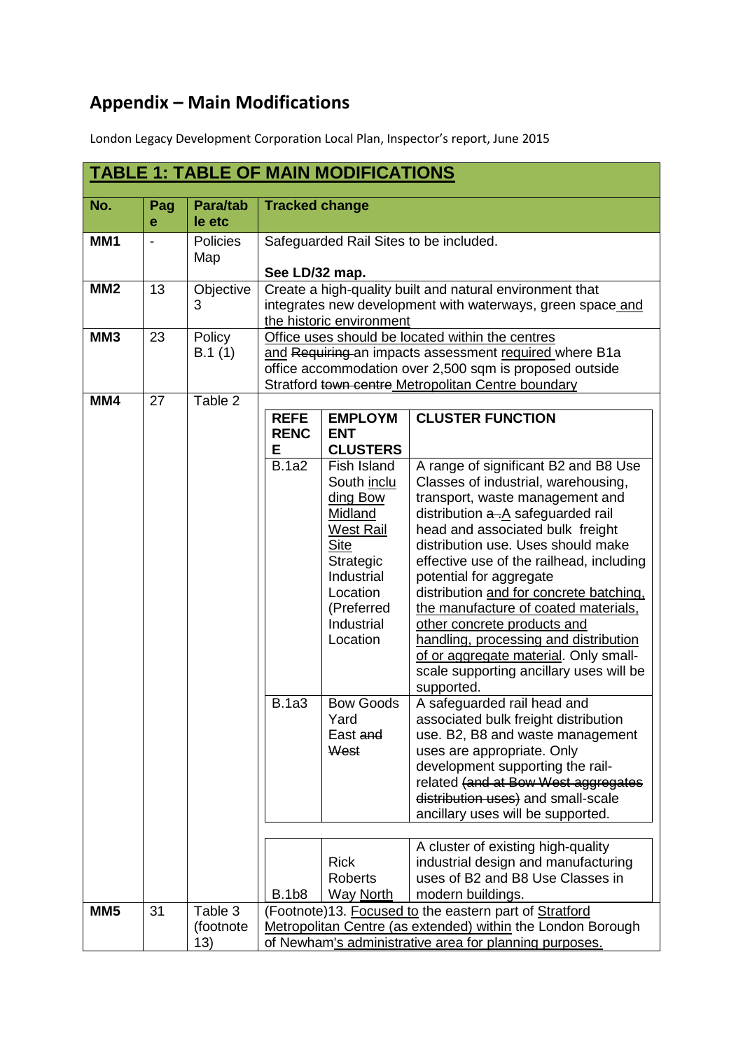## Appendix – Main Modifications

London Legacy Development Corporation Local Plan, Inspector's report, June 2015

**TABLE 1: TABLE OF MAIN MODIFICATIONS**

| No. | Page | Para/table etc | Tracked change |
|---|---|---|---|
| MM1 | - | Policies Map | Safeguarded Rail Sites to be included.<br><br>**See LD/32 map.** |
| MM2 | 13 | Objective 3 | Create a high-quality built and natural environment that integrates new development with waterways, green space and the historic environment |
| MM3 | 23 | Policy B.1 (1) | Office uses should be located within the centres and ~~Requiring~~ an impacts assessment required where B1a office accommodation over 2,500 sqm is proposed outside Stratford ~~town centre~~ Metropolitan Centre boundary |
| MM4 | 27 | Table 2 | **REFERENCE** / **EMPLOYMENT CLUSTERS** / **CLUSTER FUNCTION**<br><br>**B.1a2** – Fish Island South including Bow Midland West Rail Site Strategic Industrial Location (Preferred Industrial Location – A range of significant B2 and B8 Use Classes of industrial, warehousing, transport, waste management and distribution ~~a~~ .A safeguarded rail head and associated bulk freight distribution use. Uses should make effective use of the railhead, including potential for aggregate distribution and for concrete batching, the manufacture of coated materials, other concrete products and handling, processing and distribution of or aggregate material. Only small-scale supporting ancillary uses will be supported.<br><br>**B.1a3** – Bow Goods Yard East ~~and West~~ – A safeguarded rail head and associated bulk freight distribution use. B2, B8 and waste management uses are appropriate. Only development supporting the rail-related ~~(and at Bow West aggregates distribution uses)~~ and small-scale ancillary uses will be supported.<br><br>**B.1b8** – Rick Roberts Way North – A cluster of existing high-quality industrial design and manufacturing uses of B2 and B8 Use Classes in modern buildings. |
| MM5 | 31 | Table 3 (footnote 13) | (Footnote)13. Focused to the eastern part of Stratford Metropolitan Centre (as extended) within the London Borough of Newham's administrative area for planning purposes. |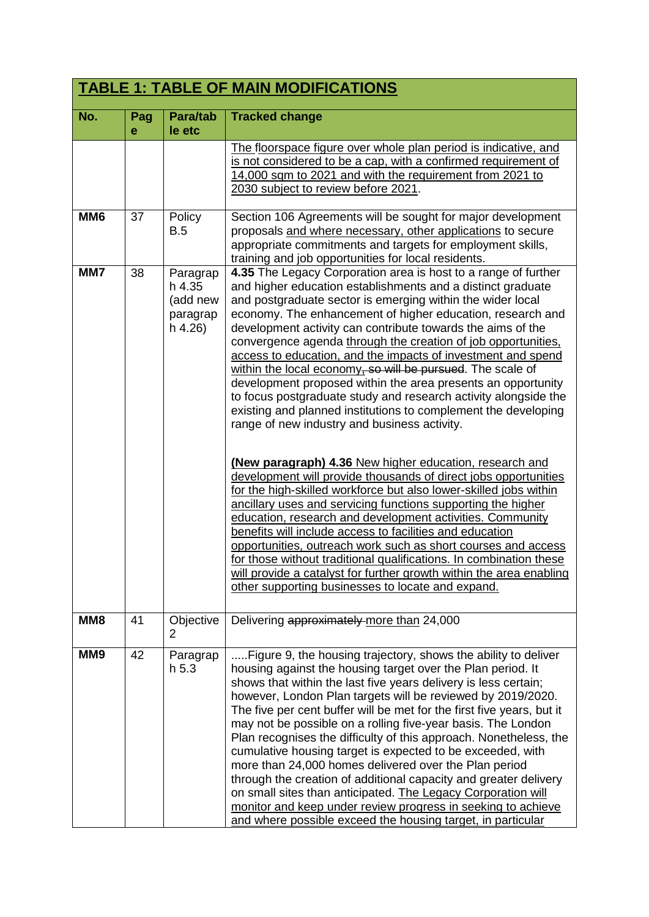## TABLE 1: TABLE OF MAIN MODIFICATIONS

| No. | Page | Para/table etc | Tracked change |
|---|---|---|---|
| | | | <u>The floorspace figure over whole plan period is indicative, and is not considered to be a cap, with a confirmed requirement of 14,000 sqm to 2021 and with the requirement from 2021 to 2030 subject to review before 2021</u>. |
| MM6 | 37 | Policy B.5 | Section 106 Agreements will be sought for major development proposals <u>and where necessary, other applications</u> to secure appropriate commitments and targets for employment skills, training and job opportunities for local residents. |
| MM7 | 38 | Paragraph 4.35 (add new paragraph 4.26) | **4.35** The Legacy Corporation area is host to a range of further and higher education establishments and a distinct graduate and postgraduate sector is emerging within the wider local economy. The enhancement of higher education, research and development activity can contribute towards the aims of the convergence agenda <u>through the creation of job opportunities, access to education, and the impacts of investment and spend within the local economy</u>~~, so will be pursued~~. The scale of development proposed within the area presents an opportunity to focus postgraduate study and research activity alongside the existing and planned institutions to complement the developing range of new industry and business activity.<br><br>**<u>(New paragraph) 4.36</u>** <u>New higher education, research and development will provide thousands of direct jobs opportunities for the high-skilled workforce but also lower-skilled jobs within ancillary uses and servicing functions supporting the higher education, research and development activities. Community benefits will include access to facilities and education opportunities, outreach work such as short courses and access for those without traditional qualifications. In combination these will provide a catalyst for further growth within the area enabling other supporting businesses to locate and expand.</u> |
| MM8 | 41 | Objective 2 | Delivering ~~approximately~~ <u>more than</u> 24,000 |
| MM9 | 42 | Paragraph 5.3 | .....Figure 9, the housing trajectory, shows the ability to deliver housing against the housing target over the Plan period. It shows that within the last five years delivery is less certain; however, London Plan targets will be reviewed by 2019/2020. The five per cent buffer will be met for the first five years, but it may not be possible on a rolling five-year basis. The London Plan recognises the difficulty of this approach. Nonetheless, the cumulative housing target is expected to be exceeded, with more than 24,000 homes delivered over the Plan period through the creation of additional capacity and greater delivery on small sites than anticipated. <u>The Legacy Corporation will monitor and keep under review progress in seeking to achieve and where possible exceed the housing target, in particular</u> |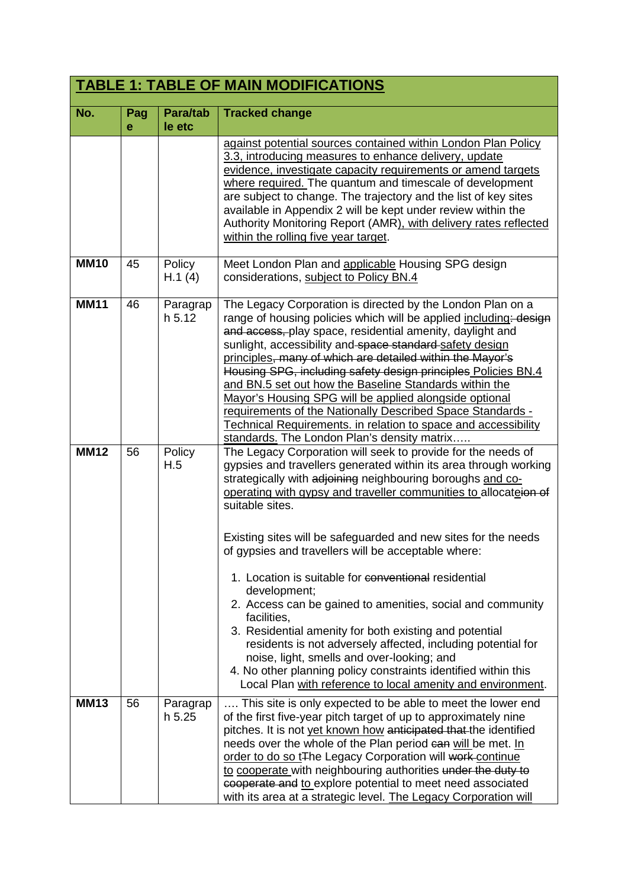| TABLE 1: TABLE OF MAIN MODIFICATIONS | | | |
|---|---|---|---|
| **No.** | **Page** | **Para/table etc** | **Tracked change** |
| | | | against potential sources contained within London Plan Policy 3.3, introducing measures to enhance delivery, update evidence, investigate capacity requirements or amend targets where required. The quantum and timescale of development are subject to change. The trajectory and the list of key sites available in Appendix 2 will be kept under review within the Authority Monitoring Report (AMR), with delivery rates reflected within the rolling five year target. |
| **MM10** | 45 | Policy H.1 (4) | Meet London Plan and applicable Housing SPG design considerations, subject to Policy BN.4 |
| **MM11** | 46 | Paragraph 5.12 | The Legacy Corporation is directed by the London Plan on a range of housing policies which will be applied including: ~~design and access,~~ play space, residential amenity, daylight and sunlight, accessibility and ~~space standard~~ safety design principles~~, many of which are detailed within the Mayor's Housing SPG, including safety design principles~~ Policies BN.4 and BN.5 set out how the Baseline Standards within the Mayor's Housing SPG will be applied alongside optional requirements of the Nationally Described Space Standards - Technical Requirements. in relation to space and accessibility standards. The London Plan's density matrix….. |
| **MM12** | 56 | Policy H.5 | The Legacy Corporation will seek to provide for the needs of gypsies and travellers generated within its area through working strategically with ~~adjoining~~ neighbouring boroughs and co-operating with gypsy and traveller communities to allocat~~ion of~~e suitable sites.<br><br>Existing sites will be safeguarded and new sites for the needs of gypsies and travellers will be acceptable where:<br><br>1. Location is suitable for ~~conventional~~ residential development;<br>2. Access can be gained to amenities, social and community facilities,<br>3. Residential amenity for both existing and potential residents is not adversely affected, including potential for noise, light, smells and over-looking; and<br>4. No other planning policy constraints identified within this Local Plan with reference to local amenity and environment. |
| **MM13** | 56 | Paragraph 5.25 | …. This site is only expected to be able to meet the lower end of the first five-year pitch target of up to approximately nine pitches. It is not yet known how ~~anticipated that~~ the identified needs over the whole of the Plan period ~~can~~ will be met. In order to do so t~~T~~he Legacy Corporation will ~~work~~ continue to cooperate with neighbouring authorities ~~under the duty to cooperate and~~ to explore potential to meet need associated with its area at a strategic level. The Legacy Corporation will |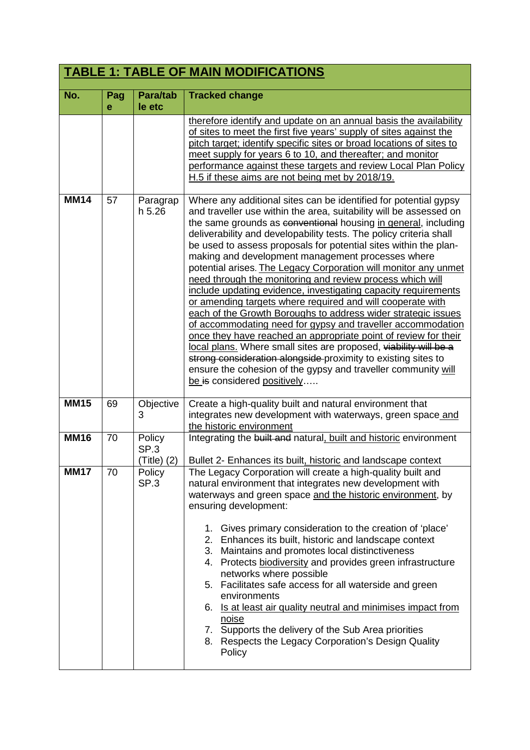| TABLE 1: TABLE OF MAIN MODIFICATIONS | | | |
|---|---|---|---|
| **No.** | **Page** | **Para/table etc** | **Tracked change** |
| | | | <u>therefore identify and update on an annual basis the availability of sites to meet the first five years' supply of sites against the pitch target; identify specific sites or broad locations of sites to meet supply for years 6 to 10, and thereafter; and monitor performance against these targets and review Local Plan Policy H.5 if these aims are not being met by 2018/19.</u> |
| **MM14** | 57 | Paragraph 5.26 | Where any additional sites can be identified for potential gypsy and traveller use within the area, suitability will be assessed on the same grounds as ~~conventional~~ housing <u>in general</u>, including deliverability and developability tests. The policy criteria shall be used to assess proposals for potential sites within the plan-making and development management processes where potential arises. <u>The Legacy Corporation will monitor any unmet need through the monitoring and review process which will include updating evidence, investigating capacity requirements or amending targets where required and will cooperate with each of the Growth Boroughs to address wider strategic issues of accommodating need for gypsy and traveller accommodation once they have reached an appropriate point of review for their local plans.</u> Where small sites are proposed, ~~viability will be a strong consideration alongside~~ proximity to existing sites to ensure the cohesion of the gypsy and traveller community <u>will be</u> ~~is~~ considered <u>positively</u>….. |
| **MM15** | 69 | Objective 3 | Create a high-quality built and natural environment that integrates new development with waterways, green space<u> and the historic environment</u> |
| **MM16** | 70 | Policy SP.3 (Title) (2) | Integrating the ~~built and~~ natural<u>, built and historic</u> environment<br><br>Bullet 2- Enhances its built<u>, historic</u> and landscape context |
| **MM17** | 70 | Policy SP.3 | The Legacy Corporation will create a high-quality built and natural environment that integrates new development with waterways and green space <u>and the historic environment</u>, by ensuring development:<br><br>1. Gives primary consideration to the creation of 'place'<br>2. Enhances its built, historic and landscape context<br>3. Maintains and promotes local distinctiveness<br>4. Protects <u>biodiversity</u> and provides green infrastructure networks where possible<br>5. Facilitates safe access for all waterside and green environments<br>6. <u>Is at least air quality neutral and minimises impact from noise</u><br>7. Supports the delivery of the Sub Area priorities<br>8. Respects the Legacy Corporation's Design Quality Policy |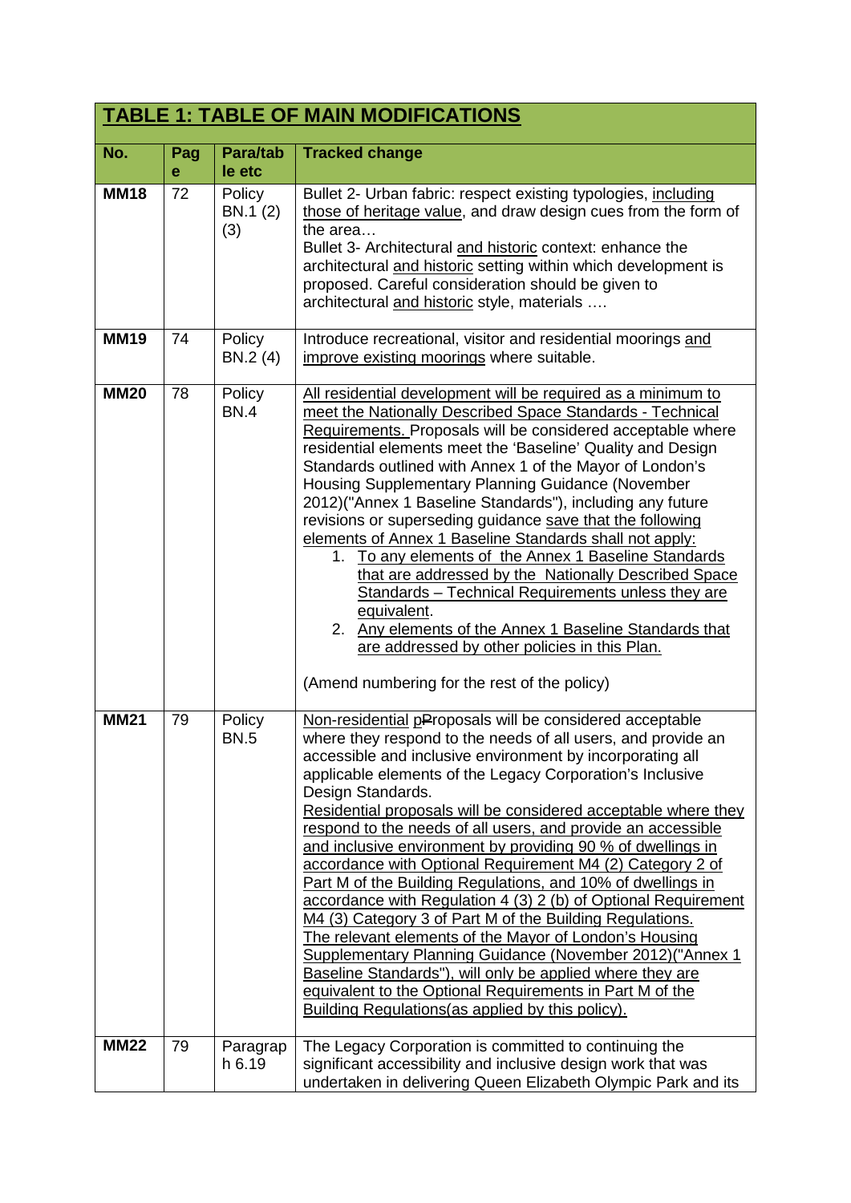| TABLE 1: TABLE OF MAIN MODIFICATIONS | | | |
|---|---|---|---|
| **No.** | **Page** | **Para/table etc** | **Tracked change** |
| **MM18** | 72 | Policy BN.1 (2) (3) | Bullet 2- Urban fabric: respect existing typologies, including those of heritage value, and draw design cues from the form of the area…<br>Bullet 3- Architectural and historic context: enhance the architectural and historic setting within which development is proposed. Careful consideration should be given to architectural and historic style, materials …. |
| **MM19** | 74 | Policy BN.2 (4) | Introduce recreational, visitor and residential moorings and improve existing moorings where suitable. |
| **MM20** | 78 | Policy BN.4 | All residential development will be required as a minimum to meet the Nationally Described Space Standards - Technical Requirements. Proposals will be considered acceptable where residential elements meet the 'Baseline' Quality and Design Standards outlined with Annex 1 of the Mayor of London's Housing Supplementary Planning Guidance (November 2012)("Annex 1 Baseline Standards"), including any future revisions or superseding guidance save that the following elements of Annex 1 Baseline Standards shall not apply:<br>1. To any elements of the Annex 1 Baseline Standards that are addressed by the Nationally Described Space Standards – Technical Requirements unless they are equivalent.<br>2. Any elements of the Annex 1 Baseline Standards that are addressed by other policies in this Plan.<br><br>(Amend numbering for the rest of the policy) |
| **MM21** | 79 | Policy BN.5 | Non-residential pProposals will be considered acceptable where they respond to the needs of all users, and provide an accessible and inclusive environment by incorporating all applicable elements of the Legacy Corporation's Inclusive Design Standards.<br>Residential proposals will be considered acceptable where they respond to the needs of all users, and provide an accessible and inclusive environment by providing 90 % of dwellings in accordance with Optional Requirement M4 (2) Category 2 of Part M of the Building Regulations, and 10% of dwellings in accordance with Regulation 4 (3) 2 (b) of Optional Requirement M4 (3) Category 3 of Part M of the Building Regulations.<br>The relevant elements of the Mayor of London's Housing Supplementary Planning Guidance (November 2012)("Annex 1 Baseline Standards"), will only be applied where they are equivalent to the Optional Requirements in Part M of the Building Regulations(as applied by this policy). |
| **MM22** | 79 | Paragraph 6.19 | The Legacy Corporation is committed to continuing the significant accessibility and inclusive design work that was undertaken in delivering Queen Elizabeth Olympic Park and its |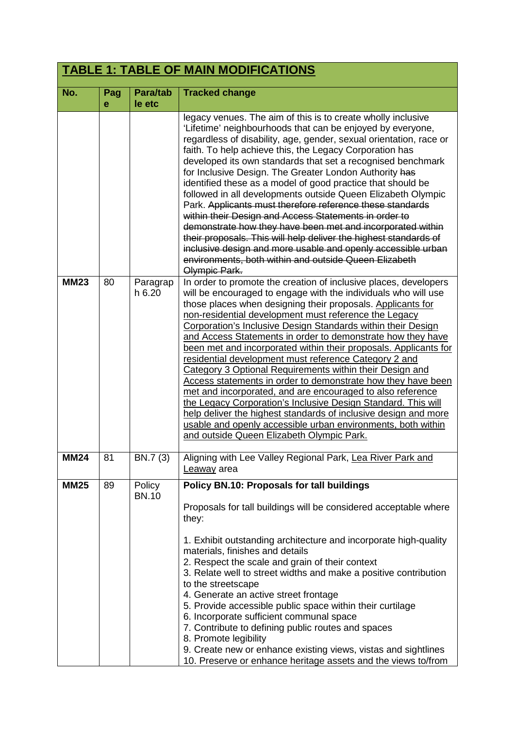## TABLE 1: TABLE OF MAIN MODIFICATIONS

| No. | Page | Para/table etc | Tracked change |
|---|---|---|---|
| | | | legacy venues. The aim of this is to create wholly inclusive 'Lifetime' neighbourhoods that can be enjoyed by everyone, regardless of disability, age, gender, sexual orientation, race or faith. To help achieve this, the Legacy Corporation has developed its own standards that set a recognised benchmark for Inclusive Design. The Greater London Authority ~~has~~ identified these as a model of good practice that should be followed in all developments outside Queen Elizabeth Olympic Park. ~~Applicants must therefore reference these standards within their Design and Access Statements in order to demonstrate how they have been met and incorporated within their proposals. This will help deliver the highest standards of inclusive design and more usable and openly accessible urban environments, both within and outside Queen Elizabeth Olympic Park.~~ |
| **MM23** | 80 | Paragraph 6.20 | In order to promote the creation of inclusive places, developers will be encouraged to engage with the individuals who will use those places when designing their proposals. <u>Applicants for non-residential development must reference the Legacy Corporation's Inclusive Design Standards within their Design and Access Statements in order to demonstrate how they have been met and incorporated within their proposals. Applicants for residential development must reference Category 2 and Category 3 Optional Requirements within their Design and Access statements in order to demonstrate how they have been met and incorporated, and are encouraged to also reference the Legacy Corporation's Inclusive Design Standard. This will help deliver the highest standards of inclusive design and more usable and openly accessible urban environments, both within and outside Queen Elizabeth Olympic Park.</u> |
| **MM24** | 81 | BN.7 (3) | Aligning with Lee Valley Regional Park, <u>Lea River Park and Leaway</u> area |
| **MM25** | 89 | Policy BN.10 | **Policy BN.10: Proposals for tall buildings**<br><br>Proposals for tall buildings will be considered acceptable where they:<br><br>1. Exhibit outstanding architecture and incorporate high-quality materials, finishes and details<br>2. Respect the scale and grain of their context<br>3. Relate well to street widths and make a positive contribution to the streetscape<br>4. Generate an active street frontage<br>5. Provide accessible public space within their curtilage<br>6. Incorporate sufficient communal space<br>7. Contribute to defining public routes and spaces<br>8. Promote legibility<br>9. Create new or enhance existing views, vistas and sightlines<br>10. Preserve or enhance heritage assets and the views to/from |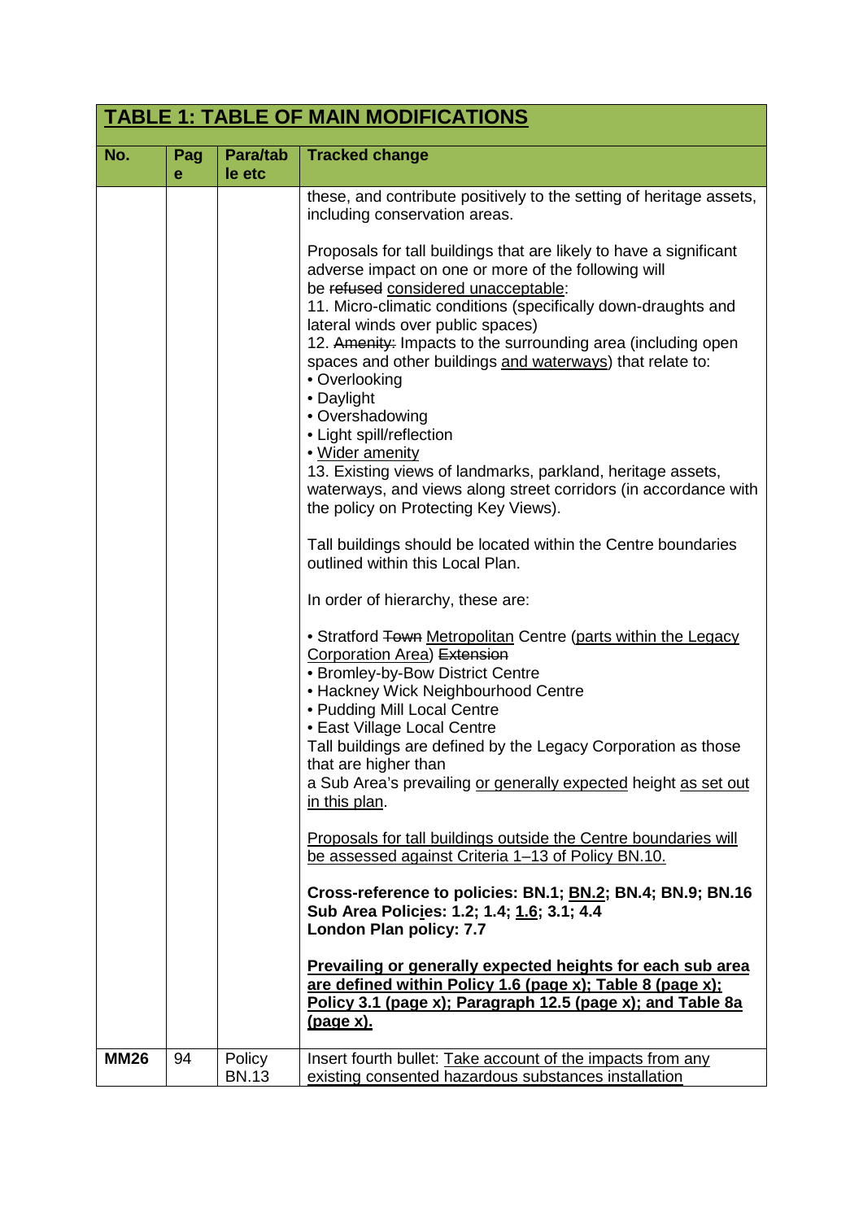| TABLE 1: TABLE OF MAIN MODIFICATIONS | | | |
|---|---|---|---|
| **No.** | **Page** | **Para/table etc** | **Tracked change** |
| | | | these, and contribute positively to the setting of heritage assets, including conservation areas.<br><br>Proposals for tall buildings that are likely to have a significant adverse impact on one or more of the following will be ~~refused~~ <u>considered unacceptable</u>:<br>11. Micro-climatic conditions (specifically down-draughts and lateral winds over public spaces)<br>12. ~~Amenity:~~ Impacts to the surrounding area (including open spaces and other buildings <u>and waterways</u>) that relate to:<br>• Overlooking<br>• Daylight<br>• Overshadowing<br>• Light spill/reflection<br>• <u>Wider amenity</u><br>13. Existing views of landmarks, parkland, heritage assets, waterways, and views along street corridors (in accordance with the policy on Protecting Key Views).<br><br>Tall buildings should be located within the Centre boundaries outlined within this Local Plan.<br><br>In order of hierarchy, these are:<br><br>• Stratford ~~Town~~ <u>Metropolitan</u> Centre (<u>parts within the Legacy Corporation Area</u>) ~~Extension~~<br>• Bromley-by-Bow District Centre<br>• Hackney Wick Neighbourhood Centre<br>• Pudding Mill Local Centre<br>• East Village Local Centre<br>Tall buildings are defined by the Legacy Corporation as those that are higher than<br>a Sub Area's prevailing <u>or generally expected</u> height <u>as set out in this plan</u>.<br><br><u>Proposals for tall buildings outside the Centre boundaries will be assessed against Criteria 1–13 of Policy BN.10.</u><br><br>**Cross-reference to policies: BN.1; <u>BN.2</u>; BN.4; BN.9; BN.16**<br>**Sub Area Polic<u>i</u>es: 1.2; 1.4; <u>1.6</u>; 3.1; 4.4**<br>**London Plan policy: 7.7**<br><br>**<u>Prevailing or generally expected heights for each sub area are defined within Policy 1.6 (page x); Table 8 (page x); Policy 3.1 (page x); Paragraph 12.5 (page x); and Table 8a (page x).</u>** |
| **MM26** | 94 | Policy BN.13 | Insert fourth bullet: <u>Take account of the impacts from any existing consented hazardous substances installation</u> |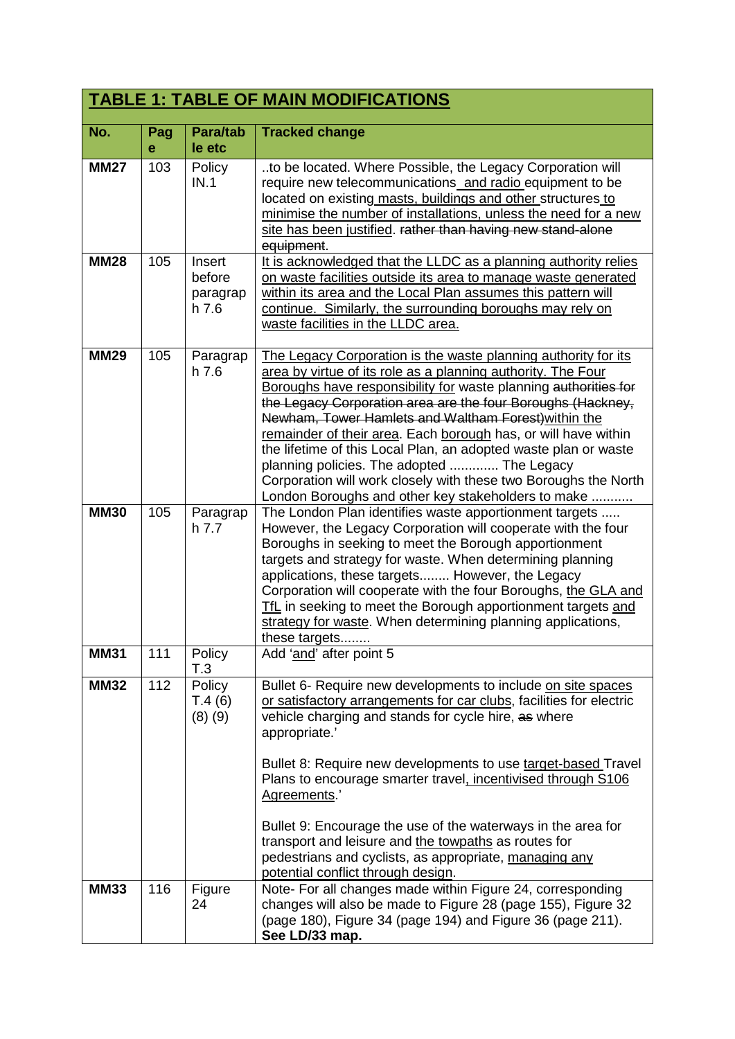## TABLE 1: TABLE OF MAIN MODIFICATIONS

| No. | Page | Para/table etc | Tracked change |
|---|---|---|---|
| **MM27** | 103 | Policy IN.1 | ..to be located. Where Possible, the Legacy Corporation will require new telecommunications and radio equipment to be located on existing masts, buildings and other structures to minimise the number of installations, unless the need for a new site has been justified. ~~rather than having new stand-alone equipment~~. |
| **MM28** | 105 | Insert before paragraph 7.6 | It is acknowledged that the LLDC as a planning authority relies on waste facilities outside its area to manage waste generated within its area and the Local Plan assumes this pattern will continue. Similarly, the surrounding boroughs may rely on waste facilities in the LLDC area. |
| **MM29** | 105 | Paragraph 7.6 | The Legacy Corporation is the waste planning authority for its area by virtue of its role as a planning authority. The Four Boroughs have responsibility for waste planning ~~authorities for the Legacy Corporation area are the four Boroughs (Hackney, Newham, Tower Hamlets and Waltham Forest)~~within the remainder of their area. Each borough has, or will have within the lifetime of this Local Plan, an adopted waste plan or waste planning policies. The adopted ............. The Legacy Corporation will work closely with these two Boroughs the North London Boroughs and other key stakeholders to make ........... |
| **MM30** | 105 | Paragraph 7.7 | The London Plan identifies waste apportionment targets ..... However, the Legacy Corporation will cooperate with the four Boroughs in seeking to meet the Borough apportionment targets and strategy for waste. When determining planning applications, these targets........ However, the Legacy Corporation will cooperate with the four Boroughs, the GLA and TfL in seeking to meet the Borough apportionment targets and strategy for waste. When determining planning applications, these targets........ |
| **MM31** | 111 | Policy T.3 | Add 'and' after point 5 |
| **MM32** | 112 | Policy T.4 (6) (8) (9) | Bullet 6- Require new developments to include on site spaces or satisfactory arrangements for car clubs, facilities for electric vehicle charging and stands for cycle hire, ~~as~~ where appropriate.'<br><br>Bullet 8: Require new developments to use target-based Travel Plans to encourage smarter travel, incentivised through S106 Agreements.'<br><br>Bullet 9: Encourage the use of the waterways in the area for transport and leisure and the towpaths as routes for pedestrians and cyclists, as appropriate, managing any potential conflict through design. |
| **MM33** | 116 | Figure 24 | Note- For all changes made within Figure 24, corresponding changes will also be made to Figure 28 (page 155), Figure 32 (page 180), Figure 34 (page 194) and Figure 36 (page 211). **See LD/33 map.** |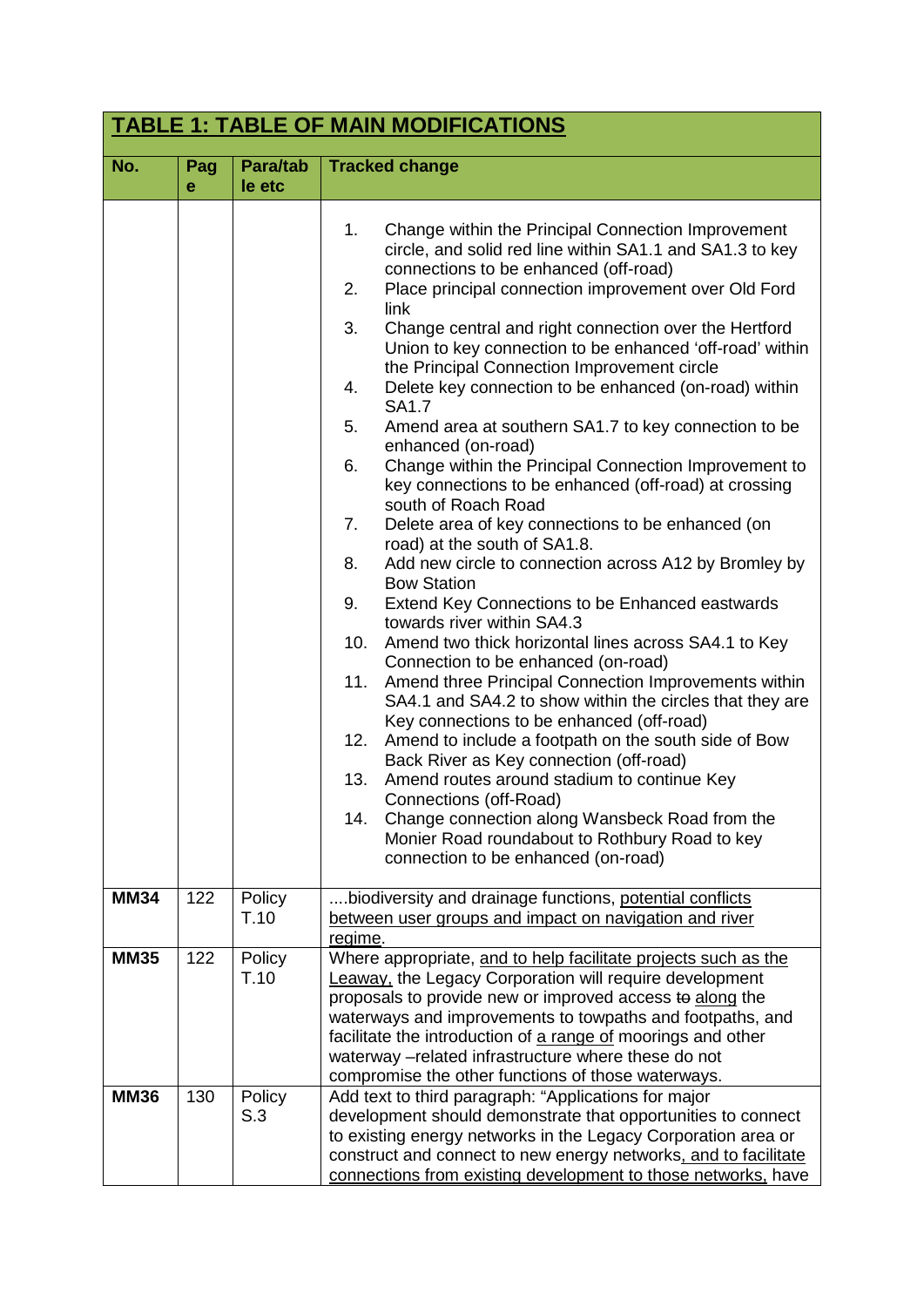## TABLE 1: TABLE OF MAIN MODIFICATIONS

| No. | Page | Para/table etc | Tracked change |
|---|---|---|---|
| | | | 1. Change within the Principal Connection Improvement circle, and solid red line within SA1.1 and SA1.3 to key connections to be enhanced (off-road)<br>2. Place principal connection improvement over Old Ford link<br>3. Change central and right connection over the Hertford Union to key connection to be enhanced 'off-road' within the Principal Connection Improvement circle<br>4. Delete key connection to be enhanced (on-road) within SA1.7<br>5. Amend area at southern SA1.7 to key connection to be enhanced (on-road)<br>6. Change within the Principal Connection Improvement to key connections to be enhanced (off-road) at crossing south of Roach Road<br>7. Delete area of key connections to be enhanced (on road) at the south of SA1.8.<br>8. Add new circle to connection across A12 by Bromley by Bow Station<br>9. Extend Key Connections to be Enhanced eastwards towards river within SA4.3<br>10. Amend two thick horizontal lines across SA4.1 to Key Connection to be enhanced (on-road)<br>11. Amend three Principal Connection Improvements within SA4.1 and SA4.2 to show within the circles that they are Key connections to be enhanced (off-road)<br>12. Amend to include a footpath on the south side of Bow Back River as Key connection (off-road)<br>13. Amend routes around stadium to continue Key Connections (off-Road)<br>14. Change connection along Wansbeck Road from the Monier Road roundabout to Rothbury Road to key connection to be enhanced (on-road) |
| **MM34** | 122 | Policy T.10 | ....biodiversity and drainage functions, <u>potential conflicts between user groups and impact on navigation and river regime</u>. |
| **MM35** | 122 | Policy T.10 | Where appropriate, <u>and to help facilitate projects such as the Leaway,</u> the Legacy Corporation will require development proposals to provide new or improved access ~~to~~ <u>along</u> the waterways and improvements to towpaths and footpaths, and facilitate the introduction of <u>a range of</u> moorings and other waterway –related infrastructure where these do not compromise the other functions of those waterways. |
| **MM36** | 130 | Policy S.3 | Add text to third paragraph: "Applications for major development should demonstrate that opportunities to connect to existing energy networks in the Legacy Corporation area or construct and connect to new energy networks<u>, and to facilitate connections from existing development to those networks,</u> have |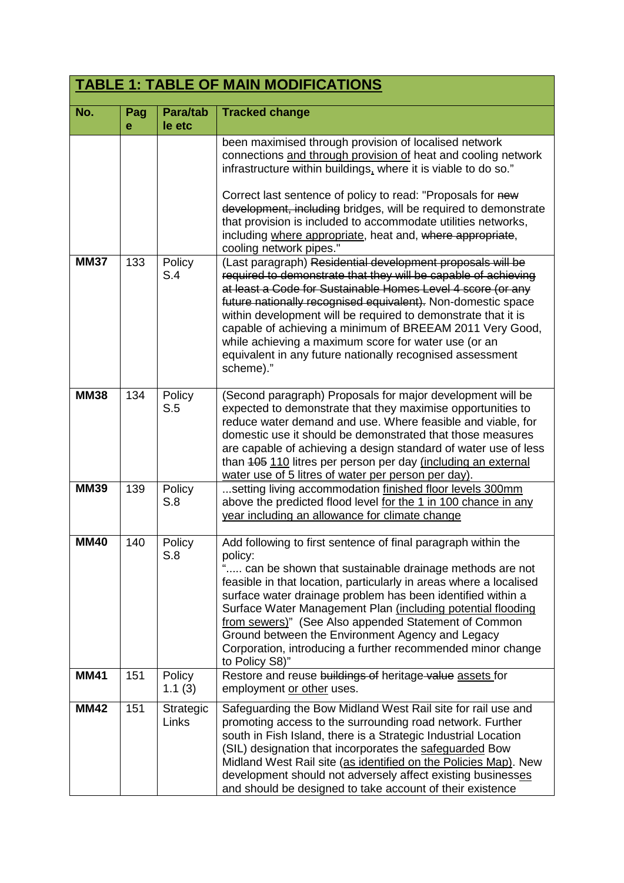## TABLE 1: TABLE OF MAIN MODIFICATIONS

| No. | Page | Para/table etc | Tracked change |
|---|---|---|---|
| | | | been maximised through provision of localised network connections <u>and through provision of</u> heat and cooling network infrastructure within buildings<u>,</u> where it is viable to do so."<br><br>Correct last sentence of policy to read: "Proposals for ~~new development, including~~ bridges, will be required to demonstrate that provision is included to accommodate utilities networks, including <u>where appropriate</u>, heat and, ~~where appropriate~~, cooling network pipes." |
| **MM37** | 133 | Policy S.4 | (Last paragraph) ~~Residential development proposals will be required to demonstrate that they will be capable of achieving at least a Code for Sustainable Homes Level 4 score (or any future nationally recognised equivalent).~~ Non-domestic space within development will be required to demonstrate that it is capable of achieving a minimum of BREEAM 2011 Very Good, while achieving a maximum score for water use (or an equivalent in any future nationally recognised assessment scheme)." |
| **MM38** | 134 | Policy S.5 | (Second paragraph) Proposals for major development will be expected to demonstrate that they maximise opportunities to reduce water demand and use. Where feasible and viable, for domestic use it should be demonstrated that those measures are capable of achieving a design standard of water use of less than ~~105~~ <u>110</u> litres per person per day <u>(including an external water use of 5 litres of water per person per day)</u>. |
| **MM39** | 139 | Policy S.8 | ...setting living accommodation <u>finished floor levels 300mm</u> above the predicted flood level <u>for the 1 in 100 chance in any year including an allowance for climate change</u> |
| **MM40** | 140 | Policy S.8 | Add following to first sentence of final paragraph within the policy:<br>"..... can be shown that sustainable drainage methods are not feasible in that location, particularly in areas where a localised surface water drainage problem has been identified within a Surface Water Management Plan <u>(including potential flooding from sewers)</u>" (See Also appended Statement of Common Ground between the Environment Agency and Legacy Corporation, introducing a further recommended minor change to Policy S8)" |
| **MM41** | 151 | Policy 1.1 (3) | Restore and reuse ~~buildings of~~ heritage ~~value~~ <u>assets</u> for employment <u>or other</u> uses. |
| **MM42** | 151 | Strategic Links | Safeguarding the Bow Midland West Rail site for rail use and promoting access to the surrounding road network. Further south in Fish Island, there is a Strategic Industrial Location (SIL) designation that incorporates the <u>safeguarded</u> Bow Midland West Rail site (<u>as identified on the Policies Map</u>). New development should not adversely affect existing business<u>es</u> and should be designed to take account of their existence |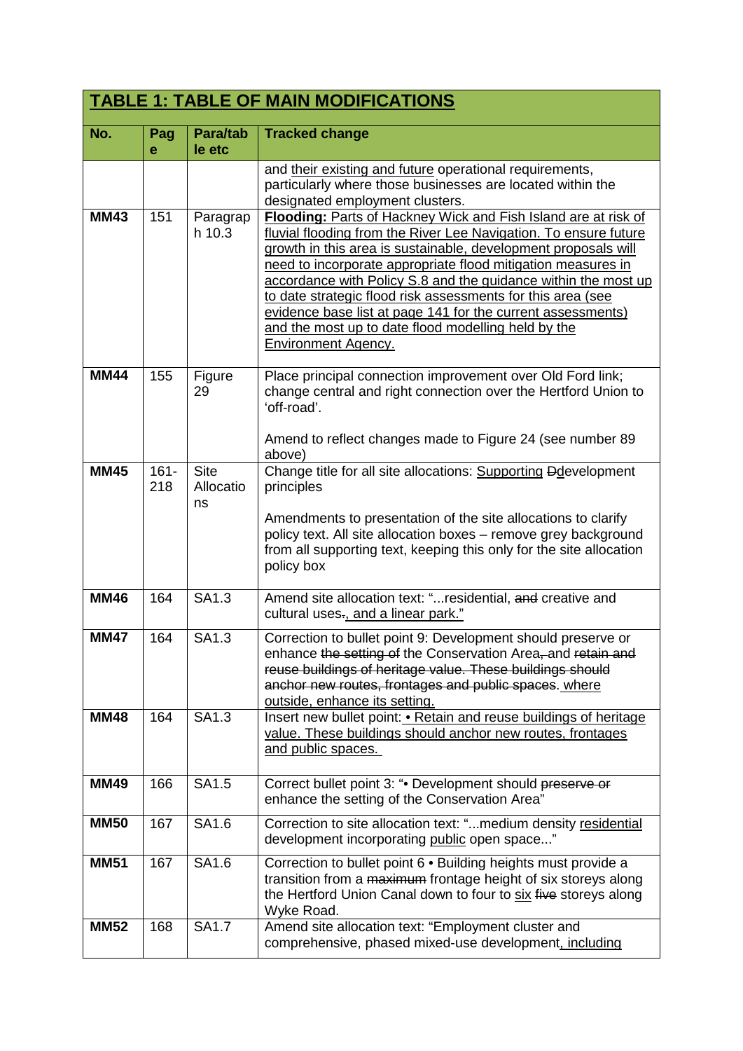# TABLE 1: TABLE OF MAIN MODIFICATIONS

| No. | Page | Para/table etc | Tracked change |
|---|---|---|---|
| | | | and <u>their existing and future</u> operational requirements, particularly where those businesses are located within the designated employment clusters. |
| **MM43** | 151 | Paragraph 10.3 | <u>**Flooding:** Parts of Hackney Wick and Fish Island are at risk of fluvial flooding from the River Lee Navigation. To ensure future growth in this area is sustainable, development proposals will need to incorporate appropriate flood mitigation measures in accordance with Policy S.8 and the guidance within the most up to date strategic flood risk assessments for this area (see evidence base list at page 141 for the current assessments) and the most up to date flood modelling held by the Environment Agency.</u> |
| **MM44** | 155 | Figure 29 | Place principal connection improvement over Old Ford link; change central and right connection over the Hertford Union to 'off-road'.<br><br>Amend to reflect changes made to Figure 24 (see number 89 above) |
| **MM45** | 161-218 | Site Allocations | Change title for all site allocations: <u>Supporting</u> ~~D~~<u>d</u>evelopment principles<br><br>Amendments to presentation of the site allocations to clarify policy text. All site allocation boxes – remove grey background from all supporting text, keeping this only for the site allocation policy box |
| **MM46** | 164 | SA1.3 | Amend site allocation text: "...residential, ~~and~~ creative and cultural uses~~.~~<u>, and a linear park.</u>" |
| **MM47** | 164 | SA1.3 | Correction to bullet point 9: Development should preserve or enhance ~~the setting of~~ the Conservation Area~~, and~~ ~~retain and reuse buildings of heritage value. These buildings should anchor new routes, frontages and public spaces~~. <u>where outside, enhance its setting.</u> |
| **MM48** | 164 | SA1.3 | Insert new bullet point: <u>• Retain and reuse buildings of heritage value. These buildings should anchor new routes, frontages and public spaces.</u> |
| **MM49** | 166 | SA1.5 | Correct bullet point 3: "• Development should ~~preserve or~~ enhance the setting of the Conservation Area" |
| **MM50** | 167 | SA1.6 | Correction to site allocation text: "...medium density <u>residential</u> development incorporating <u>public</u> open space..." |
| **MM51** | 167 | SA1.6 | Correction to bullet point 6 • Building heights must provide a transition from a ~~maximum~~ frontage height of six storeys along the Hertford Union Canal down to four to <u>six</u> ~~five~~ storeys along Wyke Road. |
| **MM52** | 168 | SA1.7 | Amend site allocation text: "Employment cluster and comprehensive, phased mixed-use development<u>, including</u> |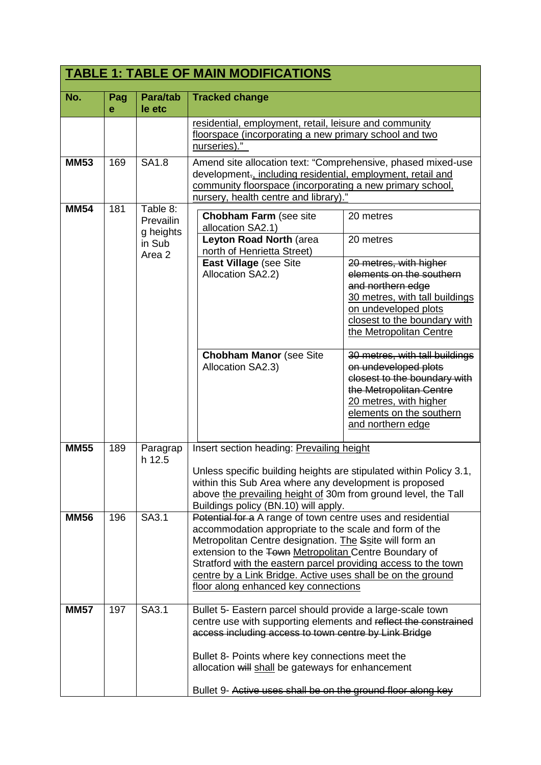## TABLE 1: TABLE OF MAIN MODIFICATIONS

| No. | Page | Para/table etc | Tracked change |
|---|---|---|---|
| | | | residential, employment, retail, leisure and community floorspace (incorporating a new primary school and two nurseries)." |
| MM53 | 169 | SA1.8 | Amend site allocation text: "Comprehensive, phased mixed-use development~~.~~, including residential, employment, retail and community floorspace (incorporating a new primary school, nursery, health centre and library)." |
| MM54 | 181 | Table 8: Prevailing heights in Sub Area 2 | **Chobham Farm** (see site allocation SA2.1) — 20 metres<br>**Leyton Road North** (area north of Henrietta Street) — 20 metres<br>**East Village** (see Site Allocation SA2.2) — ~~20 metres, with higher elements on the southern and northern edge~~ 30 metres, with tall buildings on undeveloped plots closest to the boundary with the Metropolitan Centre<br>**Chobham Manor** (see Site Allocation SA2.3) — ~~30 metres, with tall buildings on undeveloped plots closest to the boundary with the Metropolitan Centre~~ 20 metres, with higher elements on the southern and northern edge |
| MM55 | 189 | Paragraph 12.5 | Insert section heading: Prevailing height<br><br>Unless specific building heights are stipulated within Policy 3.1, within this Sub Area where any development is proposed above the prevailing height of 30m from ground level, the Tall Buildings policy (BN.10) will apply. |
| MM56 | 196 | SA3.1 | ~~Potential for a~~ A range of town centre uses and residential accommodation appropriate to the scale and form of the Metropolitan Centre designation. The ~~S~~site will form an extension to the ~~Town~~ Metropolitan Centre Boundary of Stratford with the eastern parcel providing access to the town centre by a Link Bridge. Active uses shall be on the ground floor along enhanced key connections |
| MM57 | 197 | SA3.1 | Bullet 5- Eastern parcel should provide a large-scale town centre use with supporting elements and ~~reflect the constrained access including access to town centre by Link Bridge~~<br><br>Bullet 8- Points where key connections meet the allocation ~~will~~ shall be gateways for enhancement<br><br>Bullet 9- ~~Active uses shall be on the ground floor along key~~ |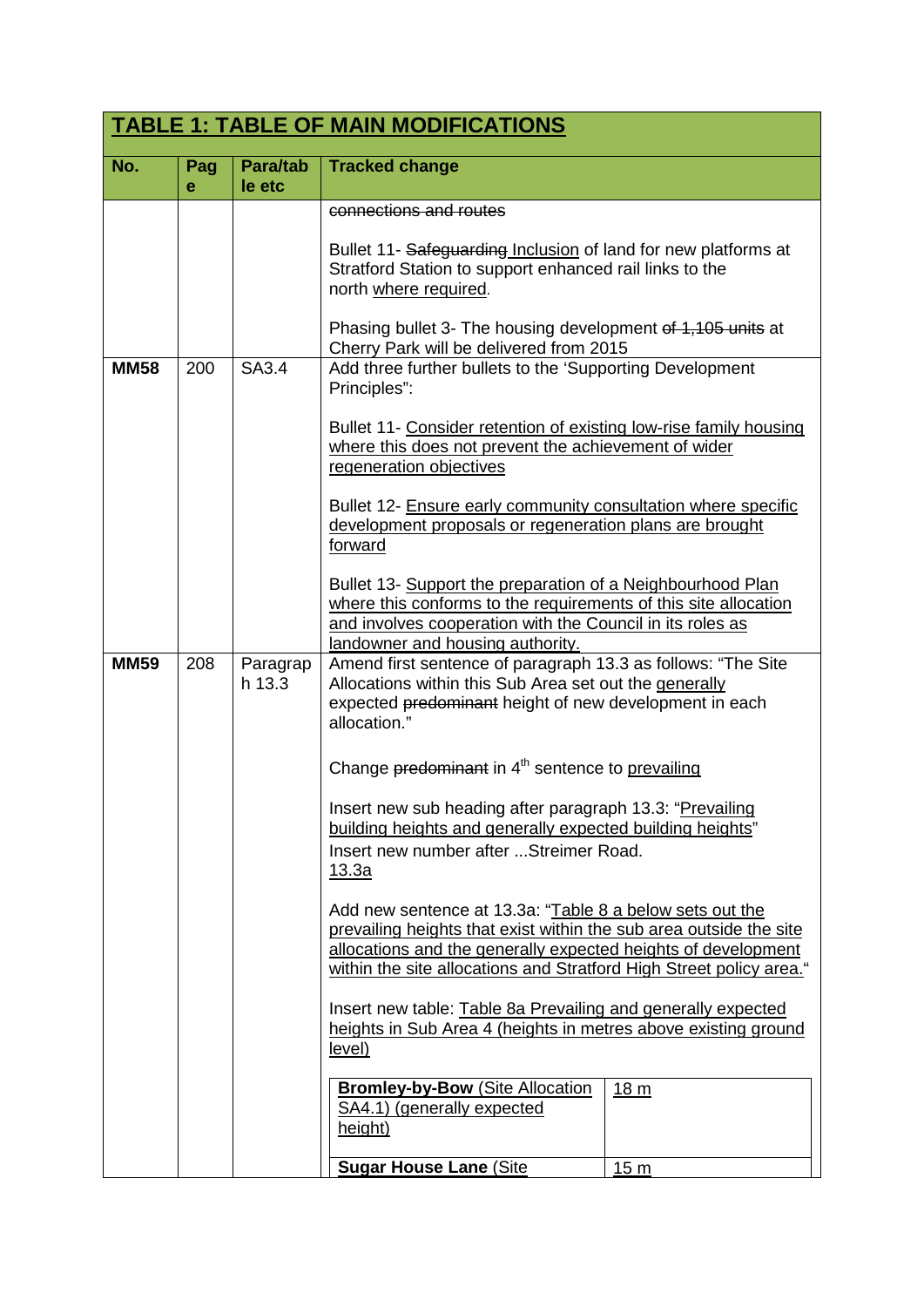## TABLE 1: TABLE OF MAIN MODIFICATIONS

| No. | Page | Para/table etc | Tracked change |
|---|---|---|---|
| | | | ~~connections and routes~~<br><br>Bullet 11- ~~Safeguarding~~ <u>Inclusion</u> of land for new platforms at Stratford Station to support enhanced rail links to the north <u>where required</u>.<br><br>Phasing bullet 3- The housing development ~~of 1,105 units~~ at Cherry Park will be delivered from 2015 |
| **MM58** | 200 | SA3.4 | Add three further bullets to the 'Supporting Development Principles":<br><br>Bullet 11- <u>Consider retention of existing low-rise family housing where this does not prevent the achievement of wider regeneration objectives</u><br><br>Bullet 12- <u>Ensure early community consultation where specific development proposals or regeneration plans are brought forward</u><br><br>Bullet 13- <u>Support the preparation of a Neighbourhood Plan where this conforms to the requirements of this site allocation and involves cooperation with the Council in its roles as landowner and housing authority.</u> |
| **MM59** | 208 | Paragraph 13.3 | Amend first sentence of paragraph 13.3 as follows: "The Site Allocations within this Sub Area set out the <u>generally</u> expected ~~predominant~~ height of new development in each allocation."<br><br>Change ~~predominant~~ in 4th sentence to <u>prevailing</u><br><br>Insert new sub heading after paragraph 13.3: "<u>Prevailing building heights and generally expected building heights</u>"<br>Insert new number after ...Streimer Road.<br><u>13.3a</u><br><br>Add new sentence at 13.3a: "<u>Table 8 a below sets out the prevailing heights that exist within the sub area outside the site allocations and the generally expected heights of development within the site allocations and Stratford High Street policy area.</u>"<br><br>Insert new table: <u>Table 8a Prevailing and generally expected heights in Sub Area 4 (heights in metres above existing ground level)</u><br><br>**<u>Bromley-by-Bow</u>** <u>(Site Allocation SA4.1) (generally expected height)</u> — <u>18 m</u><br><br>**<u>Sugar House Lane</u>** <u>(Site</u> — <u>15 m</u> |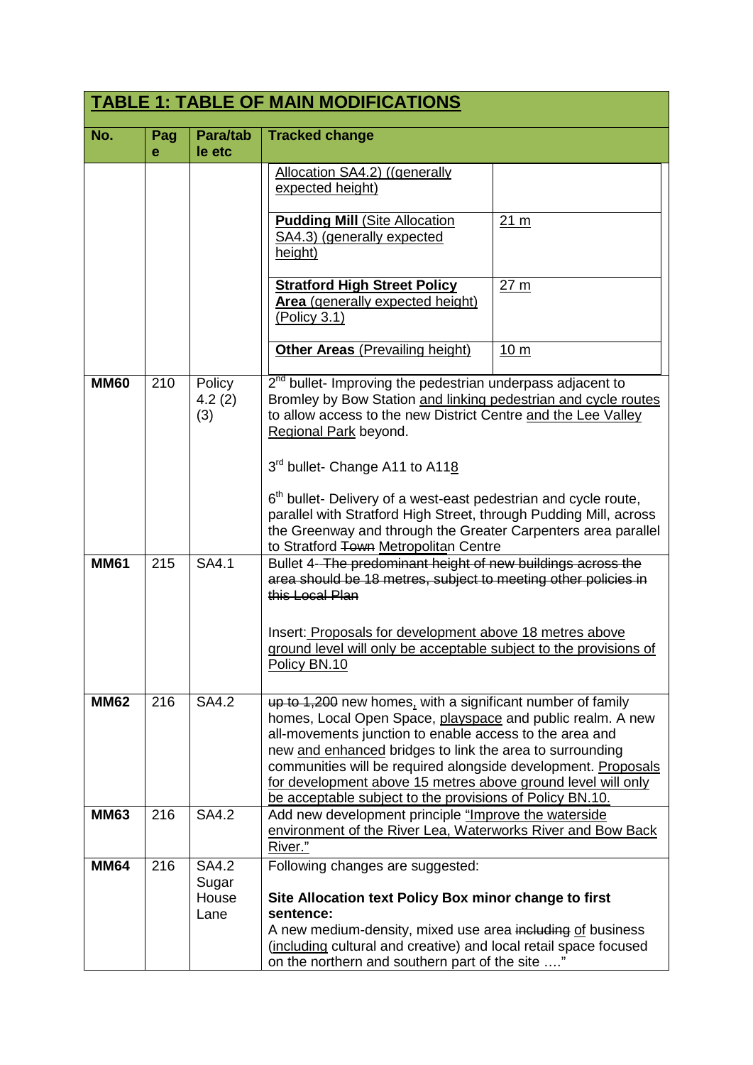## TABLE 1: TABLE OF MAIN MODIFICATIONS

| No. | Page | Para/table etc | Tracked change |
|---|---|---|---|
| | | | Allocation SA4.2) ((generally expected height) <br><br> **Pudding Mill** (Site Allocation SA4.3) (generally expected height) — 21 m <br><br> **Stratford High Street Policy Area** (generally expected height) (Policy 3.1) — 27 m <br><br> **Other Areas** (Prevailing height) — 10 m |
| **MM60** | 210 | Policy 4.2 (2) (3) | 2nd bullet- Improving the pedestrian underpass adjacent to Bromley by Bow Station and linking pedestrian and cycle routes to allow access to the new District Centre and the Lee Valley Regional Park beyond. <br><br> 3rd bullet- Change A11 to A118 <br><br> 6th bullet- Delivery of a west-east pedestrian and cycle route, parallel with Stratford High Street, through Pudding Mill, across the Greenway and through the Greater Carpenters area parallel to Stratford ~~Town~~ Metropolitan Centre |
| **MM61** | 215 | SA4.1 | Bullet 4- ~~The predominant height of new buildings across the area should be 18 metres, subject to meeting other policies in this Local Plan~~ <br><br> Insert: Proposals for development above 18 metres above ground level will only be acceptable subject to the provisions of Policy BN.10 |
| **MM62** | 216 | SA4.2 | ~~up to 1,200~~ new homes, with a significant number of family homes, Local Open Space, playspace and public realm. A new all-movements junction to enable access to the area and new and enhanced bridges to link the area to surrounding communities will be required alongside development. Proposals for development above 15 metres above ground level will only be acceptable subject to the provisions of Policy BN.10. |
| **MM63** | 216 | SA4.2 | Add new development principle "Improve the waterside environment of the River Lea, Waterworks River and Bow Back River." |
| **MM64** | 216 | SA4.2 Sugar House Lane | Following changes are suggested: <br><br> **Site Allocation text Policy Box minor change to first sentence:** <br> A new medium-density, mixed use area ~~including~~ of business (including cultural and creative) and local retail space focused on the northern and southern part of the site …." |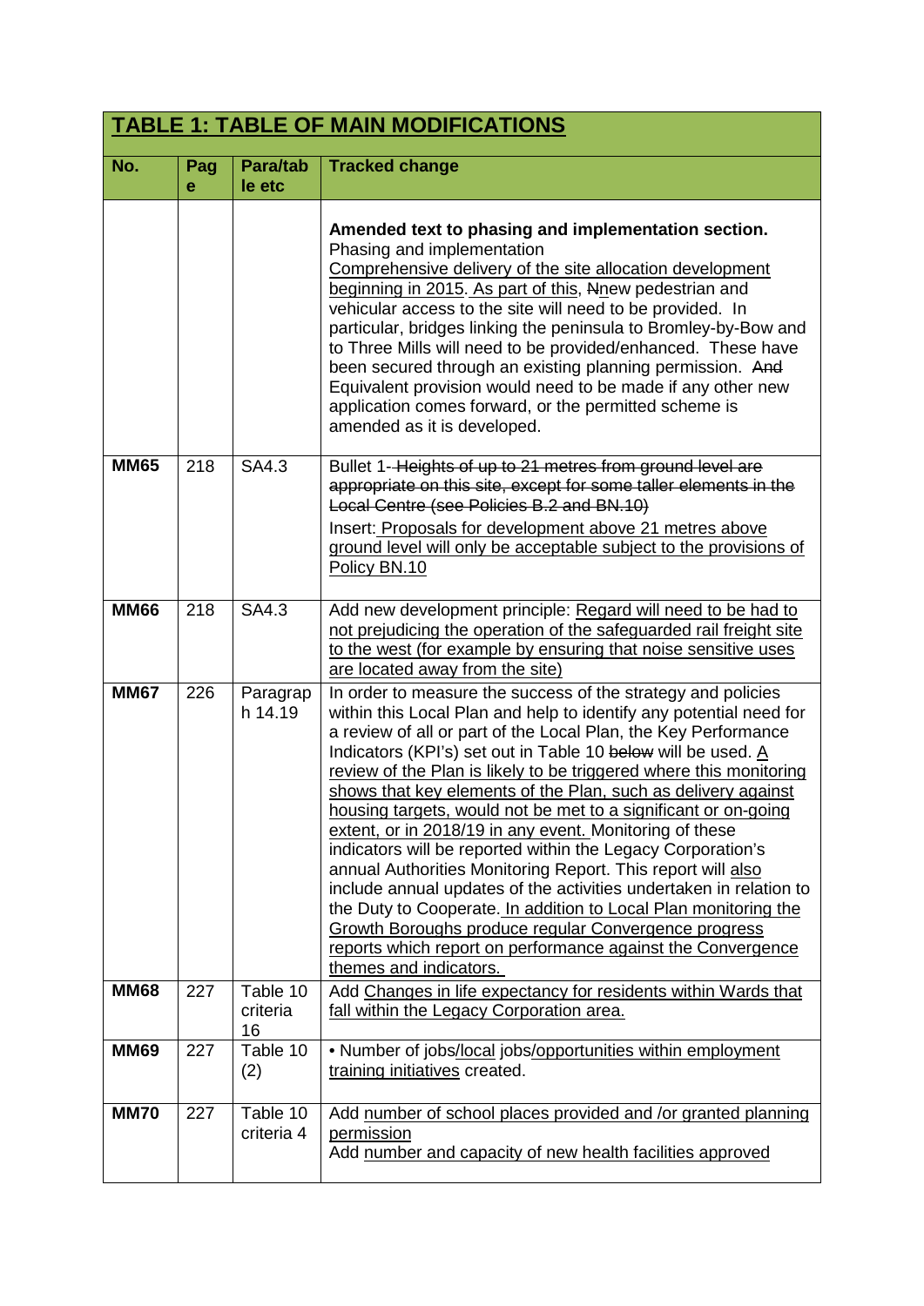## TABLE 1: TABLE OF MAIN MODIFICATIONS

| No. | Page | Para/table etc | Tracked change |
|---|---|---|---|
| | | | **Amended text to phasing and implementation section.** Phasing and implementation <u>Comprehensive delivery of the site allocation development beginning in 2015. As part of this,</u> ~~N~~<u>n</u>ew pedestrian and vehicular access to the site will need to be provided. In particular, bridges linking the peninsula to Bromley-by-Bow and to Three Mills will need to be provided/enhanced. These have been secured through an existing planning permission. ~~And~~ Equivalent provision would need to be made if any other new application comes forward, or the permitted scheme is amended as it is developed. |
| **MM65** | 218 | SA4.3 | Bullet 1- ~~Heights of up to 21 metres from ground level are appropriate on this site, except for some taller elements in the Local Centre (see Policies B.2 and BN.10)~~ Insert: <u>Proposals for development above 21 metres above ground level will only be acceptable subject to the provisions of Policy BN.10</u> |
| **MM66** | 218 | SA4.3 | Add new development principle: <u>Regard will need to be had to not prejudicing the operation of the safeguarded rail freight site to the west (for example by ensuring that noise sensitive uses are located away from the site)</u> |
| **MM67** | 226 | Paragraph 14.19 | In order to measure the success of the strategy and policies within this Local Plan and help to identify any potential need for a review of all or part of the Local Plan, the Key Performance Indicators (KPI's) set out in Table 10 ~~below~~ will be used. <u>A review of the Plan is likely to be triggered where this monitoring shows that key elements of the Plan, such as delivery against housing targets, would not be met to a significant or on-going extent, or in 2018/19 in any event.</u> Monitoring of these indicators will be reported within the Legacy Corporation's annual Authorities Monitoring Report. This report will <u>also</u> include annual updates of the activities undertaken in relation to the Duty to Cooperate. <u>In addition to Local Plan monitoring the Growth Boroughs produce regular Convergence progress reports which report on performance against the Convergence themes and indicators.</u> |
| **MM68** | 227 | Table 10 criteria 16 | Add <u>Changes in life expectancy for residents within Wards that fall within the Legacy Corporation area.</u> |
| **MM69** | 227 | Table 10 (2) | • Number of jobs/<u>local</u> jobs/<u>opportunities within employment training initiatives</u> created. |
| **MM70** | 227 | Table 10 criteria 4 | Add <u>number of school places provided and /or granted planning permission</u><br>Add <u>number and capacity of new health facilities approved</u> |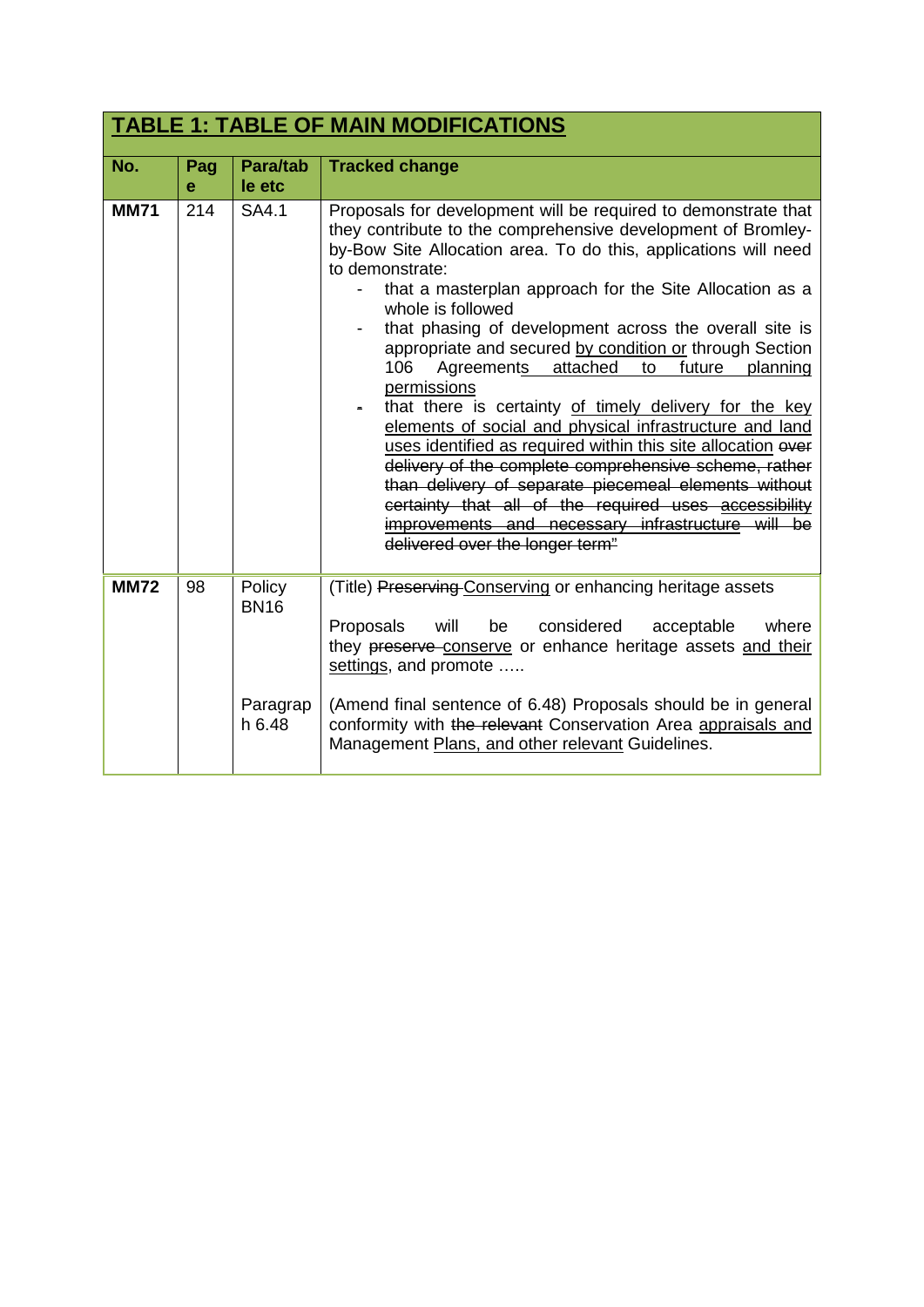## TABLE 1: TABLE OF MAIN MODIFICATIONS

| No. | Page | Para/table etc | Tracked change |
|---|---|---|---|
| **MM71** | 214 | SA4.1 | Proposals for development will be required to demonstrate that they contribute to the comprehensive development of Bromley-by-Bow Site Allocation area. To do this, applications will need to demonstrate:<br>- that a masterplan approach for the Site Allocation as a whole is followed<br>- that phasing of development across the overall site is appropriate and secured <u>by condition or</u> through Section 106 Agreement<u>s attached to future planning permissions</u><br>- that there is certainty <u>of timely delivery for the key elements of social and physical infrastructure and land uses identified as required within this site allocation</u> ~~over delivery of the complete comprehensive scheme, rather than delivery of separate piecemeal elements without certainty that all of the required uses accessibility improvements and necessary infrastructure will be delivered over the longer term"~~ |
| **MM72** | 98 | Policy BN16 | (Title) ~~Preserving~~ <u>Conserving</u> or enhancing heritage assets<br><br>Proposals will be considered acceptable where they ~~preserve~~ <u>conserve</u> or enhance heritage assets <u>and their settings</u>, and promote ….. |
| | | Paragraph 6.48 | (Amend final sentence of 6.48) Proposals should be in general conformity with ~~the relevant~~ Conservation Area <u>appraisals and</u> Management <u>Plans, and other relevant</u> Guidelines. |